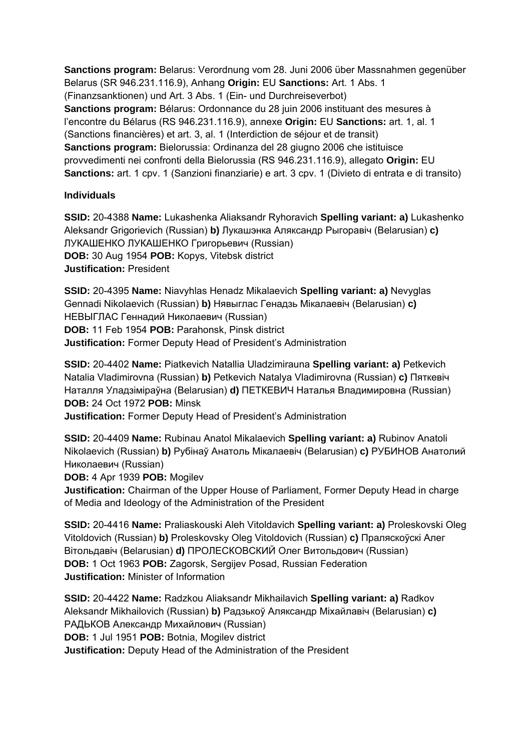**Sanctions program:** Belarus: Verordnung vom 28. Juni 2006 über Massnahmen gegenüber Belarus (SR 946.231.116.9), Anhang **Origin:** EU **Sanctions:** Art. 1 Abs. 1 (Finanzsanktionen) und Art. 3 Abs. 1 (Ein- und Durchreiseverbot)
**Sanctions program:** Bélarus: Ordonnance du 28 juin 2006 instituant des mesures à l'encontre du Bélarus (RS 946.231.116.9), annexe **Origin:** EU **Sanctions:** art. 1, al. 1 (Sanctions financières) et art. 3, al. 1 (Interdiction de séjour et de transit)
**Sanctions program:** Bielorussia: Ordinanza del 28 giugno 2006 che istituisce provvedimenti nei confronti della Bielorussia (RS 946.231.116.9), allegato **Origin:** EU **Sanctions:** art. 1 cpv. 1 (Sanzioni finanziarie) e art. 3 cpv. 1 (Divieto di entrata e di transito)

**Individuals**

**SSID:** 20-4388 **Name:** Lukashenka Aliaksandr Ryhoravich **Spelling variant: a)** Lukashenko Aleksandr Grigorievich (Russian) **b)** Лукашэнка Аляксандр Рыгоравіч (Belarusian) **c)** ЛУКАШЕНКО ЛУКАШЕНКО Григорьевич (Russian)
**DOB:** 30 Aug 1954 **POB:** Kopys, Vitebsk district
**Justification:** President

**SSID:** 20-4395 **Name:** Niavyhlas Henadz Mikalaevich **Spelling variant: a)** Nevyglas Gennadi Nikolaevich (Russian) **b)** Нявыглас Генадзь Мікалаевіч (Belarusian) **c)** НЕВЫГЛАС Геннадий Николаевич (Russian)
**DOB:** 11 Feb 1954 **POB:** Parahonsk, Pinsk district
**Justification:** Former Deputy Head of President's Administration

**SSID:** 20-4402 **Name:** Piatkevich Natallia Uladzimirauna **Spelling variant: a)** Petkevich Natalia Vladimirovna (Russian) **b)** Petkevich Natalya Vladimirovna (Russian) **c)** Пяткевіч Наталля Уладзіміраўна (Belarusian) **d)** ПЕТКЕВИЧ Наталья Владимировна (Russian)
**DOB:** 24 Oct 1972 **POB:** Minsk
**Justification:** Former Deputy Head of President's Administration

**SSID:** 20-4409 **Name:** Rubinau Anatol Mikalaevich **Spelling variant: a)** Rubinov Anatoli Nikolaevich (Russian) **b)** Рубінаў Анатоль Мікалаевіч (Belarusian) **c)** РУБИНОВ Анатолий Николаевич (Russian)
**DOB:** 4 Apr 1939 **POB:** Mogilev
**Justification:** Chairman of the Upper House of Parliament, Former Deputy Head in charge of Media and Ideology of the Administration of the President

**SSID:** 20-4416 **Name:** Praliaskouski Aleh Vitoldavich **Spelling variant: a)** Proleskovski Oleg Vitoldovich (Russian) **b)** Proleskovsky Oleg Vitoldovich (Russian) **c)** Праляскоўскі Алег Вітольдавіч (Belarusian) **d)** ПРОЛЕСКОВСКИЙ Олег Витольдович (Russian)
**DOB:** 1 Oct 1963 **POB:** Zagorsk, Sergijev Posad, Russian Federation
**Justification:** Minister of Information

**SSID:** 20-4422 **Name:** Radzkou Aliaksandr Mikhailavich **Spelling variant: a)** Radkov Aleksandr Mikhailovich (Russian) **b)** Радзькоў Аляксандр Міхайлавіч (Belarusian) **c)** РАДЬКОВ Александр Михайлович (Russian)
**DOB:** 1 Jul 1951 **POB:** Botnia, Mogilev district
**Justification:** Deputy Head of the Administration of the President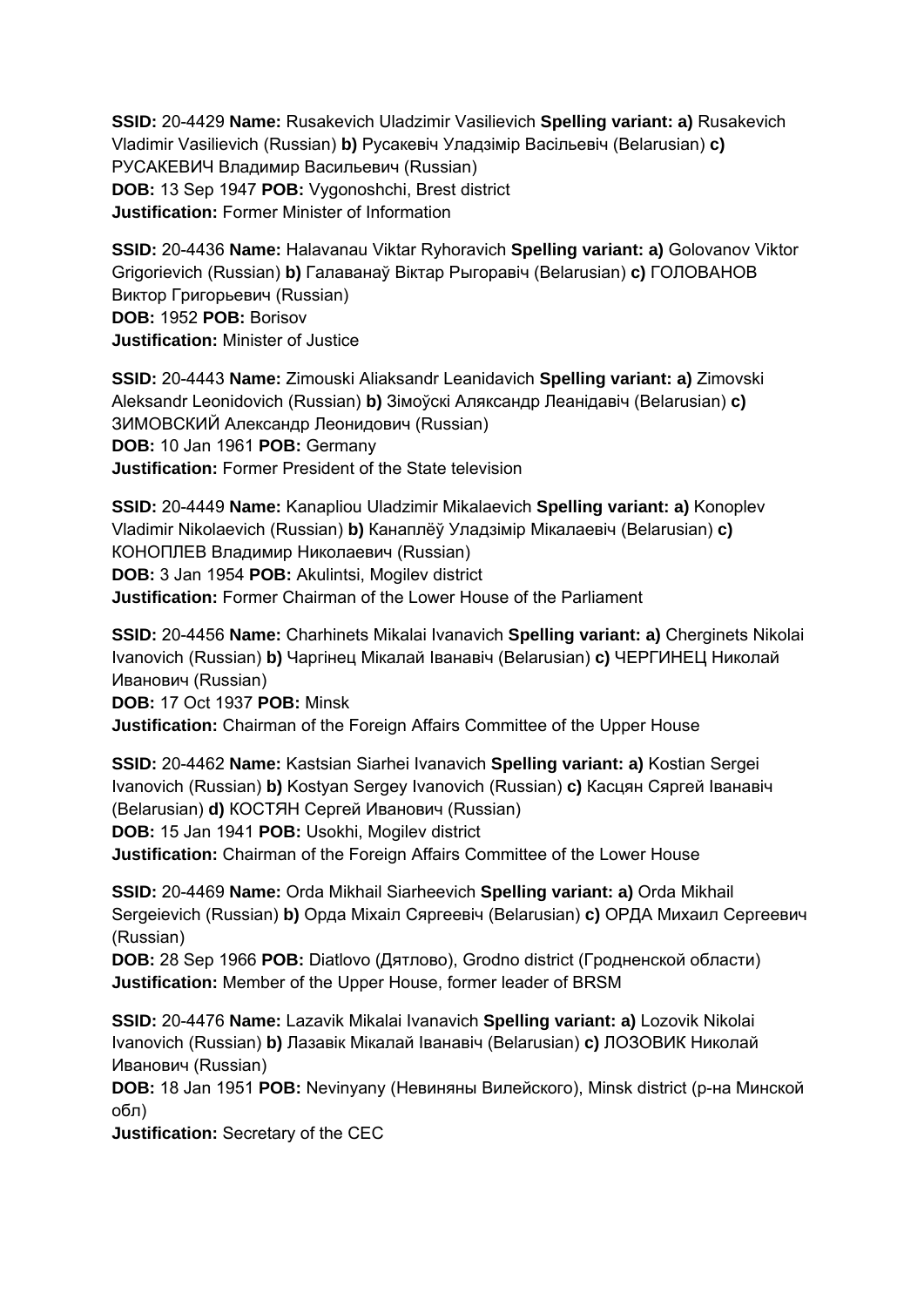**SSID:** 20-4429 **Name:** Rusakevich Uladzimir Vasilievich **Spelling variant: a)** Rusakevich Vladimir Vasilievich (Russian) **b)** Русакевіч Уладзімір Васільевіч (Belarusian) **c)** РУСАКЕВИЧ Владимир Васильевич (Russian)
**DOB:** 13 Sep 1947 **POB:** Vygonoshchi, Brest district
**Justification:** Former Minister of Information

**SSID:** 20-4436 **Name:** Halavanau Viktar Ryhoravich **Spelling variant: a)** Golovanov Viktor Grigorievich (Russian) **b)** Галаванаў Віктар Рыгоравіч (Belarusian) **c)** ГОЛОВАНОВ Виктор Григорьевич (Russian)
**DOB:** 1952 **POB:** Borisov
**Justification:** Minister of Justice

**SSID:** 20-4443 **Name:** Zimouski Aliaksandr Leanidavich **Spelling variant: a)** Zimovski Aleksandr Leonidovich (Russian) **b)** Зімоўскі Аляксандр Леанідавіч (Belarusian) **c)** ЗИМОВСКИЙ Александр Леонидович (Russian)
**DOB:** 10 Jan 1961 **POB:** Germany
**Justification:** Former President of the State television

**SSID:** 20-4449 **Name:** Kanapliou Uladzimir Mikalaevich **Spelling variant: a)** Konoplev Vladimir Nikolaevich (Russian) **b)** Канаплёў Уладзімір Мікалаевіч (Belarusian) **c)** КОНОПЛЕВ Владимир Николаевич (Russian)
**DOB:** 3 Jan 1954 **POB:** Akulintsi, Mogilev district
**Justification:** Former Chairman of the Lower House of the Parliament

**SSID:** 20-4456 **Name:** Charhinets Mikalai Ivanavich **Spelling variant: a)** Cherginets Nikolai Ivanovich (Russian) **b)** Чаргінец Мікалай Іванавіч (Belarusian) **c)** ЧЕРГИНЕЦ Николай Иванович (Russian)
**DOB:** 17 Oct 1937 **POB:** Minsk
**Justification:** Chairman of the Foreign Affairs Committee of the Upper House

**SSID:** 20-4462 **Name:** Kastsian Siarhei Ivanavich **Spelling variant: a)** Kostian Sergei Ivanovich (Russian) **b)** Kostyan Sergey Ivanovich (Russian) **c)** Касцян Сяргей Іванавіч (Belarusian) **d)** КОСТЯН Сергей Иванович (Russian)
**DOB:** 15 Jan 1941 **POB:** Usokhi, Mogilev district
**Justification:** Chairman of the Foreign Affairs Committee of the Lower House

**SSID:** 20-4469 **Name:** Orda Mikhail Siarheevich **Spelling variant: a)** Orda Mikhail Sergeievich (Russian) **b)** Орда Міхаіл Сяргеевіч (Belarusian) **c)** ОРДА Михаил Сергеевич (Russian)
**DOB:** 28 Sep 1966 **POB:** Diatlovo (Дятлово), Grodno district (Гродненской области)
**Justification:** Member of the Upper House, former leader of BRSM

**SSID:** 20-4476 **Name:** Lazavik Mikalai Ivanavich **Spelling variant: a)** Lozovik Nikolai Ivanovich (Russian) **b)** Лазавік Мікалай Іванавіч (Belarusian) **c)** ЛОЗОВИК Николай Иванович (Russian)
**DOB:** 18 Jan 1951 **POB:** Nevinyany (Невиняны Вилейского), Minsk district (р-на Минской обл)
**Justification:** Secretary of the CEC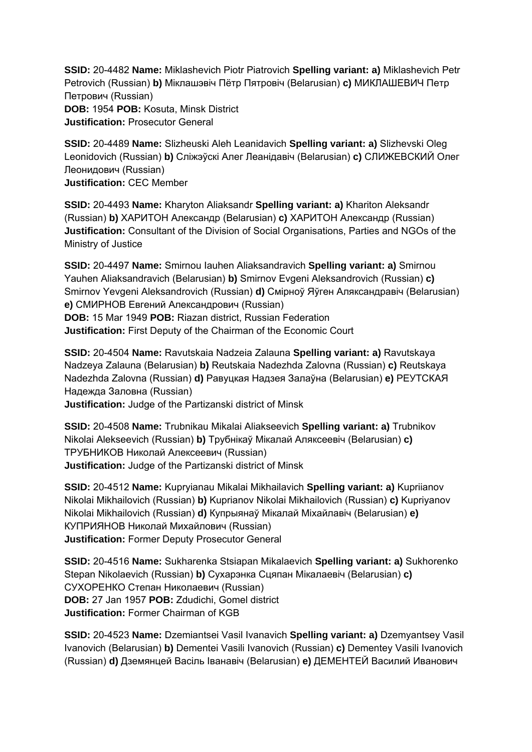**SSID:** 20-4482 **Name:** Miklashevich Piotr Piatrovich **Spelling variant: a)** Miklashevich Petr Petrovich (Russian) **b)** Міклашэвіч Пётр Пятровіч (Belarusian) **c)** МИКЛАШЕВИЧ Петр Петрович (Russian)
**DOB:** 1954 **POB:** Kosuta, Minsk District
**Justification:** Prosecutor General

**SSID:** 20-4489 **Name:** Slizheuski Aleh Leanidavich **Spelling variant: a)** Slizhevski Oleg Leonidovich (Russian) **b)** Сліжэўскі Алег Леанідавіч (Belarusian) **c)** СЛИЖЕВСКИЙ Олег Леонидович (Russian)
**Justification:** CEC Member

**SSID:** 20-4493 **Name:** Kharyton Aliaksandr **Spelling variant: a)** Khariton Aleksandr (Russian) **b)** ХАРИТОН Александр (Belarusian) **c)** ХАРИТОН Александр (Russian)
**Justification:** Consultant of the Division of Social Organisations, Parties and NGOs of the Ministry of Justice

**SSID:** 20-4497 **Name:** Smirnou Iauhen Aliaksandravich **Spelling variant: a)** Smirnou Yauhen Aliaksandravich (Belarusian) **b)** Smirnov Evgeni Aleksandrovich (Russian) **c)** Smirnov Yevgeni Aleksandrovich (Russian) **d)** Смірноў Яўген Аляксандравіч (Belarusian) **e)** СМИРНОВ Евгений Александрович (Russian)
**DOB:** 15 Mar 1949 **POB:** Riazan district, Russian Federation
**Justification:** First Deputy of the Chairman of the Economic Court

**SSID:** 20-4504 **Name:** Ravutskaia Nadzeia Zalauna **Spelling variant: a)** Ravutskaya Nadzeya Zalauna (Belarusian) **b)** Reutskaia Nadezhda Zalovna (Russian) **c)** Reutskaya Nadezhda Zalovna (Russian) **d)** Равуцкая Надзея Залаўна (Belarusian) **e)** РЕУТСКАЯ Надежда Заловна (Russian)
**Justification:** Judge of the Partizanski district of Minsk

**SSID:** 20-4508 **Name:** Trubnikau Mikalai Aliakseevich **Spelling variant: a)** Trubnikov Nikolai Alekseevich (Russian) **b)** Трубнікаў Мікалай Аляксеевіч (Belarusian) **c)** ТРУБНИКОВ Николай Алексеевич (Russian)
**Justification:** Judge of the Partizanski district of Minsk

**SSID:** 20-4512 **Name:** Kupryianau Mikalai Mikhailavich **Spelling variant: a)** Kupriianov Nikolai Mikhailovich (Russian) **b)** Kuprianov Nikolai Mikhailovich (Russian) **c)** Kupriyanov Nikolai Mikhailovich (Russian) **d)** Купрыянаў Мікалай Міхайлавіч (Belarusian) **e)** КУПРИЯНОВ Николай Михайлович (Russian)
**Justification:** Former Deputy Prosecutor General

**SSID:** 20-4516 **Name:** Sukharenka Stsiapan Mikalaevich **Spelling variant: a)** Sukhorenko Stepan Nikolaevich (Russian) **b)** Сухарэнка Сцяпан Мікалаевіч (Belarusian) **c)** СУХОРЕНКО Степан Николаевич (Russian)
**DOB:** 27 Jan 1957 **POB:** Zdudichi, Gomel district
**Justification:** Former Chairman of KGB

**SSID:** 20-4523 **Name:** Dzemiantsei Vasil Ivanavich **Spelling variant: a)** Dzemyantsey Vasil Ivanovich (Belarusian) **b)** Dementei Vasili Ivanovich (Russian) **c)** Dementey Vasili Ivanovich (Russian) **d)** Дземянцей Васіль Іванавіч (Belarusian) **e)** ДЕМЕНТЕЙ Василий Иванович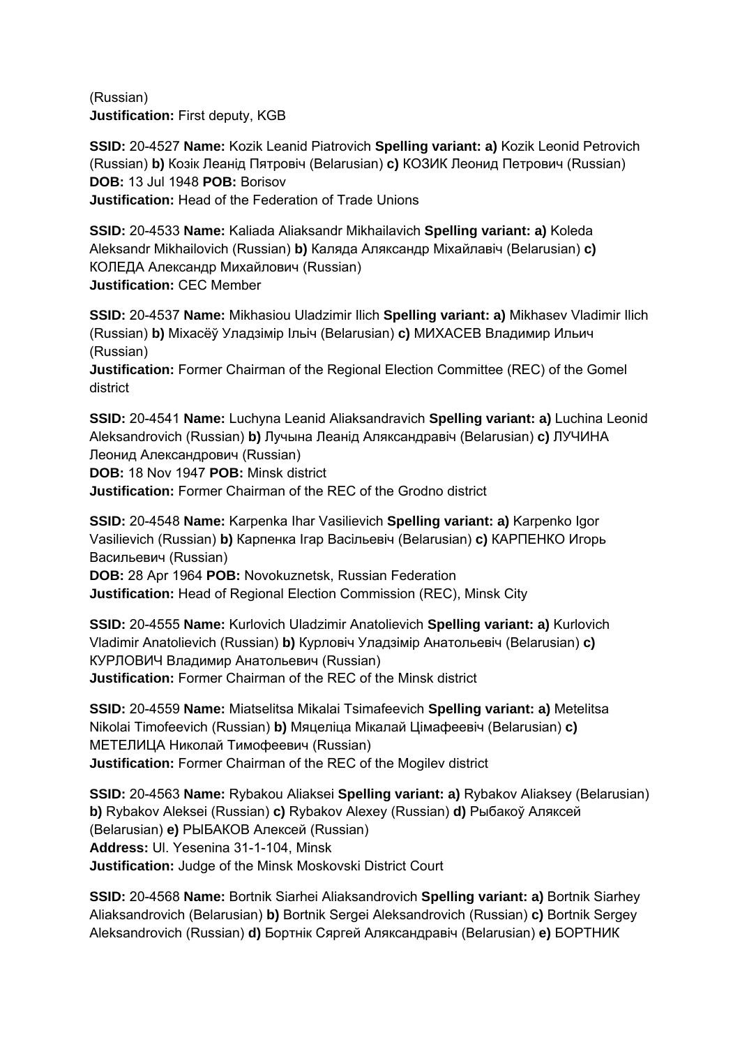(Russian)
**Justification:** First deputy, KGB

**SSID:** 20-4527 **Name:** Kozik Leanid Piatrovich **Spelling variant: a)** Kozik Leonid Petrovich (Russian) **b)** Козік Леанід Пятровіч (Belarusian) **c)** КОЗИК Леонид Петрович (Russian)
**DOB:** 13 Jul 1948 **POB:** Borisov
**Justification:** Head of the Federation of Trade Unions

**SSID:** 20-4533 **Name:** Kaliada Aliaksandr Mikhailavich **Spelling variant: a)** Koleda Aleksandr Mikhailovich (Russian) **b)** Каляда Аляксандр Міхайлавіч (Belarusian) **c)** КОЛЕДА Александр Михайлович (Russian)
**Justification:** CEC Member

**SSID:** 20-4537 **Name:** Mikhasiou Uladzimir Ilich **Spelling variant: a)** Mikhasev Vladimir Ilich (Russian) **b)** Міхасёў Уладзімір Ільіч (Belarusian) **c)** МИХАСЕВ Владимир Ильич (Russian)
**Justification:** Former Chairman of the Regional Election Committee (REC) of the Gomel district

**SSID:** 20-4541 **Name:** Luchyna Leanid Aliaksandravich **Spelling variant: a)** Luchina Leonid Aleksandrovich (Russian) **b)** Лучына Леанід Аляксандравіч (Belarusian) **c)** ЛУЧИНА Леонид Александрович (Russian)
**DOB:** 18 Nov 1947 **POB:** Minsk district
**Justification:** Former Chairman of the REC of the Grodno district

**SSID:** 20-4548 **Name:** Karpenka Ihar Vasilievich **Spelling variant: a)** Karpenko Igor Vasilievich (Russian) **b)** Карпенка Ігар Васільевіч (Belarusian) **c)** КАРПЕНКО Игорь Васильевич (Russian)
**DOB:** 28 Apr 1964 **POB:** Novokuznetsk, Russian Federation
**Justification:** Head of Regional Election Commission (REC), Minsk City

**SSID:** 20-4555 **Name:** Kurlovich Uladzimir Anatolievich **Spelling variant: a)** Kurlovich Vladimir Anatolievich (Russian) **b)** Курловіч Уладзімір Анатольевіч (Belarusian) **c)** КУРЛОВИЧ Владимир Анатольевич (Russian)
**Justification:** Former Chairman of the REC of the Minsk district

**SSID:** 20-4559 **Name:** Miatselitsa Mikalai Tsimafeevich **Spelling variant: a)** Metelitsa Nikolai Timofeevich (Russian) **b)** Мяцеліца Мікалай Цімафеевіч (Belarusian) **c)** МЕТЕЛИЦА Николай Тимофеевич (Russian)
**Justification:** Former Chairman of the REC of the Mogilev district

**SSID:** 20-4563 **Name:** Rybakou Aliaksei **Spelling variant: a)** Rybakov Aliaksey (Belarusian) **b)** Rybakov Aleksei (Russian) **c)** Rybakov Alexey (Russian) **d)** Рыбакоў Аляксей (Belarusian) **e)** РЫБАКОВ Алексей (Russian)
**Address:** Ul. Yesenina 31-1-104, Minsk
**Justification:** Judge of the Minsk Moskovski District Court

**SSID:** 20-4568 **Name:** Bortnik Siarhei Aliaksandrovich **Spelling variant: a)** Bortnik Siarhey Aliaksandrovich (Belarusian) **b)** Bortnik Sergei Aleksandrovich (Russian) **c)** Bortnik Sergey Aleksandrovich (Russian) **d)** Бортнік Сяргей Аляксандравіч (Belarusian) **e)** БОРТНИК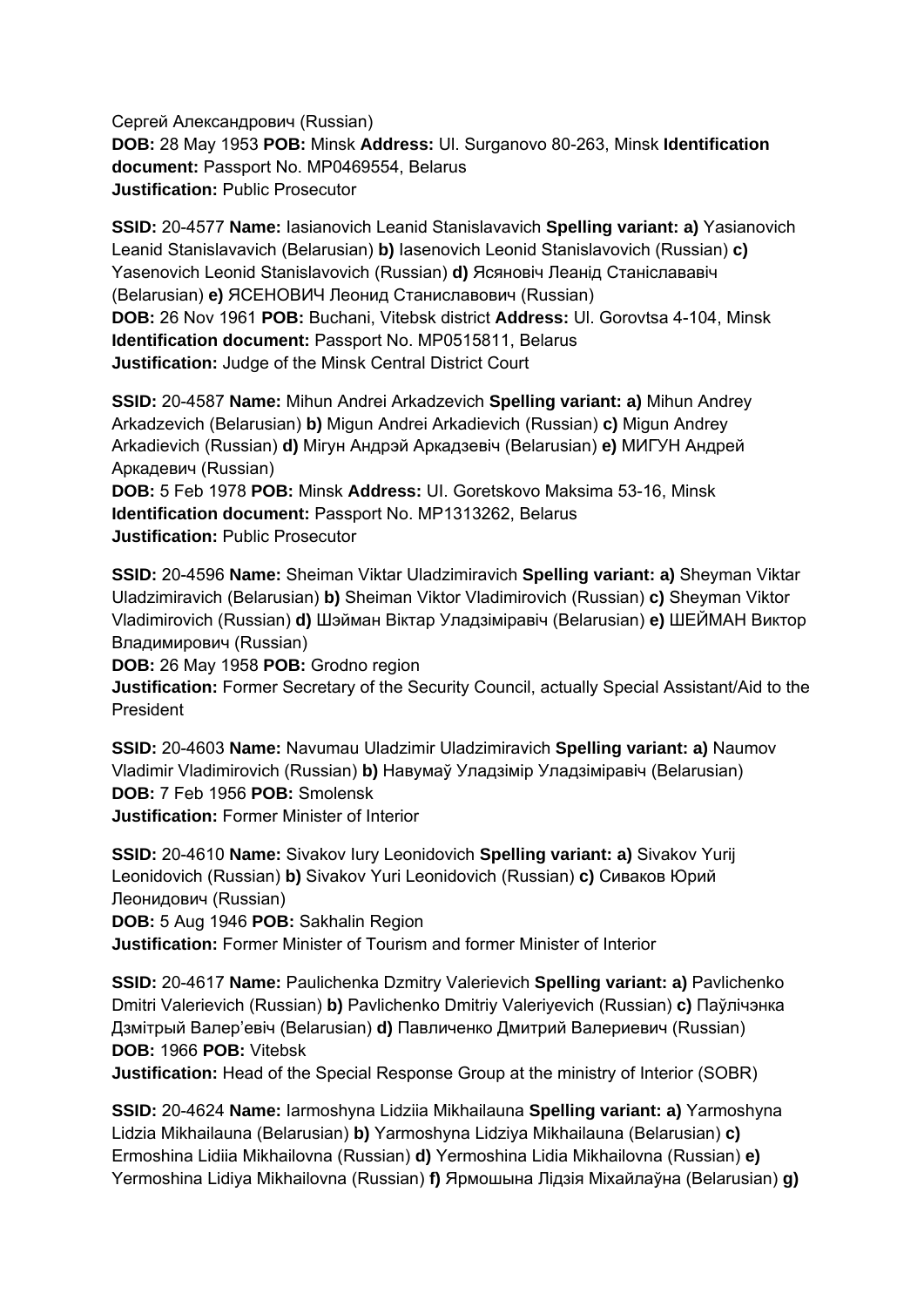Сергей Александрович (Russian)
**DOB:** 28 May 1953 **POB:** Minsk **Address:** Ul. Surganovo 80-263, Minsk **Identification document:** Passport No. MP0469554, Belarus
**Justification:** Public Prosecutor

**SSID:** 20-4577 **Name:** Iasianovich Leanid Stanislavavich **Spelling variant: a)** Yasianovich Leanid Stanislavavich (Belarusian) **b)** Iasenovich Leonid Stanislavovich (Russian) **c)** Yasenovich Leonid Stanislavovich (Russian) **d)** Ясяновiч Леанiд Станiслававiч (Belarusian) **e)** ЯСЕНОВИЧ Леонид Станиславович (Russian)
**DOB:** 26 Nov 1961 **POB:** Buchani, Vitebsk district **Address:** Ul. Gorovtsa 4-104, Minsk **Identification document:** Passport No. MP0515811, Belarus
**Justification:** Judge of the Minsk Central District Court

**SSID:** 20-4587 **Name:** Mihun Andrei Arkadzevich **Spelling variant: a)** Mihun Andrey Arkadzevich (Belarusian) **b)** Migun Andrei Arkadievich (Russian) **c)** Migun Andrey Arkadievich (Russian) **d)** Мiгун Андрэй Аркадзевiч (Belarusian) **e)** МИГУН Андрей Аркадевич (Russian)
**DOB:** 5 Feb 1978 **POB:** Minsk **Address:** Ul. Goretskovo Maksima 53-16, Minsk **Identification document:** Passport No. MP1313262, Belarus
**Justification:** Public Prosecutor

**SSID:** 20-4596 **Name:** Sheiman Viktar Uladzimiravich **Spelling variant: a)** Sheyman Viktar Uladzimiravich (Belarusian) **b)** Sheiman Viktor Vladimirovich (Russian) **c)** Sheyman Viktor Vladimirovich (Russian) **d)** Шэйман Вiктар Уладзiмiравiч (Belarusian) **e)** ШЕЙМАН Виктор Владимирович (Russian)
**DOB:** 26 May 1958 **POB:** Grodno region
**Justification:** Former Secretary of the Security Council, actually Special Assistant/Aid to the President

**SSID:** 20-4603 **Name:** Navumau Uladzimir Uladzimiravich **Spelling variant: a)** Naumov Vladimir Vladimirovich (Russian) **b)** Навумаў Уладзiмiр Уладзiмiравiч (Belarusian)
**DOB:** 7 Feb 1956 **POB:** Smolensk
**Justification:** Former Minister of Interior

**SSID:** 20-4610 **Name:** Sivakov Iury Leonidovich **Spelling variant: a)** Sivakov Yurij Leonidovich (Russian) **b)** Sivakov Yuri Leonidovich (Russian) **c)** Сиваков Юрий Леонидович (Russian)
**DOB:** 5 Aug 1946 **POB:** Sakhalin Region
**Justification:** Former Minister of Tourism and former Minister of Interior

**SSID:** 20-4617 **Name:** Paulichenka Dzmitry Valerievich **Spelling variant: a)** Pavlichenko Dmitri Valerievich (Russian) **b)** Pavlichenko Dmitriy Valeriyevich (Russian) **c)** Паўлiчэнка Дзмiтрый Валер'евiч (Belarusian) **d)** Павличенко Дмитрий Валериевич (Russian)
**DOB:** 1966 **POB:** Vitebsk
**Justification:** Head of the Special Response Group at the ministry of Interior (SOBR)

**SSID:** 20-4624 **Name:** Iarmoshyna Lidziia Mikhailauna **Spelling variant: a)** Yarmoshyna Lidzia Mikhailauna (Belarusian) **b)** Yarmoshyna Lidziya Mikhailauna (Belarusian) **c)** Ermoshina Lidiia Mikhailovna (Russian) **d)** Yermoshina Lidia Mikhailovna (Russian) **e)** Yermoshina Lidiya Mikhailovna (Russian) **f)** Ярмошына Лiдзiя Мiхайлаўна (Belarusian) **g)**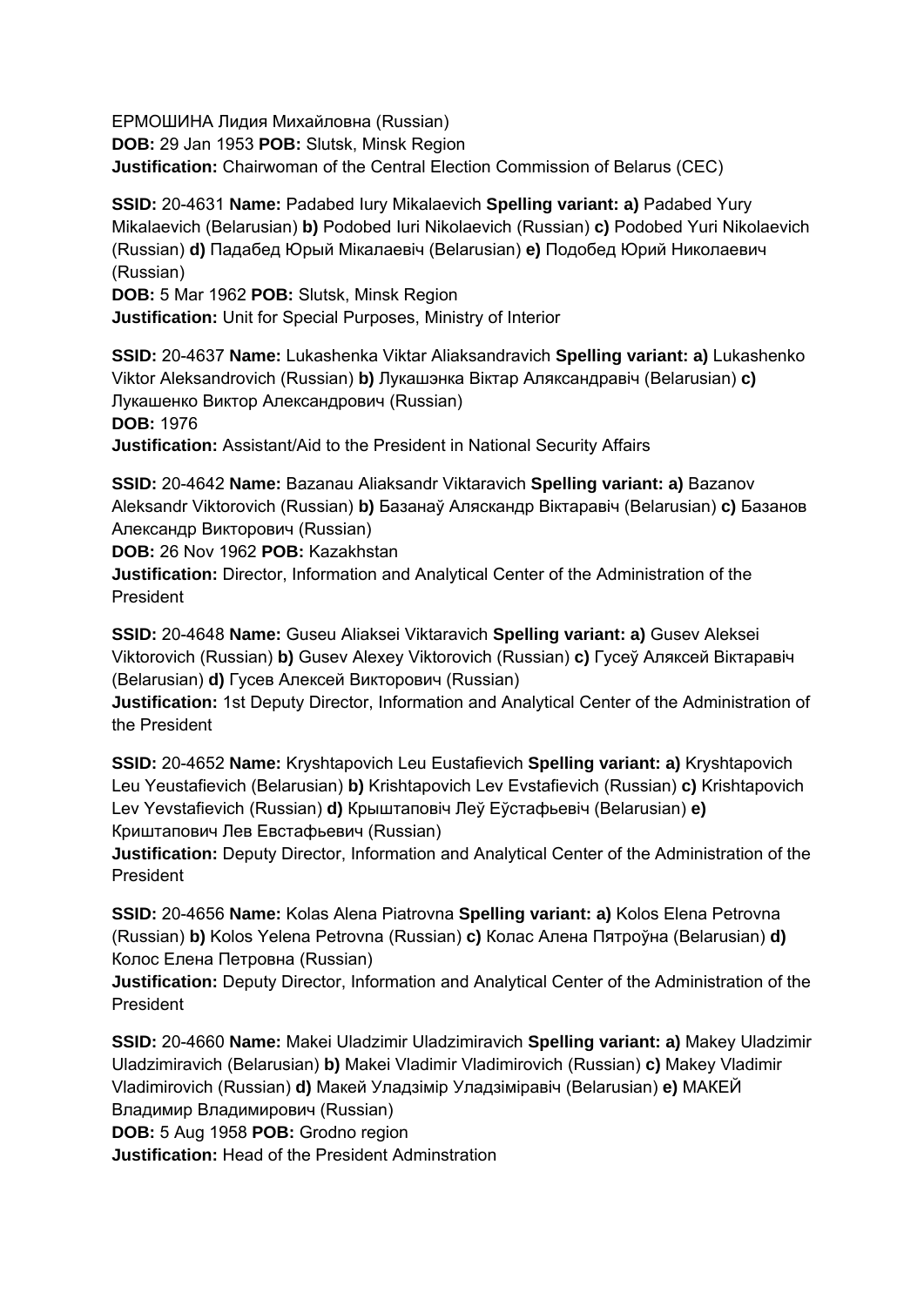ЕРМОШИНА Лидия Михайловна (Russian)
**DOB:** 29 Jan 1953 **POB:** Slutsk, Minsk Region
**Justification:** Chairwoman of the Central Election Commission of Belarus (CEC)

**SSID:** 20-4631 **Name:** Padabed Iury Mikalaevich **Spelling variant: a)** Padabed Yury Mikalaevich (Belarusian) **b)** Podobed Iuri Nikolaevich (Russian) **c)** Podobed Yuri Nikolaevich (Russian) **d)** Падабед Юрый Мікалаевіч (Belarusian) **e)** Подобед Юрий Николаевич (Russian)
**DOB:** 5 Mar 1962 **POB:** Slutsk, Minsk Region
**Justification:** Unit for Special Purposes, Ministry of Interior

**SSID:** 20-4637 **Name:** Lukashenka Viktar Aliaksandravich **Spelling variant: a)** Lukashenko Viktor Aleksandrovich (Russian) **b)** Лукашэнка Віктар Аляксандравіч (Belarusian) **c)** Лукашенко Виктор Александрович (Russian)
**DOB:** 1976
**Justification:** Assistant/Aid to the President in National Security Affairs

**SSID:** 20-4642 **Name:** Bazanau Aliaksandr Viktaravich **Spelling variant: a)** Bazanov Aleksandr Viktorovich (Russian) **b)** Базанаў Аляскандр Віктаравіч (Belarusian) **c)** Базанов Александр Викторович (Russian)
**DOB:** 26 Nov 1962 **POB:** Kazakhstan
**Justification:** Director, Information and Analytical Center of the Administration of the President

**SSID:** 20-4648 **Name:** Guseu Aliaksei Viktaravich **Spelling variant: a)** Gusev Aleksei Viktorovich (Russian) **b)** Gusev Alexey Viktorovich (Russian) **c)** Гусеў Аляксей Віктаравіч (Belarusian) **d)** Гусев Алексей Викторович (Russian)
**Justification:** 1st Deputy Director, Information and Analytical Center of the Administration of the President

**SSID:** 20-4652 **Name:** Kryshtapovich Leu Eustafievich **Spelling variant: a)** Kryshtapovich Leu Yeustafievich (Belarusian) **b)** Krishtapovich Lev Evstafievich (Russian) **c)** Krishtapovich Lev Yevstafievich (Russian) **d)** Крыштаповіч Леў Еўстафьевіч (Belarusian) **e)** Криштапович Лев Евстафьевич (Russian)
**Justification:** Deputy Director, Information and Analytical Center of the Administration of the President

**SSID:** 20-4656 **Name:** Kolas Alena Piatrovna **Spelling variant: a)** Kolos Elena Petrovna (Russian) **b)** Kolos Yelena Petrovna (Russian) **c)** Колас Алена Пятроўна (Belarusian) **d)** Колос Елена Петровна (Russian)
**Justification:** Deputy Director, Information and Analytical Center of the Administration of the President

**SSID:** 20-4660 **Name:** Makei Uladzimir Uladzimiravich **Spelling variant: a)** Makey Uladzimir Uladzimiravich (Belarusian) **b)** Makei Vladimir Vladimirovich (Russian) **c)** Makey Vladimir Vladimirovich (Russian) **d)** Макей Уладзімір Уладзіміравіч (Belarusian) **e)** МАКЕЙ Владимир Владимирович (Russian)
**DOB:** 5 Aug 1958 **POB:** Grodno region
**Justification:** Head of the President Adminstration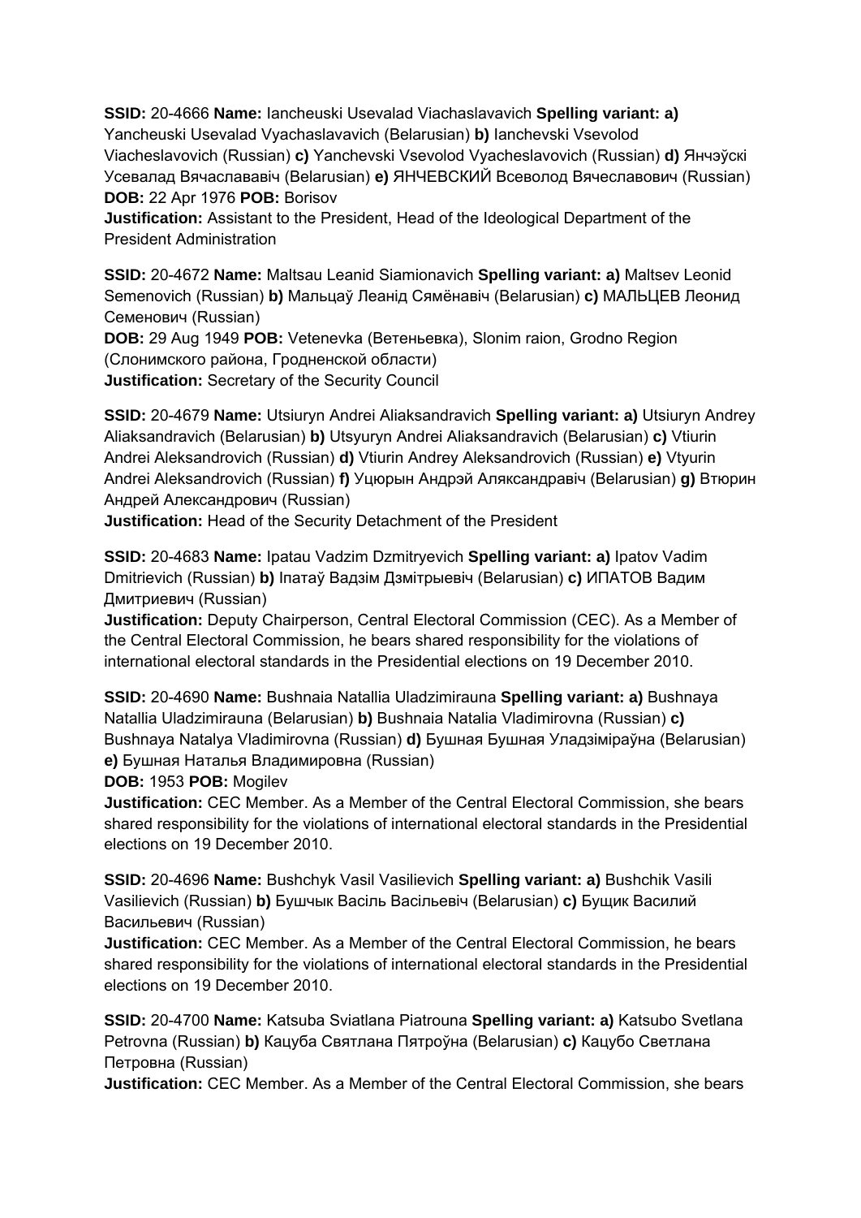**SSID:** 20-4666 **Name:** Iancheuski Usevalad Viachaslavavich **Spelling variant: a)** Yancheuski Usevalad Vyachaslavavich (Belarusian) **b)** Ianchevski Vsevolod Viacheslavovich (Russian) **c)** Yanchevski Vsevolod Vyacheslavovich (Russian) **d)** Янчэўскі Усевалад Вячаслававіч (Belarusian) **e)** ЯНЧЕВСКИЙ Всеволод Вячеславович (Russian)
**DOB:** 22 Apr 1976 **POB:** Borisov
**Justification:** Assistant to the President, Head of the Ideological Department of the President Administration

**SSID:** 20-4672 **Name:** Maltsau Leanid Siamionavich **Spelling variant: a)** Maltsev Leonid Semenovich (Russian) **b)** Мальцаў Леанід Сямёнавіч (Belarusian) **c)** МАЛЬЦЕВ Леонид Семенович (Russian)
**DOB:** 29 Aug 1949 **POB:** Vetenevka (Ветеньевка), Slonim raion, Grodno Region (Слонимского района, Гродненской области)
**Justification:** Secretary of the Security Council

**SSID:** 20-4679 **Name:** Utsiuryn Andrei Aliaksandravich **Spelling variant: a)** Utsiuryn Andrey Aliaksandravich (Belarusian) **b)** Utsyuryn Andrei Aliaksandravich (Belarusian) **c)** Vtiurin Andrei Aleksandrovich (Russian) **d)** Vtiurin Andrey Aleksandrovich (Russian) **e)** Vtyurin Andrei Aleksandrovich (Russian) **f)** Уцюрын Андрэй Аляксандравіч (Belarusian) **g)** Втюрин Андрей Александрович (Russian)
**Justification:** Head of the Security Detachment of the President

**SSID:** 20-4683 **Name:** Ipatau Vadzim Dzmitryevich **Spelling variant: a)** Ipatov Vadim Dmitrievich (Russian) **b)** Іпатаў Вадзім Дзмітрыевіч (Belarusian) **c)** ИПАТОВ Вадим Дмитриевич (Russian)
**Justification:** Deputy Chairperson, Central Electoral Commission (CEC). As a Member of the Central Electoral Commission, he bears shared responsibility for the violations of international electoral standards in the Presidential elections on 19 December 2010.

**SSID:** 20-4690 **Name:** Bushnaia Natallia Uladzimirauna **Spelling variant: a)** Bushnaya Natallia Uladzimirauna (Belarusian) **b)** Bushnaia Natalia Vladimirovna (Russian) **c)** Bushnaya Natalya Vladimirovna (Russian) **d)** Бушная Бушная Уладзіміраўна (Belarusian) **e)** Бушная Наталья Владимировна (Russian)
**DOB:** 1953 **POB:** Mogilev
**Justification:** CEC Member. As a Member of the Central Electoral Commission, she bears shared responsibility for the violations of international electoral standards in the Presidential elections on 19 December 2010.

**SSID:** 20-4696 **Name:** Bushchyk Vasil Vasilievich **Spelling variant: a)** Bushchik Vasili Vasilievich (Russian) **b)** Бушчык Васіль Васільевіч (Belarusian) **c)** Бущик Василий Васильевич (Russian)
**Justification:** CEC Member. As a Member of the Central Electoral Commission, he bears shared responsibility for the violations of international electoral standards in the Presidential elections on 19 December 2010.

**SSID:** 20-4700 **Name:** Katsuba Sviatlana Piatrouna **Spelling variant: a)** Katsubo Svetlana Petrovna (Russian) **b)** Кацуба Святлана Пятроўна (Belarusian) **c)** Кацубо Светлана Петровна (Russian)
**Justification:** CEC Member. As a Member of the Central Electoral Commission, she bears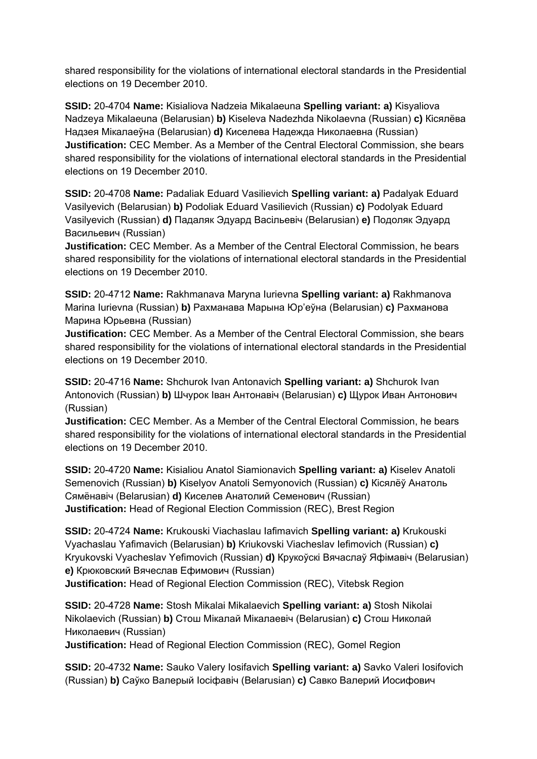shared responsibility for the violations of international electoral standards in the Presidential elections on 19 December 2010.

**SSID:** 20-4704 **Name:** Kisialiova Nadzeia Mikalaeuna **Spelling variant: a)** Kisyaliova Nadzeya Mikalaeuna (Belarusian) **b)** Kiseleva Nadezhda Nikolaevna (Russian) **c)** Кісялёва Надзея Мікалаеўна (Belarusian) **d)** Киселева Надежда Николаевна (Russian)
**Justification:** CEC Member. As a Member of the Central Electoral Commission, she bears shared responsibility for the violations of international electoral standards in the Presidential elections on 19 December 2010.

**SSID:** 20-4708 **Name:** Padaliak Eduard Vasilievich **Spelling variant: a)** Padalyak Eduard Vasilyevich (Belarusian) **b)** Podoliak Eduard Vasilievich (Russian) **c)** Podolyak Eduard Vasilyevich (Russian) **d)** Падаляк Эдуард Васільевіч (Belarusian) **e)** Подоляк Эдуард Васильевич (Russian)
**Justification:** CEC Member. As a Member of the Central Electoral Commission, he bears shared responsibility for the violations of international electoral standards in the Presidential elections on 19 December 2010.

**SSID:** 20-4712 **Name:** Rakhmanava Maryna Iurievna **Spelling variant: a)** Rakhmanova Marina Iurievna (Russian) **b)** Рахманава Марына Юр'еўна (Belarusian) **c)** Рахманова Марина Юрьевна (Russian)
**Justification:** CEC Member. As a Member of the Central Electoral Commission, she bears shared responsibility for the violations of international electoral standards in the Presidential elections on 19 December 2010.

**SSID:** 20-4716 **Name:** Shchurok Ivan Antonavich **Spelling variant: a)** Shchurok Ivan Antonovich (Russian) **b)** Шчурок Іван Антонавіч (Belarusian) **c)** Щурок Иван Антонович (Russian)
**Justification:** CEC Member. As a Member of the Central Electoral Commission, he bears shared responsibility for the violations of international electoral standards in the Presidential elections on 19 December 2010.

**SSID:** 20-4720 **Name:** Kisialiou Anatol Siamionavich **Spelling variant: a)** Kiselev Anatoli Semenovich (Russian) **b)** Kiselyov Anatoli Semyonovich (Russian) **c)** Кісялёў Анатоль Сямёнавіч (Belarusian) **d)** Киселев Анатолий Семенович (Russian)
**Justification:** Head of Regional Election Commission (REC), Brest Region

**SSID:** 20-4724 **Name:** Krukouski Viachaslau Iafimavich **Spelling variant: a)** Krukouski Vyachaslau Yafimavich (Belarusian) **b)** Kriukovski Viacheslav Iefimovich (Russian) **c)** Kryukovski Vyacheslav Yefimovich (Russian) **d)** Крукоўскі Вячаслаў Яфімавіч (Belarusian) **e)** Крюковский Вячеслав Ефимович (Russian)
**Justification:** Head of Regional Election Commission (REC), Vitebsk Region

**SSID:** 20-4728 **Name:** Stosh Mikalai Mikalaevich **Spelling variant: a)** Stosh Nikolai Nikolaevich (Russian) **b)** Стош Мікалай Мікалаевіч (Belarusian) **c)** Стош Николай Николаевич (Russian)
**Justification:** Head of Regional Election Commission (REC), Gomel Region

**SSID:** 20-4732 **Name:** Sauko Valery Iosifavich **Spelling variant: a)** Savko Valeri Iosifovich (Russian) **b)** Саўко Валерый Іосіфавіч (Belarusian) **c)** Савко Валерий Иосифович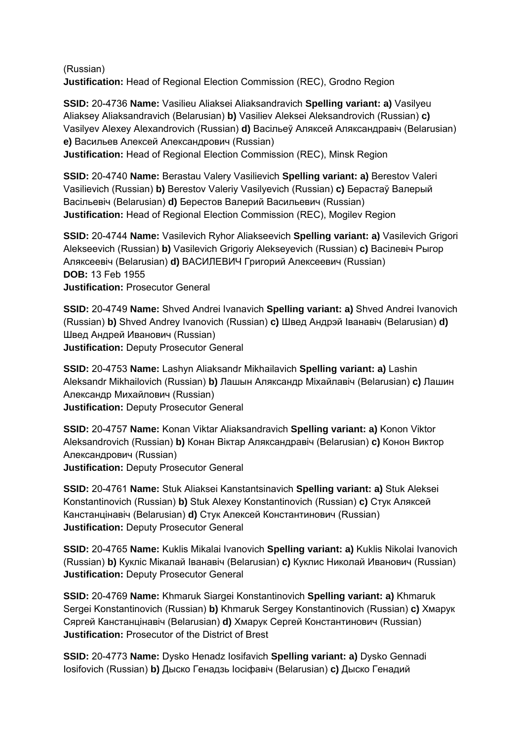(Russian)
**Justification:** Head of Regional Election Commission (REC), Grodno Region

**SSID:** 20-4736 **Name:** Vasilieu Aliaksei Aliaksandravich **Spelling variant: a)** Vasilyeu Aliaksey Aliaksandravich (Belarusian) **b)** Vasiliev Aleksei Aleksandrovich (Russian) **c)** Vasilyev Alexey Alexandrovich (Russian) **d)** Васільеў Аляксей Аляксандравіч (Belarusian) **e)** Васильев Алексей Александрович (Russian)
**Justification:** Head of Regional Election Commission (REC), Minsk Region

**SSID:** 20-4740 **Name:** Berastau Valery Vasilievich **Spelling variant: a)** Berestov Valeri Vasilievich (Russian) **b)** Berestov Valeriy Vasilyevich (Russian) **c)** Берастаў Валерый Васільевіч (Belarusian) **d)** Берестов Валерий Васильевич (Russian)
**Justification:** Head of Regional Election Commission (REC), Mogilev Region

**SSID:** 20-4744 **Name:** Vasilevich Ryhor Aliakseevich **Spelling variant: a)** Vasilevich Grigori Alekseevich (Russian) **b)** Vasilevich Grigoriy Alekseyevich (Russian) **c)** Васілевіч Рыгор Аляксеевіч (Belarusian) **d)** ВАСИЛЕВИЧ Григорий Алексеевич (Russian)
**DOB:** 13 Feb 1955
**Justification:** Prosecutor General

**SSID:** 20-4749 **Name:** Shved Andrei Ivanavich **Spelling variant: a)** Shved Andrei Ivanovich (Russian) **b)** Shved Andrey Ivanovich (Russian) **c)** Швед Андрэй Іванавіч (Belarusian) **d)** Швед Андрей Иванович (Russian)
**Justification:** Deputy Prosecutor General

**SSID:** 20-4753 **Name:** Lashyn Aliaksandr Mikhailavich **Spelling variant: a)** Lashin Aleksandr Mikhailovich (Russian) **b)** Лашын Аляксандр Міхайлавіч (Belarusian) **c)** Лашин Александр Михайлович (Russian)
**Justification:** Deputy Prosecutor General

**SSID:** 20-4757 **Name:** Konan Viktar Aliaksandravich **Spelling variant: a)** Konon Viktor Aleksandrovich (Russian) **b)** Конан Віктар Аляксандравіч (Belarusian) **c)** Конон Виктор Александрович (Russian)
**Justification:** Deputy Prosecutor General

**SSID:** 20-4761 **Name:** Stuk Aliaksei Kanstantsinavich **Spelling variant: a)** Stuk Aleksei Konstantinovich (Russian) **b)** Stuk Alexey Konstantinovich (Russian) **c)** Стук Аляксей Канстанцінавіч (Belarusian) **d)** Стук Алексей Константинович (Russian)
**Justification:** Deputy Prosecutor General

**SSID:** 20-4765 **Name:** Kuklis Mikalai Ivanovich **Spelling variant: a)** Kuklis Nikolai Ivanovich (Russian) **b)** Kукліс Мікалай Іванавіч (Belarusian) **c)** Куклис Николай Иванович (Russian)
**Justification:** Deputy Prosecutor General

**SSID:** 20-4769 **Name:** Khmaruk Siargei Konstantinovich **Spelling variant: a)** Khmaruk Sergei Konstantinovich (Russian) **b)** Khmaruk Sergey Konstantinovich (Russian) **c)** Хмарук Сяргей Канстанцінавіч (Belarusian) **d)** Хмарук Сергей Константинович (Russian)
**Justification:** Prosecutor of the District of Brest

**SSID:** 20-4773 **Name:** Dysko Henadz Iosifavich **Spelling variant: a)** Dysko Gennadi Iosifovich (Russian) **b)** Дыско Генадзь Іосіфавіч (Belarusian) **c)** Дыско Генадий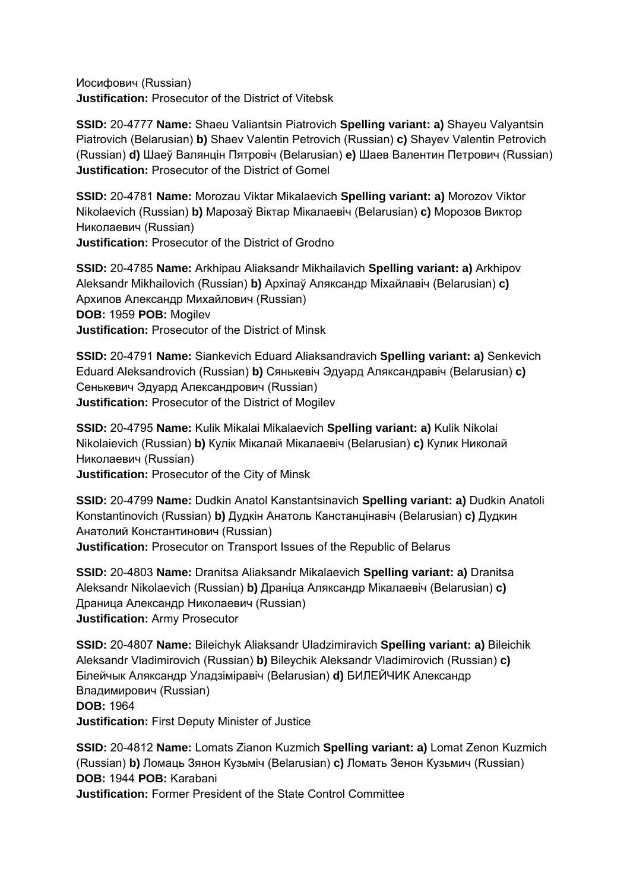Иосифович (Russian)
**Justification:** Prosecutor of the District of Vitebsk

**SSID:** 20-4777 **Name:** Shaeu Valiantsin Piatrovich **Spelling variant: a)** Shayeu Valyantsin Piatrovich (Belarusian) **b)** Shaev Valentin Petrovich (Russian) **c)** Shayev Valentin Petrovich (Russian) **d)** Шаеў Валянцін Пятровіч (Belarusian) **e)** Шаев Валентин Петрович (Russian)
**Justification:** Prosecutor of the District of Gomel

**SSID:** 20-4781 **Name:** Morozau Viktar Mikalaevich **Spelling variant: a)** Morozov Viktor Nikolaevich (Russian) **b)** Марозаў Віктар Мікалаевіч (Belarusian) **c)** Морозов Виктор Николаевич (Russian)
**Justification:** Prosecutor of the District of Grodno

**SSID:** 20-4785 **Name:** Arkhipau Aliaksandr Mikhailavich **Spelling variant: a)** Arkhipov Aleksandr Mikhailovich (Russian) **b)** Архіпаў Аляксандр Міхайлавіч (Belarusian) **c)** Архипов Александр Михайлович (Russian)
**DOB:** 1959 **POB:** Mogilev
**Justification:** Prosecutor of the District of Minsk

**SSID:** 20-4791 **Name:** Siankevich Eduard Aliaksandravich **Spelling variant: a)** Senkevich Eduard Aleksandrovich (Russian) **b)** Сянькевіч Эдуард Аляксандравіч (Belarusian) **c)** Сенькевич Эдуард Александрович (Russian)
**Justification:** Prosecutor of the District of Mogilev

**SSID:** 20-4795 **Name:** Kulik Mikalai Mikalaevich **Spelling variant: a)** Kulik Nikolai Nikolaievich (Russian) **b)** Кулік Мікалай Мікалаевіч (Belarusian) **c)** Кулик Николай Николаевич (Russian)
**Justification:** Prosecutor of the City of Minsk

**SSID:** 20-4799 **Name:** Dudkin Anatol Kanstantsinavich **Spelling variant: a)** Dudkin Anatoli Konstantinovich (Russian) **b)** Дудкін Анатоль Канстанцінавіч (Belarusian) **c)** Дудкин Анатолий Константинович (Russian)
**Justification:** Prosecutor on Transport Issues of the Republic of Belarus

**SSID:** 20-4803 **Name:** Dranitsa Aliaksandr Mikalaevich **Spelling variant: a)** Dranitsa Aleksandr Nikolaevich (Russian) **b)** Драніца Аляксандр Мікалаевіч (Belarusian) **c)** Драница Александр Николаевич (Russian)
**Justification:** Army Prosecutor

**SSID:** 20-4807 **Name:** Bileichyk Aliaksandr Uladzimiravich **Spelling variant: a)** Bileichik Aleksandr Vladimirovich (Russian) **b)** Bileychik Aleksandr Vladimirovich (Russian) **c)** Білейчык Аляксандр Уладзіміравіч (Belarusian) **d)** БИЛЕЙЧИК Александр Владимирович (Russian)
**DOB:** 1964
**Justification:** First Deputy Minister of Justice

**SSID:** 20-4812 **Name:** Lomats Zianon Kuzmich **Spelling variant: a)** Lomat Zenon Kuzmich (Russian) **b)** Ломаць Зянон Кузьміч (Belarusian) **c)** Ломать Зенон Кузьмич (Russian)
**DOB:** 1944 **POB:** Karabani
**Justification:** Former President of the State Control Committee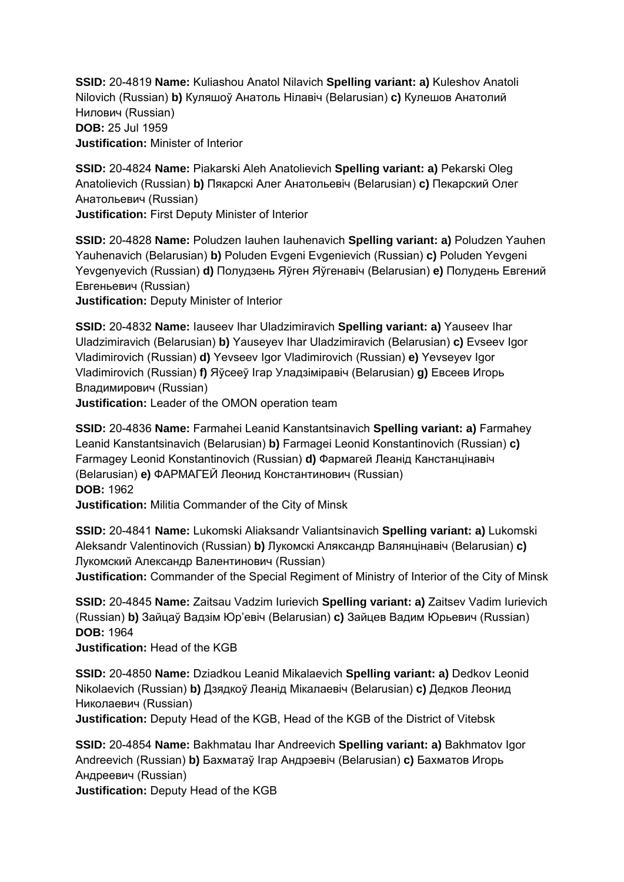**SSID:** 20-4819 **Name:** Kuliashou Anatol Nilavich **Spelling variant:** **a)** Kuleshov Anatoli Nilovich (Russian) **b)** Куляшоў Анатоль Нілавіч (Belarusian) **c)** Кулешов Анатолий Нилович (Russian)
**DOB:** 25 Jul 1959
**Justification:** Minister of Interior

**SSID:** 20-4824 **Name:** Piakarski Aleh Anatolievich **Spelling variant:** **a)** Pekarski Oleg Anatolievich (Russian) **b)** Пякарскі Алег Анатольевіч (Belarusian) **c)** Пекарский Олег Анатольевич (Russian)
**Justification:** First Deputy Minister of Interior

**SSID:** 20-4828 **Name:** Poludzen Iauhen Iauhenavich **Spelling variant:** **a)** Poludzen Yauhen Yauhenavich (Belarusian) **b)** Poluden Evgeni Evgenievich (Russian) **c)** Poluden Yevgeni Yevgenyevich (Russian) **d)** Полудзень Яўген Яўгенавіч (Belarusian) **e)** Полудень Евгений Евгеньевич (Russian)
**Justification:** Deputy Minister of Interior

**SSID:** 20-4832 **Name:** Iauseev Ihar Uladzimiravich **Spelling variant:** **a)** Yauseev Ihar Uladzimiravich (Belarusian) **b)** Yauseyev Ihar Uladzimiravich (Belarusian) **c)** Evseev Igor Vladimirovich (Russian) **d)** Yevseev Igor Vladimirovich (Russian) **e)** Yevseyev Igor Vladimirovich (Russian) **f)** Яўсееў Ігар Уладзіміравіч (Belarusian) **g)** Евсеев Игорь Владимирович (Russian)
**Justification:** Leader of the OMON operation team

**SSID:** 20-4836 **Name:** Farmahei Leanid Kanstantsinavich **Spelling variant:** **a)** Farmahey Leanid Kanstantsinavich (Belarusian) **b)** Farmagei Leonid Konstantinovich (Russian) **c)** Farmagey Leonid Konstantinovich (Russian) **d)** Фармагей Леанід Канстанцінавіч (Belarusian) **e)** ФАРМАГЕЙ Леонид Константинович (Russian)
**DOB:** 1962
**Justification:** Militia Commander of the City of Minsk

**SSID:** 20-4841 **Name:** Lukomski Aliaksandr Valiantsinavich **Spelling variant:** **a)** Lukomski Aleksandr Valentinovich (Russian) **b)** Лукомскі Аляксандр Валянцінавіч (Belarusian) **c)** Лукомский Александр Валентинович (Russian)
**Justification:** Commander of the Special Regiment of Ministry of Interior of the City of Minsk

**SSID:** 20-4845 **Name:** Zaitsau Vadzim Iurievich **Spelling variant:** **a)** Zaitsev Vadim Iurievich (Russian) **b)** Зайцаў Вадзім Юр'евіч (Belarusian) **c)** Зайцев Вадим Юрьевич (Russian)
**DOB:** 1964
**Justification:** Head of the KGB

**SSID:** 20-4850 **Name:** Dziadkou Leanid Mikalaevich **Spelling variant:** **a)** Dedkov Leonid Nikolaevich (Russian) **b)** Дзядкоў Леанід Мікалаевіч (Belarusian) **c)** Дедков Леонид Николаевич (Russian)
**Justification:** Deputy Head of the KGB, Head of the KGB of the District of Vitebsk

**SSID:** 20-4854 **Name:** Bakhmatau Ihar Andreevich **Spelling variant:** **a)** Bakhmatov Igor Andreevich (Russian) **b)** Бахматаў Ігар Андрэевіч (Belarusian) **c)** Бахматов Игорь Андреевич (Russian)
**Justification:** Deputy Head of the KGB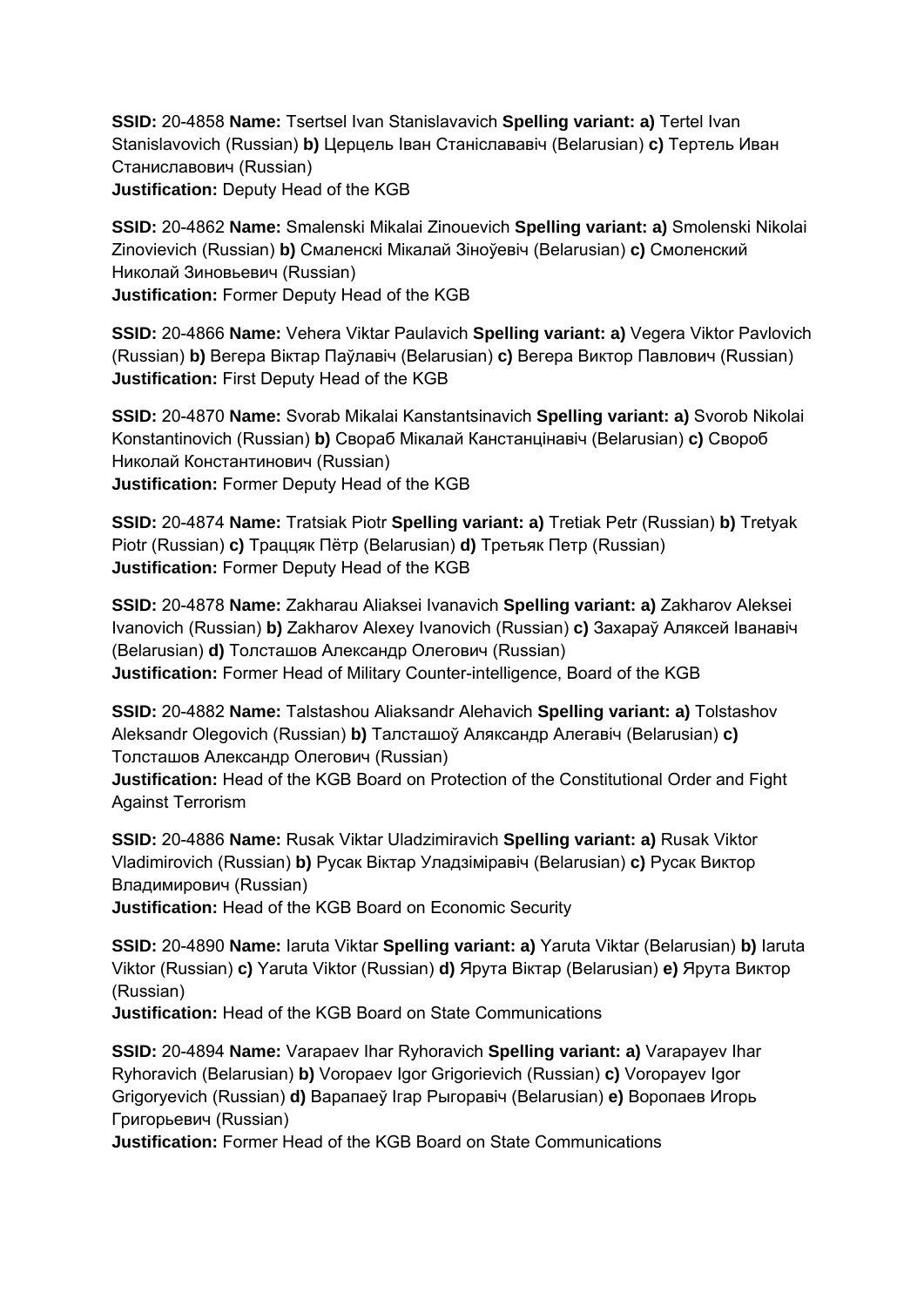**SSID:** 20-4858 **Name:** Tsertsel Ivan Stanislavavich **Spelling variant: a)** Tertel Ivan Stanislavovich (Russian) **b)** Церцель Іван Станіслававіч (Belarusian) **c)** Тертель Иван Станиславович (Russian)
**Justification:** Deputy Head of the KGB

**SSID:** 20-4862 **Name:** Smalenski Mikalai Zinouevich **Spelling variant: a)** Smolenski Nikolai Zinovievich (Russian) **b)** Смаленскі Мікалай Зіноўевіч (Belarusian) **c)** Смоленский Николай Зиновьевич (Russian)
**Justification:** Former Deputy Head of the KGB

**SSID:** 20-4866 **Name:** Vehera Viktar Paulavich **Spelling variant: a)** Vegera Viktor Pavlovich (Russian) **b)** Вегера Віктар Паўлавіч (Belarusian) **c)** Вегера Виктор Павлович (Russian)
**Justification:** First Deputy Head of the KGB

**SSID:** 20-4870 **Name:** Svorab Mikalai Kanstantsinavich **Spelling variant: a)** Svorob Nikolai Konstantinovich (Russian) **b)** Свораб Мікалай Канстанцінавіч (Belarusian) **c)** Свороб Николай Константинович (Russian)
**Justification:** Former Deputy Head of the KGB

**SSID:** 20-4874 **Name:** Tratsiak Piotr **Spelling variant: a)** Tretiak Petr (Russian) **b)** Tretyak Piotr (Russian) **c)** Трацццяк Пётр (Belarusian) **d)** Третьяк Петр (Russian)
**Justification:** Former Deputy Head of the KGB

**SSID:** 20-4878 **Name:** Zakharau Aliaksei Ivanavich **Spelling variant: a)** Zakharov Aleksei Ivanovich (Russian) **b)** Zakharov Alexey Ivanovich (Russian) **c)** Захараў Аляксей Іванавіч (Belarusian) **d)** Толсташов Александр Олегович (Russian)
**Justification:** Former Head of Military Counter-intelligence, Board of the KGB

**SSID:** 20-4882 **Name:** Talstashou Aliaksandr Alehavich **Spelling variant: a)** Tolstashov Aleksandr Olegovich (Russian) **b)** Талсташоў Аляксандр Алегавіч (Belarusian) **c)** Толсташов Александр Олегович (Russian)
**Justification:** Head of the KGB Board on Protection of the Constitutional Order and Fight Against Terrorism

**SSID:** 20-4886 **Name:** Rusak Viktar Uladzimiravich **Spelling variant: a)** Rusak Viktor Vladimirovich (Russian) **b)** Русак Віктар Уладзіміравіч (Belarusian) **c)** Русак Виктор Владимирович (Russian)
**Justification:** Head of the KGB Board on Economic Security

**SSID:** 20-4890 **Name:** Iaruta Viktar **Spelling variant: a)** Yaruta Viktar (Belarusian) **b)** Iaruta Viktor (Russian) **c)** Yaruta Viktor (Russian) **d)** Ярута Віктар (Belarusian) **e)** Ярута Виктор (Russian)
**Justification:** Head of the KGB Board on State Communications

**SSID:** 20-4894 **Name:** Varapaev Ihar Ryhoravich **Spelling variant: a)** Varapayev Ihar Ryhoravich (Belarusian) **b)** Voropaev Igor Grigorievich (Russian) **c)** Voropayev Igor Grigoryevich (Russian) **d)** Варапаеў Ігар Рыгоравіч (Belarusian) **e)** Воропаев Игорь Григорьевич (Russian)
**Justification:** Former Head of the KGB Board on State Communications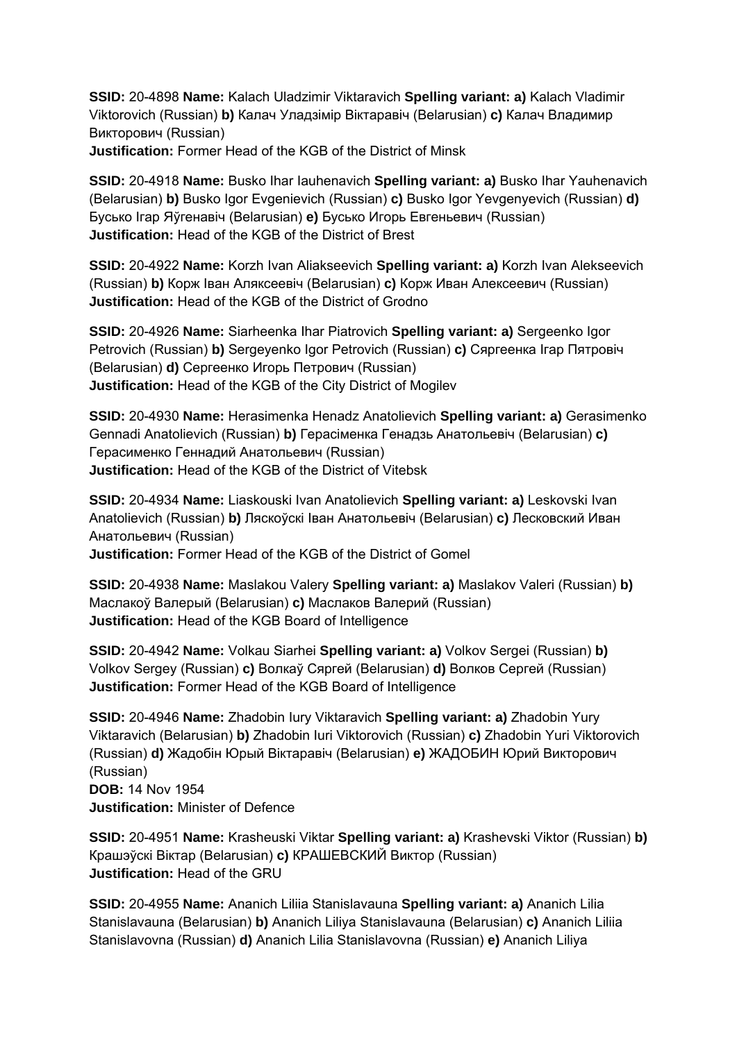**SSID:** 20-4898 **Name:** Kalach Uladzimir Viktaravich **Spelling variant: a)** Kalach Vladimir Viktorovich (Russian) **b)** Калач Уладзімір Віктаравіч (Belarusian) **c)** Калач Владимир Викторович (Russian)
**Justification:** Former Head of the KGB of the District of Minsk

**SSID:** 20-4918 **Name:** Busko Ihar Iauhenavich **Spelling variant: a)** Busko Ihar Yauhenavich (Belarusian) **b)** Busko Igor Evgenievich (Russian) **c)** Busko Igor Yevgenyevich (Russian) **d)** Бусько Ігар Яўгенавіч (Belarusian) **e)** Бусько Игорь Евгеньевич (Russian)
**Justification:** Head of the KGB of the District of Brest

**SSID:** 20-4922 **Name:** Korzh Ivan Aliakseevich **Spelling variant: a)** Korzh Ivan Alekseevich (Russian) **b)** Корж Іван Аляксеевіч (Belarusian) **c)** Корж Иван Алексеевич (Russian)
**Justification:** Head of the KGB of the District of Grodno

**SSID:** 20-4926 **Name:** Siarheenka Ihar Piatrovich **Spelling variant: a)** Sergeenko Igor Petrovich (Russian) **b)** Sergeyenko Igor Petrovich (Russian) **c)** Сяргеенка Ігар Пятровіч (Belarusian) **d)** Сергеенко Игорь Петрович (Russian)
**Justification:** Head of the KGB of the City District of Mogilev

**SSID:** 20-4930 **Name:** Herasimenka Henadz Anatolievich **Spelling variant: a)** Gerasimenko Gennadi Anatolievich (Russian) **b)** Герасіменка Генадзь Анатольевіч (Belarusian) **c)** Герасименко Геннадий Анатольевич (Russian)
**Justification:** Head of the KGB of the District of Vitebsk

**SSID:** 20-4934 **Name:** Liaskouski Ivan Anatolievich **Spelling variant: a)** Leskovski Ivan Anatolievich (Russian) **b)** Ляскоўскі Іван Анатольевіч (Belarusian) **c)** Лесковский Иван Анатольевич (Russian)
**Justification:** Former Head of the KGB of the District of Gomel

**SSID:** 20-4938 **Name:** Maslakou Valery **Spelling variant: a)** Maslakov Valeri (Russian) **b)** Маслакоў Валерый (Belarusian) **c)** Маслаков Валерий (Russian)
**Justification:** Head of the KGB Board of Intelligence

**SSID:** 20-4942 **Name:** Volkau Siarhei **Spelling variant: a)** Volkov Sergei (Russian) **b)** Volkov Sergey (Russian) **c)** Волкаў Сяргей (Belarusian) **d)** Волков Сергей (Russian)
**Justification:** Former Head of the KGB Board of Intelligence

**SSID:** 20-4946 **Name:** Zhadobin Iury Viktaravich **Spelling variant: a)** Zhadobin Yury Viktaravich (Belarusian) **b)** Zhadobin Iuri Viktorovich (Russian) **c)** Zhadobin Yuri Viktorovich (Russian) **d)** Жадобін Юрый Віктаравіч (Belarusian) **e)** ЖАДОБИН Юрий Викторович (Russian)
**DOB:** 14 Nov 1954
**Justification:** Minister of Defence

**SSID:** 20-4951 **Name:** Krasheuski Viktar **Spelling variant: a)** Krashevski Viktor (Russian) **b)** Крашэўскі Віктар (Belarusian) **c)** КРАШЕВСКИЙ Виктор (Russian)
**Justification:** Head of the GRU

**SSID:** 20-4955 **Name:** Ananich Liliia Stanislavauna **Spelling variant: a)** Ananich Lilia Stanislavauna (Belarusian) **b)** Ananich Liliya Stanislavauna (Belarusian) **c)** Ananich Liliia Stanislavovna (Russian) **d)** Ananich Lilia Stanislavovna (Russian) **e)** Ananich Liliya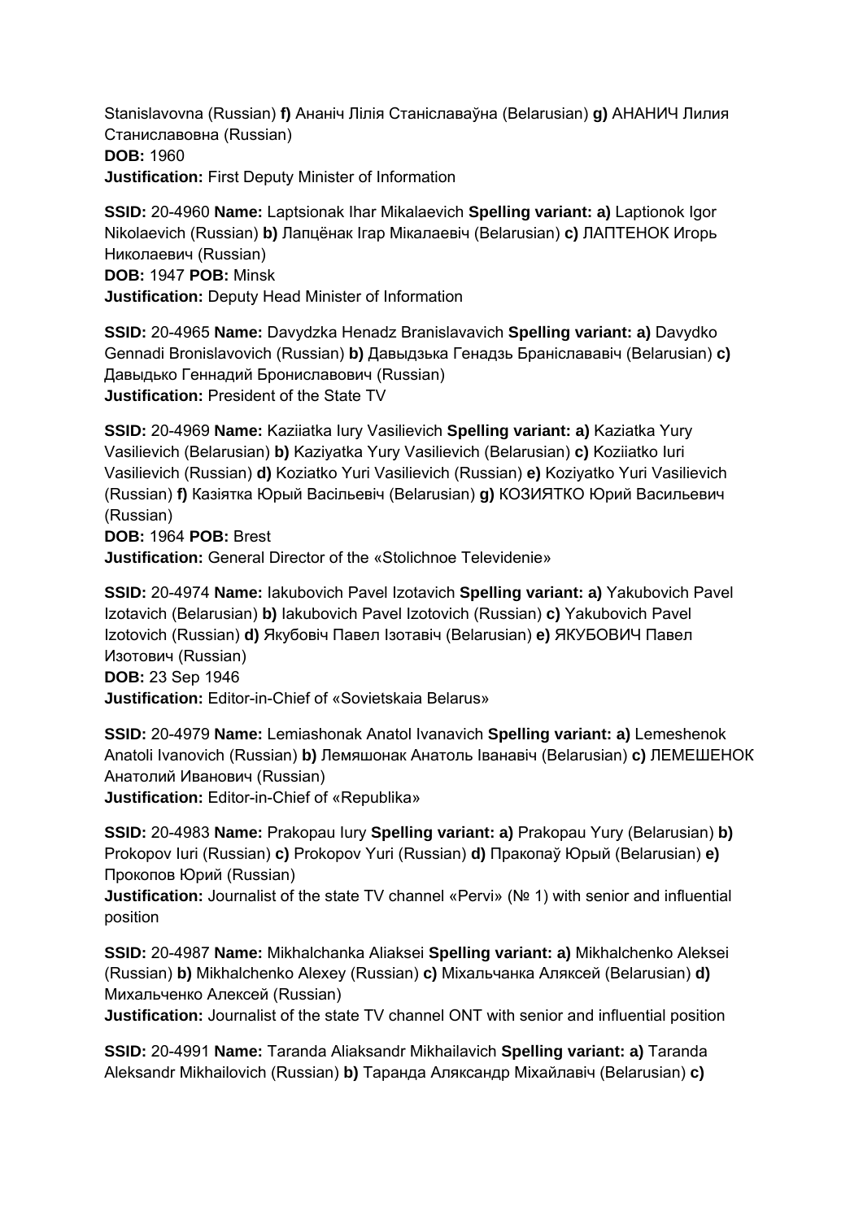Stanislavovna (Russian) **f)** Ананіч Лілія Станіславаўна (Belarusian) **g)** АНАНИЧ Лилия Станиславовна (Russian)
**DOB:** 1960
**Justification:** First Deputy Minister of Information

**SSID:** 20-4960 **Name:** Laptsionak Ihar Mikalaevich **Spelling variant: a)** Laptionok Igor Nikolaevich (Russian) **b)** Лапцёнак Ігар Мікалаевіч (Belarusian) **c)** ЛАПТЕНОК Игорь Николаевич (Russian)
**DOB:** 1947 **POB:** Minsk
**Justification:** Deputy Head Minister of Information

**SSID:** 20-4965 **Name:** Davydzka Henadz Branislavavich **Spelling variant: a)** Davydko Gennadi Bronislavovich (Russian) **b)** Давыдзька Генадзь Браніслававіч (Belarusian) **c)** Давыдько Геннадий Брониславович (Russian)
**Justification:** President of the State TV

**SSID:** 20-4969 **Name:** Kaziiatka Iury Vasilievich **Spelling variant: a)** Kaziatka Yury Vasilievich (Belarusian) **b)** Kaziyatka Yury Vasilievich (Belarusian) **c)** Koziiatko Iuri Vasilievich (Russian) **d)** Koziatko Yuri Vasilievich (Russian) **e)** Koziyatko Yuri Vasilievich (Russian) **f)** Казіятка Юрый Васільевіч (Belarusian) **g)** КОЗИЯТКО Юрий Васильевич (Russian)
**DOB:** 1964 **POB:** Brest
**Justification:** General Director of the «Stolichnoe Televidenie»

**SSID:** 20-4974 **Name:** Iakubovich Pavel Izotavich **Spelling variant: a)** Yakubovich Pavel Izotavich (Belarusian) **b)** Iakubovich Pavel Izotovich (Russian) **c)** Yakubovich Pavel Izotovich (Russian) **d)** Якубовіч Павел Ізотавіч (Belarusian) **e)** ЯКУБОВИЧ Павел Изотович (Russian)
**DOB:** 23 Sep 1946
**Justification:** Editor-in-Chief of «Sovietskaia Belarus»

**SSID:** 20-4979 **Name:** Lemiashonak Anatol Ivanavich **Spelling variant: a)** Lemeshenok Anatoli Ivanovich (Russian) **b)** Лемяшонак Анатоль Іванавіч (Belarusian) **c)** ЛЕМЕШЕНОК Анатолий Иванович (Russian)
**Justification:** Editor-in-Chief of «Republika»

**SSID:** 20-4983 **Name:** Prakopau Iury **Spelling variant: a)** Prakopau Yury (Belarusian) **b)** Prokopov Iuri (Russian) **c)** Prokopov Yuri (Russian) **d)** Пракопаў Юрый (Belarusian) **e)** Прокопов Юрий (Russian)
**Justification:** Journalist of the state TV channel «Pervi» (№ 1) with senior and influential position

**SSID:** 20-4987 **Name:** Mikhalchanka Aliaksei **Spelling variant: a)** Mikhalchenko Aleksei (Russian) **b)** Mikhalchenko Alexey (Russian) **c)** Міхальчанка Аляксей (Belarusian) **d)** Михальченко Алексей (Russian)
**Justification:** Journalist of the state TV channel ONT with senior and influential position

**SSID:** 20-4991 **Name:** Taranda Aliaksandr Mikhailavich **Spelling variant: a)** Taranda Aleksandr Mikhailovich (Russian) **b)** Таранда Аляксандр Міхайлавіч (Belarusian) **c)**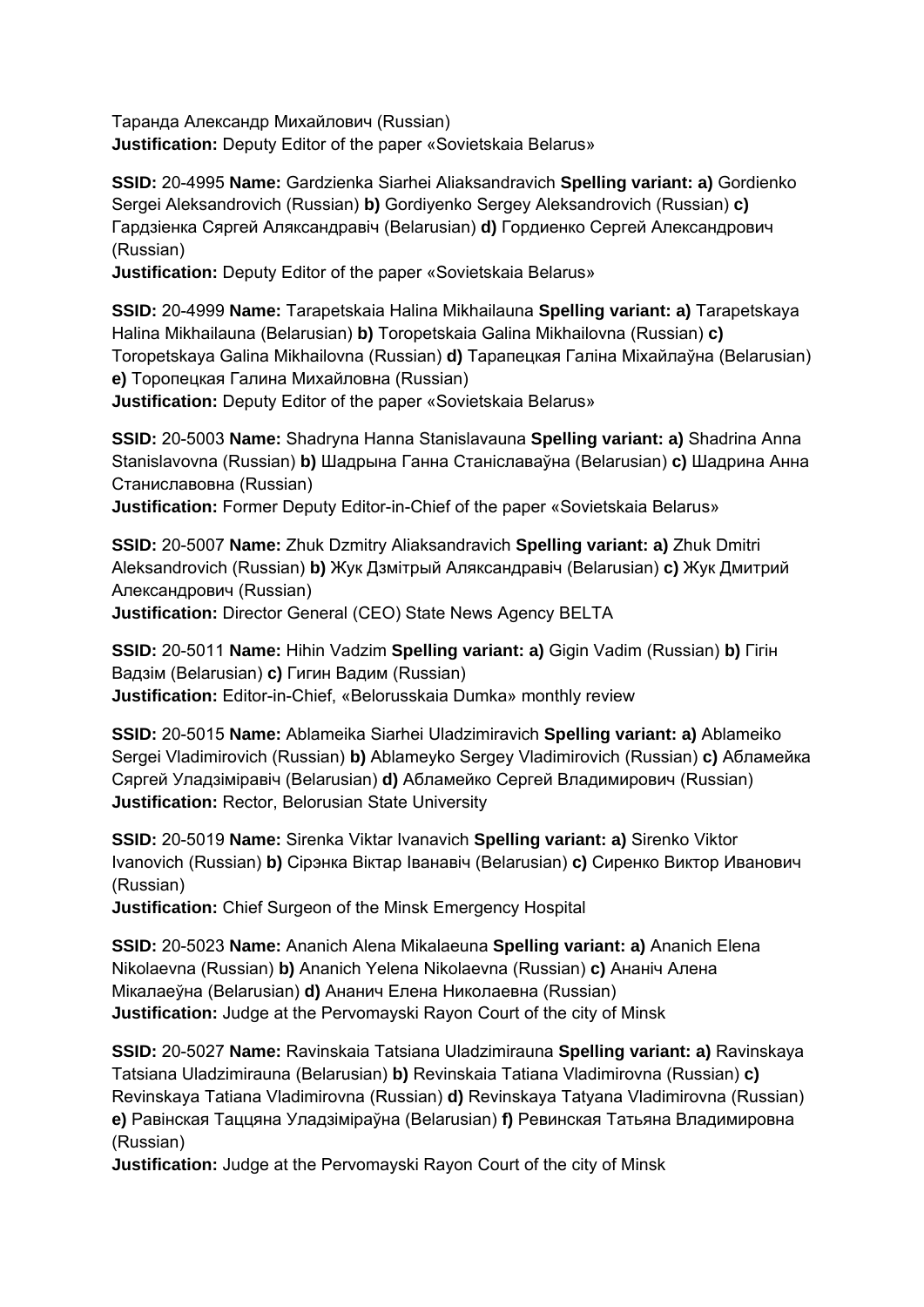Таранда Александр Михайлович (Russian)
**Justification:** Deputy Editor of the paper «Sovietskaia Belarus»

**SSID:** 20-4995 **Name:** Gardzienka Siarhei Aliaksandravich **Spelling variant: a)** Gordienko Sergei Aleksandrovich (Russian) **b)** Gordiyenko Sergey Aleksandrovich (Russian) **c)** Гардзіенка Сяргей Аляксандравіч (Belarusian) **d)** Гордиенко Сергей Александрович (Russian)
**Justification:** Deputy Editor of the paper «Sovietskaia Belarus»

**SSID:** 20-4999 **Name:** Tarapetskaia Halina Mikhailauna **Spelling variant: a)** Tarapetskaya Halina Mikhailauna (Belarusian) **b)** Toropetskaia Galina Mikhailovna (Russian) **c)** Toropetskaya Galina Mikhailovna (Russian) **d)** Тарапецкая Галіна Міхайлаўна (Belarusian) **e)** Торопецкая Галина Михайловна (Russian)
**Justification:** Deputy Editor of the paper «Sovietskaia Belarus»

**SSID:** 20-5003 **Name:** Shadryna Hanna Stanislavauna **Spelling variant: a)** Shadrina Anna Stanislavovna (Russian) **b)** Шадрына Ганна Станіславаўна (Belarusian) **c)** Шадрина Анна Станиславовна (Russian)
**Justification:** Former Deputy Editor-in-Chief of the paper «Sovietskaia Belarus»

**SSID:** 20-5007 **Name:** Zhuk Dzmitry Aliaksandravich **Spelling variant: a)** Zhuk Dmitri Aleksandrovich (Russian) **b)** Жук Дзмітрый Аляксандравіч (Belarusian) **c)** Жук Дмитрий Александрович (Russian)
**Justification:** Director General (CEO) State News Agency BELTA

**SSID:** 20-5011 **Name:** Hihin Vadzim **Spelling variant: a)** Gigin Vadim (Russian) **b)** Гігін Вадзім (Belarusian) **c)** Гигин Вадим (Russian)
**Justification:** Editor-in-Chief, «Belorusskaia Dumka» monthly review

**SSID:** 20-5015 **Name:** Ablameika Siarhei Uladzimiravich **Spelling variant: a)** Ablameiko Sergei Vladimirovich (Russian) **b)** Ablameyko Sergey Vladimirovich (Russian) **c)** Абламейка Сяргей Уладзіміравіч (Belarusian) **d)** Абламейко Сергей Владимирович (Russian)
**Justification:** Rector, Belorusian State University

**SSID:** 20-5019 **Name:** Sirenka Viktar Ivanavich **Spelling variant: a)** Sirenko Viktor Ivanovich (Russian) **b)** Сірэнка Віктар Іванавіч (Belarusian) **c)** Сиренко Виктор Иванович (Russian)
**Justification:** Chief Surgeon of the Minsk Emergency Hospital

**SSID:** 20-5023 **Name:** Ananich Alena Mikalaeuna **Spelling variant: a)** Ananich Elena Nikolaevna (Russian) **b)** Ananich Yelena Nikolaevna (Russian) **c)** Ананіч Алена Мікалаеўна (Belarusian) **d)** Ананич Елена Николаевна (Russian)
**Justification:** Judge at the Pervomayski Rayon Court of the city of Minsk

**SSID:** 20-5027 **Name:** Ravinskaia Tatsiana Uladzimirauna **Spelling variant: a)** Ravinskaya Tatsiana Uladzimirauna (Belarusian) **b)** Revinskaia Tatiana Vladimirovna (Russian) **c)** Revinskaya Tatiana Vladimirovna (Russian) **d)** Revinskaya Tatyana Vladimirovna (Russian) **e)** Равінская Таццяна Уладзіміраўна (Belarusian) **f)** Ревинская Татьяна Владимировна (Russian)
**Justification:** Judge at the Pervomayski Rayon Court of the city of Minsk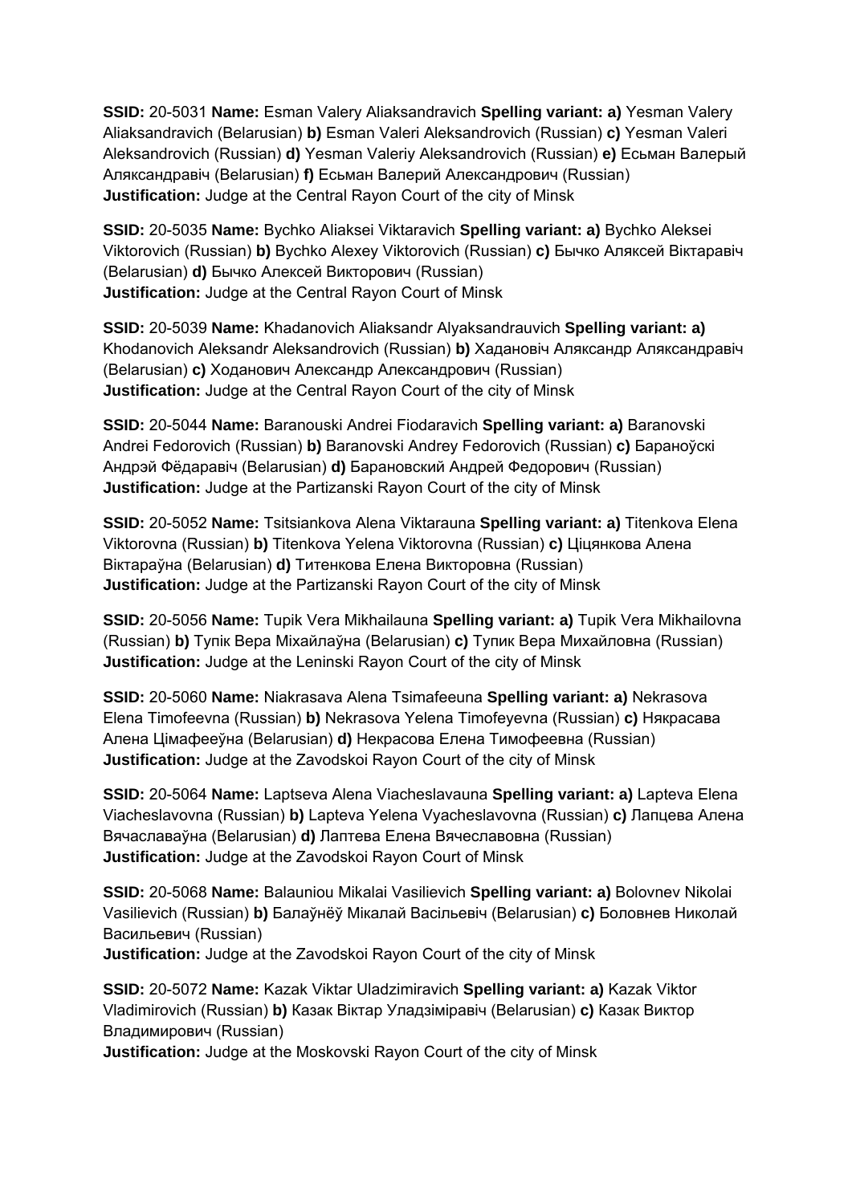**SSID:** 20-5031 **Name:** Esman Valery Aliaksandravich **Spelling variant: a)** Yesman Valery Aliaksandravich (Belarusian) **b)** Esman Valeri Aleksandrovich (Russian) **c)** Yesman Valeri Aleksandrovich (Russian) **d)** Yesman Valeriy Aleksandrovich (Russian) **e)** Есьман Валерый Аляксандравіч (Belarusian) **f)** Есьман Валерий Александрович (Russian)
**Justification:** Judge at the Central Rayon Court of the city of Minsk

**SSID:** 20-5035 **Name:** Bychko Aliaksei Viktaravich **Spelling variant: a)** Bychko Aleksei Viktorovich (Russian) **b)** Bychko Alexey Viktorovich (Russian) **c)** Бычко Аляксей Віктаравіч (Belarusian) **d)** Бычко Алексей Викторович (Russian)
**Justification:** Judge at the Central Rayon Court of Minsk

**SSID:** 20-5039 **Name:** Khadanovich Aliaksandr Alyaksandrauvich **Spelling variant: a)** Khodanovich Aleksandr Aleksandrovich (Russian) **b)** Хадановіч Аляксандр Аляксандравіч (Belarusian) **c)** Ходанович Александр Александрович (Russian)
**Justification:** Judge at the Central Rayon Court of the city of Minsk

**SSID:** 20-5044 **Name:** Baranouski Andrei Fiodaravich **Spelling variant: a)** Baranovski Andrei Fedorovich (Russian) **b)** Baranovski Andrey Fedorovich (Russian) **c)** Бараноўскі Андрэй Фёдаравіч (Belarusian) **d)** Барановский Андрей Федорович (Russian)
**Justification:** Judge at the Partizanski Rayon Court of the city of Minsk

**SSID:** 20-5052 **Name:** Tsitsiankova Alena Viktarauna **Spelling variant: a)** Titenkova Elena Viktorovna (Russian) **b)** Titenkova Yelena Viktorovna (Russian) **c)** Ціцянкова Алена Віктараўна (Belarusian) **d)** Титенкова Елена Викторовна (Russian)
**Justification:** Judge at the Partizanski Rayon Court of the city of Minsk

**SSID:** 20-5056 **Name:** Tupik Vera Mikhailauna **Spelling variant: a)** Tupik Vera Mikhailovna (Russian) **b)** Тупік Вера Міхайлаўна (Belarusian) **c)** Тупик Вера Михайловна (Russian)
**Justification:** Judge at the Leninski Rayon Court of the city of Minsk

**SSID:** 20-5060 **Name:** Niakrasava Alena Tsimafeeuna **Spelling variant: a)** Nekrasova Elena Timofeevna (Russian) **b)** Nekrasova Yelena Timofeyevna (Russian) **c)** Някрасава Алена Цімафееўна (Belarusian) **d)** Некрасова Елена Тимофеевна (Russian)
**Justification:** Judge at the Zavodskoi Rayon Court of the city of Minsk

**SSID:** 20-5064 **Name:** Laptseva Alena Viacheslavauna **Spelling variant: a)** Lapteva Elena Viacheslavovna (Russian) **b)** Lapteva Yelena Vyacheslavovna (Russian) **c)** Лапцева Алена Вячаславаўна (Belarusian) **d)** Лаптева Елена Вячеславовна (Russian)
**Justification:** Judge at the Zavodskoi Rayon Court of Minsk

**SSID:** 20-5068 **Name:** Balauniou Mikalai Vasilievich **Spelling variant: a)** Bolovnev Nikolai Vasilievich (Russian) **b)** Балаўнёў Мікалай Васільевіч (Belarusian) **c)** Боловнев Николай Васильевич (Russian)
**Justification:** Judge at the Zavodskoi Rayon Court of the city of Minsk

**SSID:** 20-5072 **Name:** Kazak Viktar Uladzimiravich **Spelling variant: a)** Kazak Viktor Vladimirovich (Russian) **b)** Казак Віктар Уладзіміравіч (Belarusian) **c)** Казак Виктор Владимирович (Russian)
**Justification:** Judge at the Moskovski Rayon Court of the city of Minsk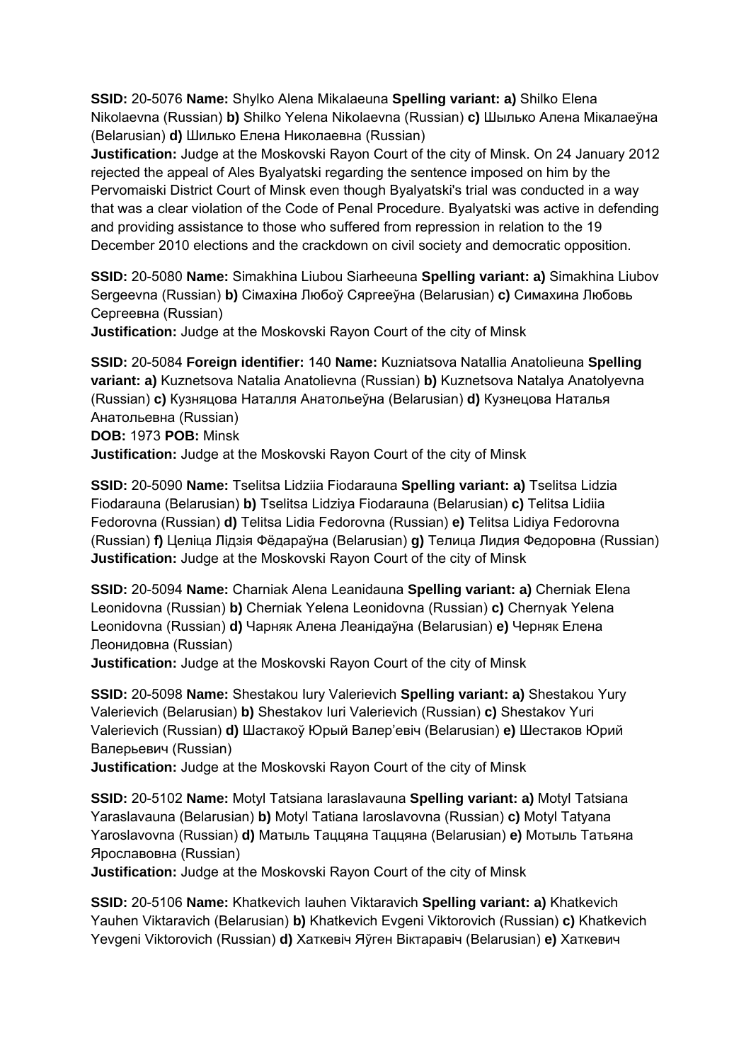**SSID:** 20-5076 **Name:** Shylko Alena Mikalaeuna **Spelling variant: a)** Shilko Elena Nikolaevna (Russian) **b)** Shilko Yelena Nikolaevna (Russian) **c)** Шылько Алена Мікалаеўна (Belarusian) **d)** Шилько Елена Николаевна (Russian)
**Justification:** Judge at the Moskovski Rayon Court of the city of Minsk. On 24 January 2012 rejected the appeal of Ales Byalyatski regarding the sentence imposed on him by the Pervomaiski District Court of Minsk even though Byalyatski's trial was conducted in a way that was a clear violation of the Code of Penal Procedure. Byalyatski was active in defending and providing assistance to those who suffered from repression in relation to the 19 December 2010 elections and the crackdown on civil society and democratic opposition.

**SSID:** 20-5080 **Name:** Simakhina Liubou Siarheeuna **Spelling variant: a)** Simakhina Liubov Sergeevna (Russian) **b)** Сімахіна Любоў Сяргееўна (Belarusian) **c)** Симахина Любовь Сергеевна (Russian)
**Justification:** Judge at the Moskovski Rayon Court of the city of Minsk

**SSID:** 20-5084 **Foreign identifier:** 140 **Name:** Kuzniatsova Natallia Anatolieuna **Spelling variant: a)** Kuznetsova Natalia Anatolievna (Russian) **b)** Kuznetsova Natalya Anatolyevna (Russian) **c)** Кузняцова Наталля Анатольеўна (Belarusian) **d)** Кузнецова Наталья Анатольевна (Russian)
**DOB:** 1973 **POB:** Minsk
**Justification:** Judge at the Moskovski Rayon Court of the city of Minsk

**SSID:** 20-5090 **Name:** Tselitsa Lidziia Fiodarauna **Spelling variant: a)** Tselitsa Lidzia Fiodarauna (Belarusian) **b)** Tselitsa Lidziya Fiodarauna (Belarusian) **c)** Telitsa Lidiia Fedorovna (Russian) **d)** Telitsa Lidia Fedorovna (Russian) **e)** Telitsa Lidiya Fedorovna (Russian) **f)** Целіца Лідзія Фёдараўна (Belarusian) **g)** Телица Лидия Федоровна (Russian)
**Justification:** Judge at the Moskovski Rayon Court of the city of Minsk

**SSID:** 20-5094 **Name:** Charniak Alena Leanidauna **Spelling variant: a)** Cherniak Elena Leonidovna (Russian) **b)** Cherniak Yelena Leonidovna (Russian) **c)** Chernyak Yelena Leonidovna (Russian) **d)** Чарняк Алена Леанідаўна (Belarusian) **e)** Черняк Елена Леонидовна (Russian)
**Justification:** Judge at the Moskovski Rayon Court of the city of Minsk

**SSID:** 20-5098 **Name:** Shestakou Iury Valerievich **Spelling variant: a)** Shestakou Yury Valerievich (Belarusian) **b)** Shestakov Iuri Valerievich (Russian) **c)** Shestakov Yuri Valerievich (Russian) **d)** Шастакоў Юрый Валер'евіч (Belarusian) **e)** Шестаков Юрий Валерьевич (Russian)
**Justification:** Judge at the Moskovski Rayon Court of the city of Minsk

**SSID:** 20-5102 **Name:** Motyl Tatsiana Iaraslavauna **Spelling variant: a)** Motyl Tatsiana Yaraslavauna (Belarusian) **b)** Motyl Tatiana Iaroslavovna (Russian) **c)** Motyl Tatyana Yaroslavovna (Russian) **d)** Матыль Таццяна Таццяна (Belarusian) **e)** Мотыль Татьяна Ярославовна (Russian)
**Justification:** Judge at the Moskovski Rayon Court of the city of Minsk

**SSID:** 20-5106 **Name:** Khatkevich Iauhen Viktaravich **Spelling variant: a)** Khatkevich Yauhen Viktaravich (Belarusian) **b)** Khatkevich Evgeni Viktorovich (Russian) **c)** Khatkevich Yevgeni Viktorovich (Russian) **d)** Хаткевіч Яўген Віктаравіч (Belarusian) **e)** Хаткевич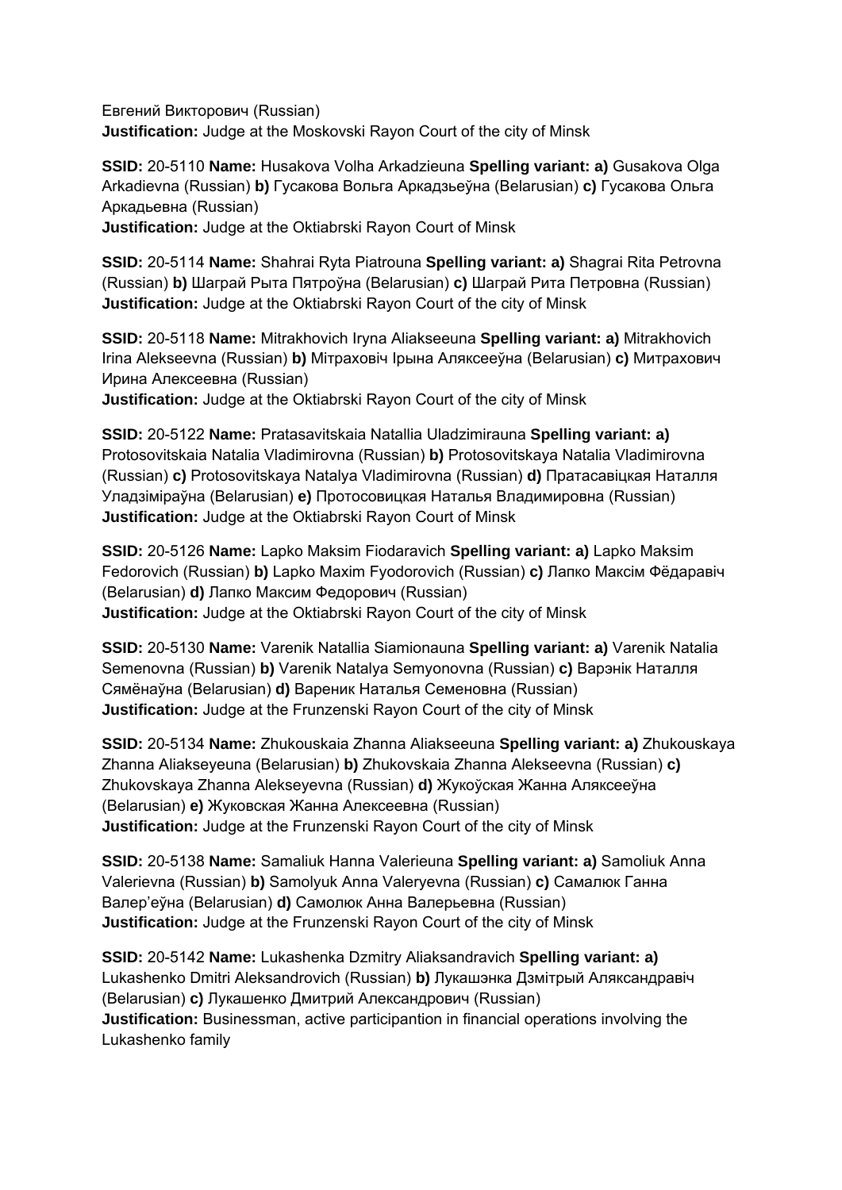Евгений Викторович (Russian)
**Justification:** Judge at the Moskovski Rayon Court of the city of Minsk

**SSID:** 20-5110 **Name:** Husakova Volha Arkadzieuna **Spelling variant: a)** Gusakova Olga Arkadievna (Russian) **b)** Гусакова Вольга Аркадзьеўна (Belarusian) **c)** Гусакова Ольга Аркадьевна (Russian)
**Justification:** Judge at the Oktiabrski Rayon Court of Minsk

**SSID:** 20-5114 **Name:** Shahrai Ryta Piatrouna **Spelling variant: a)** Shagrai Rita Petrovna (Russian) **b)** Шаграй Рыта Пятроўна (Belarusian) **c)** Шаграй Рита Петровна (Russian)
**Justification:** Judge at the Oktiabrski Rayon Court of the city of Minsk

**SSID:** 20-5118 **Name:** Mitrakhovich Iryna Aliakseeuna **Spelling variant: a)** Mitrakhovich Irina Alekseevna (Russian) **b)** Мітраховіч Ірына Аляксееўна (Belarusian) **c)** Митрахович Ирина Алексеевна (Russian)
**Justification:** Judge at the Oktiabrski Rayon Court of the city of Minsk

**SSID:** 20-5122 **Name:** Pratasavitskaia Natallia Uladzimirauna **Spelling variant: a)** Protosovitskaia Natalia Vladimirovna (Russian) **b)** Protosovitskaya Natalia Vladimirovna (Russian) **c)** Protosovitskaya Natalya Vladimirovna (Russian) **d)** Пратасавіцкая Наталля Уладзіміраўна (Belarusian) **e)** Протосовицкая Наталья Владимировна (Russian)
**Justification:** Judge at the Oktiabrski Rayon Court of Minsk

**SSID:** 20-5126 **Name:** Lapko Maksim Fiodaravich **Spelling variant: a)** Lapko Maksim Fedorovich (Russian) **b)** Lapko Maxim Fyodorovich (Russian) **c)** Лапко Максім Фёдаравіч (Belarusian) **d)** Лапко Максим Федорович (Russian)
**Justification:** Judge at the Oktiabrski Rayon Court of the city of Minsk

**SSID:** 20-5130 **Name:** Varenik Natallia Siamionauna **Spelling variant: a)** Varenik Natalia Semenovna (Russian) **b)** Varenik Natalya Semyonovna (Russian) **c)** Варэнік Наталля Сямёнаўна (Belarusian) **d)** Вареник Наталья Семеновна (Russian)
**Justification:** Judge at the Frunzenski Rayon Court of the city of Minsk

**SSID:** 20-5134 **Name:** Zhukouskaia Zhanna Aliakseeuna **Spelling variant: a)** Zhukouskaya Zhanna Aliakseyeuna (Belarusian) **b)** Zhukovskaia Zhanna Alekseevna (Russian) **c)** Zhukovskaya Zhanna Alekseyevna (Russian) **d)** Жукоўская Жанна Аляксееўна (Belarusian) **e)** Жуковская Жанна Алексеевна (Russian)
**Justification:** Judge at the Frunzenski Rayon Court of the city of Minsk

**SSID:** 20-5138 **Name:** Samaliuk Hanna Valerieuna **Spelling variant: a)** Samoliuk Anna Valerievna (Russian) **b)** Samolyuk Anna Valeryevna (Russian) **c)** Самалюк Ганна Валер'еўна (Belarusian) **d)** Самолюк Анна Валерьевна (Russian)
**Justification:** Judge at the Frunzenski Rayon Court of the city of Minsk

**SSID:** 20-5142 **Name:** Lukashenka Dzmitry Aliaksandravich **Spelling variant: a)** Lukashenko Dmitri Aleksandrovich (Russian) **b)** Лукашэнка Дзмітрый Аляксандравіч (Belarusian) **c)** Лукашенко Дмитрий Александрович (Russian)
**Justification:** Businessman, active participantion in financial operations involving the Lukashenko family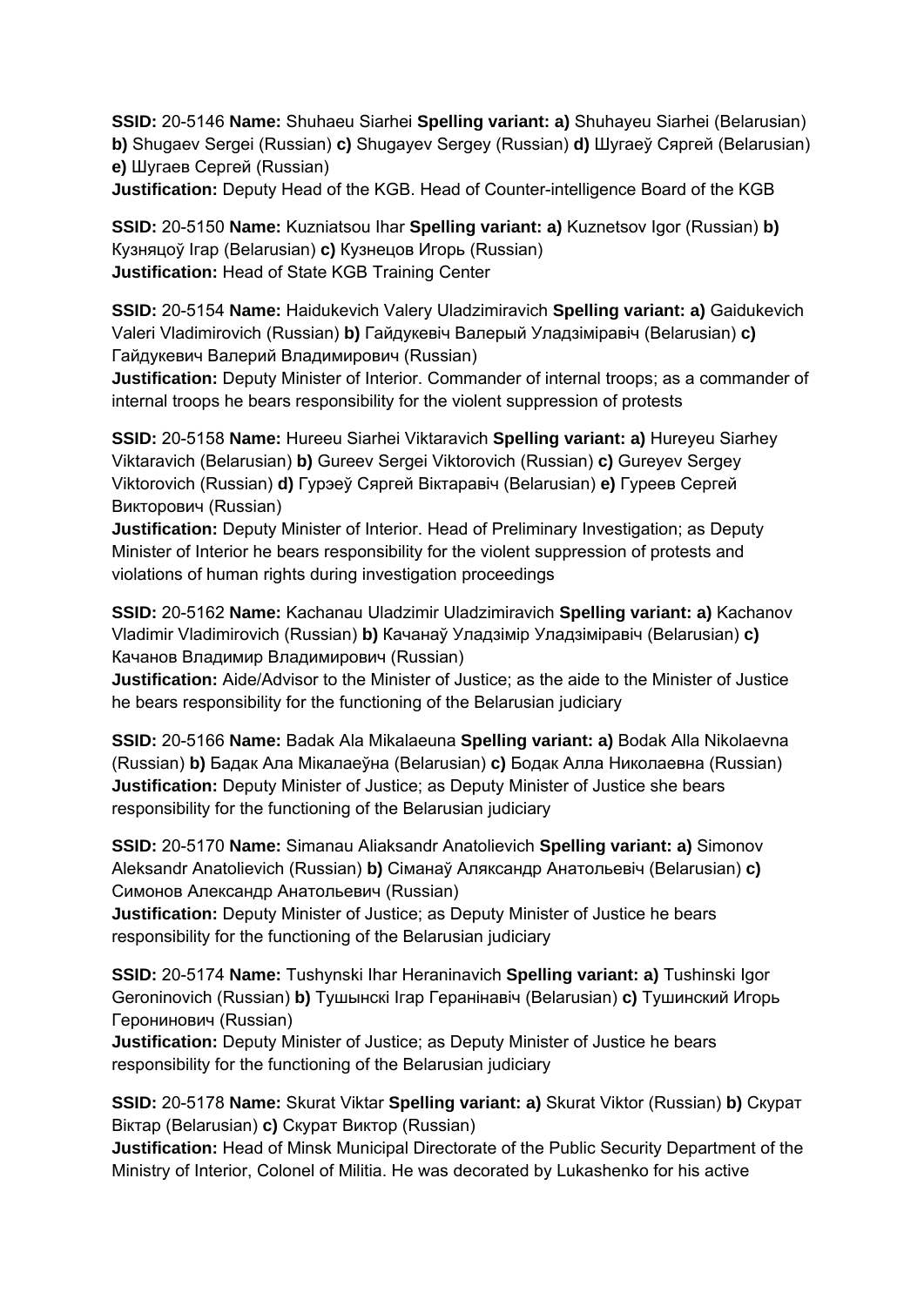**SSID:** 20-5146 **Name:** Shuhaeu Siarhei **Spelling variant: a)** Shuhayeu Siarhei (Belarusian) **b)** Shugaev Sergei (Russian) **c)** Shugayev Sergey (Russian) **d)** Шугаеў Сяргей (Belarusian) **e)** Шугаев Сергей (Russian)
**Justification:** Deputy Head of the KGB. Head of Counter-intelligence Board of the KGB

**SSID:** 20-5150 **Name:** Kuzniatsou Ihar **Spelling variant: a)** Kuznetsov Igor (Russian) **b)** Кузняцоў Ігар (Belarusian) **c)** Кузнецов Игорь (Russian)
**Justification:** Head of State KGB Training Center

**SSID:** 20-5154 **Name:** Haidukevich Valery Uladzimiravich **Spelling variant: a)** Gaidukevich Valeri Vladimirovich (Russian) **b)** Гайдукевіч Валерый Уладзіміравіч (Belarusian) **c)** Гайдукевич Валерий Владимирович (Russian)
**Justification:** Deputy Minister of Interior. Commander of internal troops; as a commander of internal troops he bears responsibility for the violent suppression of protests

**SSID:** 20-5158 **Name:** Hureeu Siarhei Viktaravich **Spelling variant: a)** Hureyeu Siarhey Viktaravich (Belarusian) **b)** Gureev Sergei Viktorovich (Russian) **c)** Gureyev Sergey Viktorovich (Russian) **d)** Гурэеў Сяргей Віктаравіч (Belarusian) **e)** Гуреев Сергей Викторович (Russian)
**Justification:** Deputy Minister of Interior. Head of Preliminary Investigation; as Deputy Minister of Interior he bears responsibility for the violent suppression of protests and violations of human rights during investigation proceedings

**SSID:** 20-5162 **Name:** Kachanau Uladzimir Uladzimiravich **Spelling variant: a)** Kachanov Vladimir Vladimirovich (Russian) **b)** Качанаў Уладзімір Уладзіміравіч (Belarusian) **c)** Качанов Владимир Владимирович (Russian)
**Justification:** Aide/Advisor to the Minister of Justice; as the aide to the Minister of Justice he bears responsibility for the functioning of the Belarusian judiciary

**SSID:** 20-5166 **Name:** Badak Ala Mikalaeuna **Spelling variant: a)** Bodak Alla Nikolaevna (Russian) **b)** Бадак Ала Мікалаеўна (Belarusian) **c)** Бодак Алла Николаевна (Russian)
**Justification:** Deputy Minister of Justice; as Deputy Minister of Justice she bears responsibility for the functioning of the Belarusian judiciary

**SSID:** 20-5170 **Name:** Simanau Aliaksandr Anatolievich **Spelling variant: a)** Simonov Aleksandr Anatolievich (Russian) **b)** Сіманаў Аляксандр Анатольевіч (Belarusian) **c)** Симонов Александр Анатольевич (Russian)
**Justification:** Deputy Minister of Justice; as Deputy Minister of Justice he bears responsibility for the functioning of the Belarusian judiciary

**SSID:** 20-5174 **Name:** Tushynski Ihar Heraninavich **Spelling variant: a)** Tushinski Igor Geroninovich (Russian) **b)** Тушынскі Ігар Геранінавіч (Belarusian) **c)** Тушинский Игорь Геронинович (Russian)
**Justification:** Deputy Minister of Justice; as Deputy Minister of Justice he bears responsibility for the functioning of the Belarusian judiciary

**SSID:** 20-5178 **Name:** Skurat Viktar **Spelling variant: a)** Skurat Viktor (Russian) **b)** Скурат Віктар (Belarusian) **c)** Скурат Виктор (Russian)
**Justification:** Head of Minsk Municipal Directorate of the Public Security Department of the Ministry of Interior, Colonel of Militia. He was decorated by Lukashenko for his active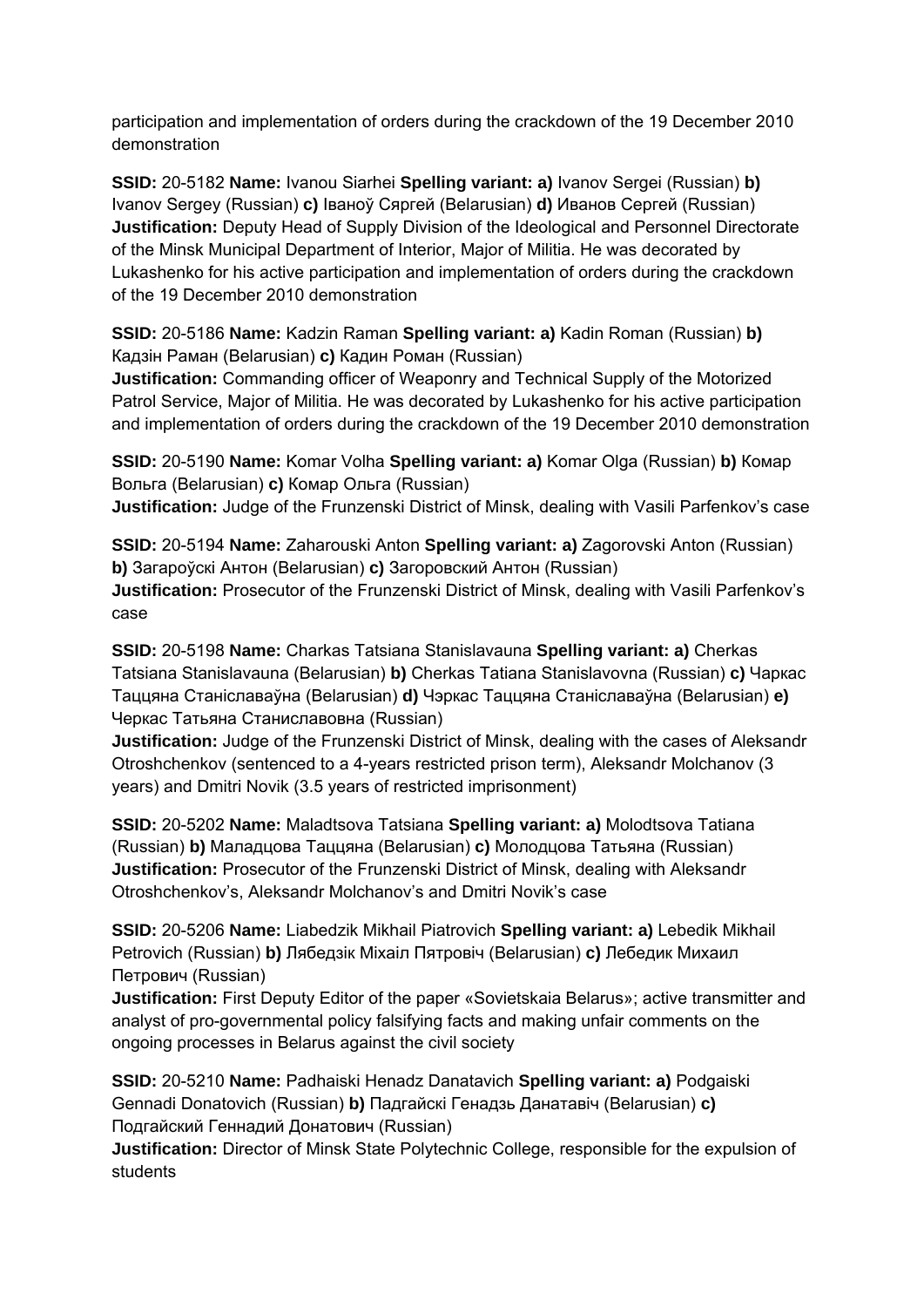participation and implementation of orders during the crackdown of the 19 December 2010 demonstration

**SSID:** 20-5182 **Name:** Ivanou Siarhei **Spelling variant: a)** Ivanov Sergei (Russian) **b)** Ivanov Sergey (Russian) **c)** Іваноў Сяргей (Belarusian) **d)** Иванов Сергей (Russian) **Justification:** Deputy Head of Supply Division of the Ideological and Personnel Directorate of the Minsk Municipal Department of Interior, Major of Militia. He was decorated by Lukashenko for his active participation and implementation of orders during the crackdown of the 19 December 2010 demonstration

**SSID:** 20-5186 **Name:** Kadzin Raman **Spelling variant: a)** Kadin Roman (Russian) **b)** Кадзін Раман (Belarusian) **c)** Кадин Роман (Russian)
**Justification:** Commanding officer of Weaponry and Technical Supply of the Motorized Patrol Service, Major of Militia. He was decorated by Lukashenko for his active participation and implementation of orders during the crackdown of the 19 December 2010 demonstration

**SSID:** 20-5190 **Name:** Komar Volha **Spelling variant: a)** Komar Olga (Russian) **b)** Комар Вольга (Belarusian) **c)** Комар Ольга (Russian)
**Justification:** Judge of the Frunzenski District of Minsk, dealing with Vasili Parfenkov's case

**SSID:** 20-5194 **Name:** Zaharouski Anton **Spelling variant: a)** Zagorovski Anton (Russian) **b)** Загароўскі Антон (Belarusian) **c)** Загоровский Антон (Russian)
**Justification:** Prosecutor of the Frunzenski District of Minsk, dealing with Vasili Parfenkov's case

**SSID:** 20-5198 **Name:** Charkas Tatsiana Stanislavauna **Spelling variant: a)** Cherkas Tatsiana Stanislavauna (Belarusian) **b)** Cherkas Tatiana Stanislavovna (Russian) **c)** Чаркас Таццяна Станіславаўна (Belarusian) **d)** Чэркас Таццяна Станіславаўна (Belarusian) **e)** Черкас Татьяна Станиславовна (Russian)
**Justification:** Judge of the Frunzenski District of Minsk, dealing with the cases of Aleksandr Otroshchenkov (sentenced to a 4-years restricted prison term), Aleksandr Molchanov (3 years) and Dmitri Novik (3.5 years of restricted imprisonment)

**SSID:** 20-5202 **Name:** Maladtsova Tatsiana **Spelling variant: a)** Molodtsova Tatiana (Russian) **b)** Маладцова Таццяна (Belarusian) **c)** Молодцова Татьяна (Russian)
**Justification:** Prosecutor of the Frunzenski District of Minsk, dealing with Aleksandr Otroshchenkov's, Aleksandr Molchanov's and Dmitri Novik's case

**SSID:** 20-5206 **Name:** Liabedzik Mikhail Piatrovich **Spelling variant: a)** Lebedik Mikhail Petrovich (Russian) **b)** Лябедзік Міхаіл Пятровіч (Belarusian) **c)** Лебедик Михаил Петрович (Russian)
**Justification:** First Deputy Editor of the paper «Sovietskaia Belarus»; active transmitter and analyst of pro-governmental policy falsifying facts and making unfair comments on the ongoing processes in Belarus against the civil society

**SSID:** 20-5210 **Name:** Padhaiski Henadz Danatavich **Spelling variant: a)** Podgaiski Gennadi Donatovich (Russian) **b)** Падгайскі Генадзь Данатавіч (Belarusian) **c)** Подгайский Геннадий Донатович (Russian)
**Justification:** Director of Minsk State Polytechnic College, responsible for the expulsion of students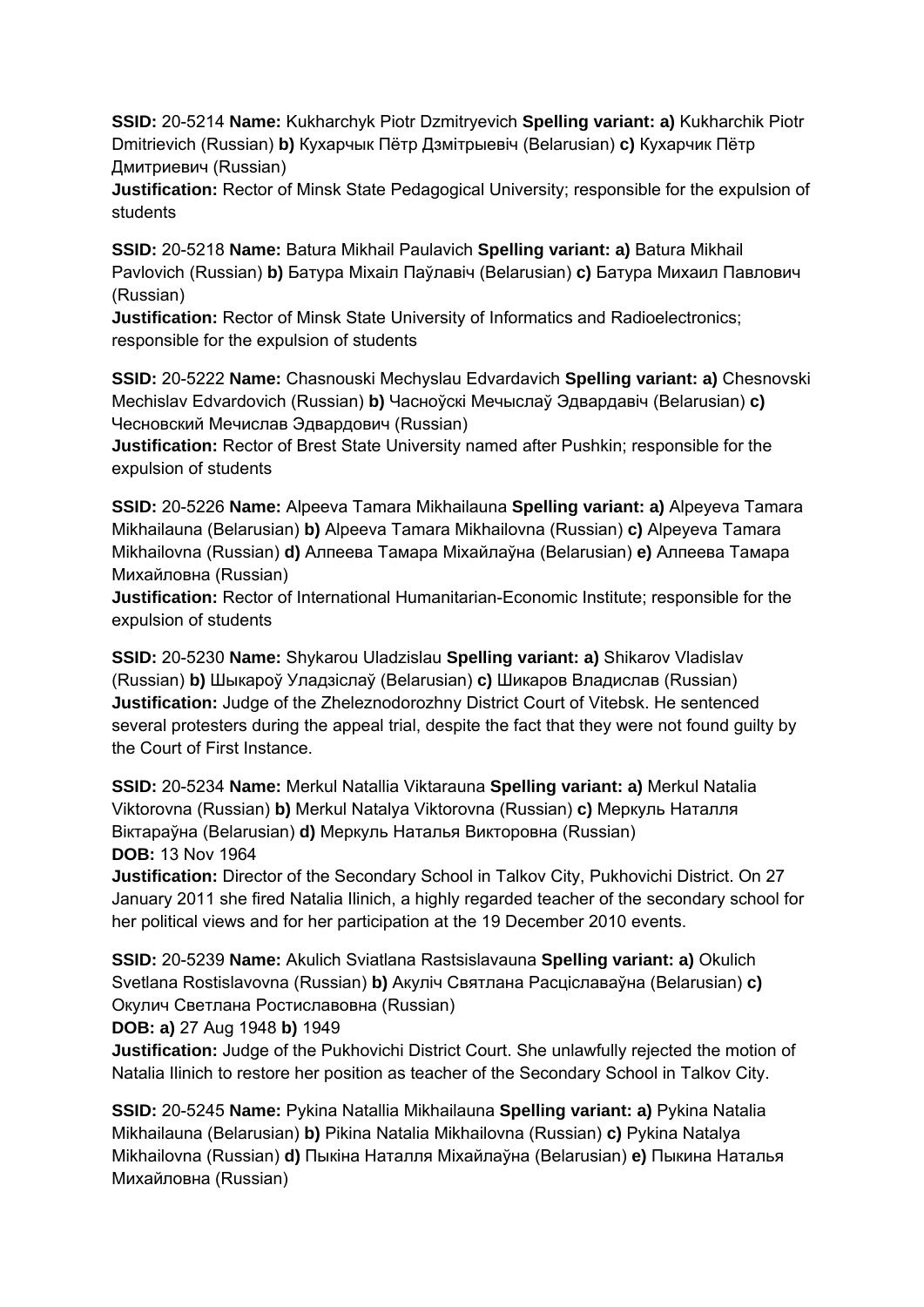**SSID:** 20-5214 **Name:** Kukharchyk Piotr Dzmitryevich **Spelling variant: a)** Kukharchik Piotr Dmitrievich (Russian) **b)** Кухарчык Пётр Дзмітрыевіч (Belarusian) **c)** Кухарчик Пётр Дмитриевич (Russian)
**Justification:** Rector of Minsk State Pedagogical University; responsible for the expulsion of students

**SSID:** 20-5218 **Name:** Batura Mikhail Paulavich **Spelling variant: a)** Batura Mikhail Pavlovich (Russian) **b)** Батура Міхаіл Паўлавіч (Belarusian) **c)** Батура Михаил Павлович (Russian)
**Justification:** Rector of Minsk State University of Informatics and Radioelectronics; responsible for the expulsion of students

**SSID:** 20-5222 **Name:** Chasnouski Mechyslau Edvardavich **Spelling variant: a)** Chesnovski Mechislav Edvardovich (Russian) **b)** Часноўскі Мечыслаў Эдвардавіч (Belarusian) **c)** Чесновский Мечислав Эдвардович (Russian)
**Justification:** Rector of Brest State University named after Pushkin; responsible for the expulsion of students

**SSID:** 20-5226 **Name:** Alpeeva Tamara Mikhailauna **Spelling variant: a)** Alpeyeva Tamara Mikhailauna (Belarusian) **b)** Alpeeva Tamara Mikhailovna (Russian) **c)** Alpeyeva Tamara Mikhailovna (Russian) **d)** Алпеева Тамара Міхайлаўна (Belarusian) **e)** Алпеева Тамара Михайловна (Russian)
**Justification:** Rector of International Humanitarian-Economic Institute; responsible for the expulsion of students

**SSID:** 20-5230 **Name:** Shykarou Uladzislau **Spelling variant: a)** Shikarov Vladislav (Russian) **b)** Шыкароў Уладзіслаў (Belarusian) **c)** Шикаров Владислав (Russian)
**Justification:** Judge of the Zheleznodorozhny District Court of Vitebsk. He sentenced several protesters during the appeal trial, despite the fact that they were not found guilty by the Court of First Instance.

**SSID:** 20-5234 **Name:** Merkul Natallia Viktarauna **Spelling variant: a)** Merkul Natalia Viktorovna (Russian) **b)** Merkul Natalya Viktorovna (Russian) **c)** Меркуль Наталля Віктараўна (Belarusian) **d)** Меркуль Наталья Викторовна (Russian)
**DOB:** 13 Nov 1964
**Justification:** Director of the Secondary School in Talkov City, Pukhovichi District. On 27 January 2011 she fired Natalia Ilinich, a highly regarded teacher of the secondary school for her political views and for her participation at the 19 December 2010 events.

**SSID:** 20-5239 **Name:** Akulich Sviatlana Rastsislavauna **Spelling variant: a)** Okulich Svetlana Rostislavovna (Russian) **b)** Акуліч Святлана Расціславаўна (Belarusian) **c)** Окулич Светлана Ростиславовна (Russian)
**DOB: a)** 27 Aug 1948 **b)** 1949
**Justification:** Judge of the Pukhovichi District Court. She unlawfully rejected the motion of Natalia Ilinich to restore her position as teacher of the Secondary School in Talkov City.

**SSID:** 20-5245 **Name:** Pykina Natallia Mikhailauna **Spelling variant: a)** Pykina Natalia Mikhailauna (Belarusian) **b)** Pikina Natalia Mikhailovna (Russian) **c)** Pykina Natalya Mikhailovna (Russian) **d)** Пыкіна Наталля Міхайлаўна (Belarusian) **e)** Пыкина Наталья Михайловна (Russian)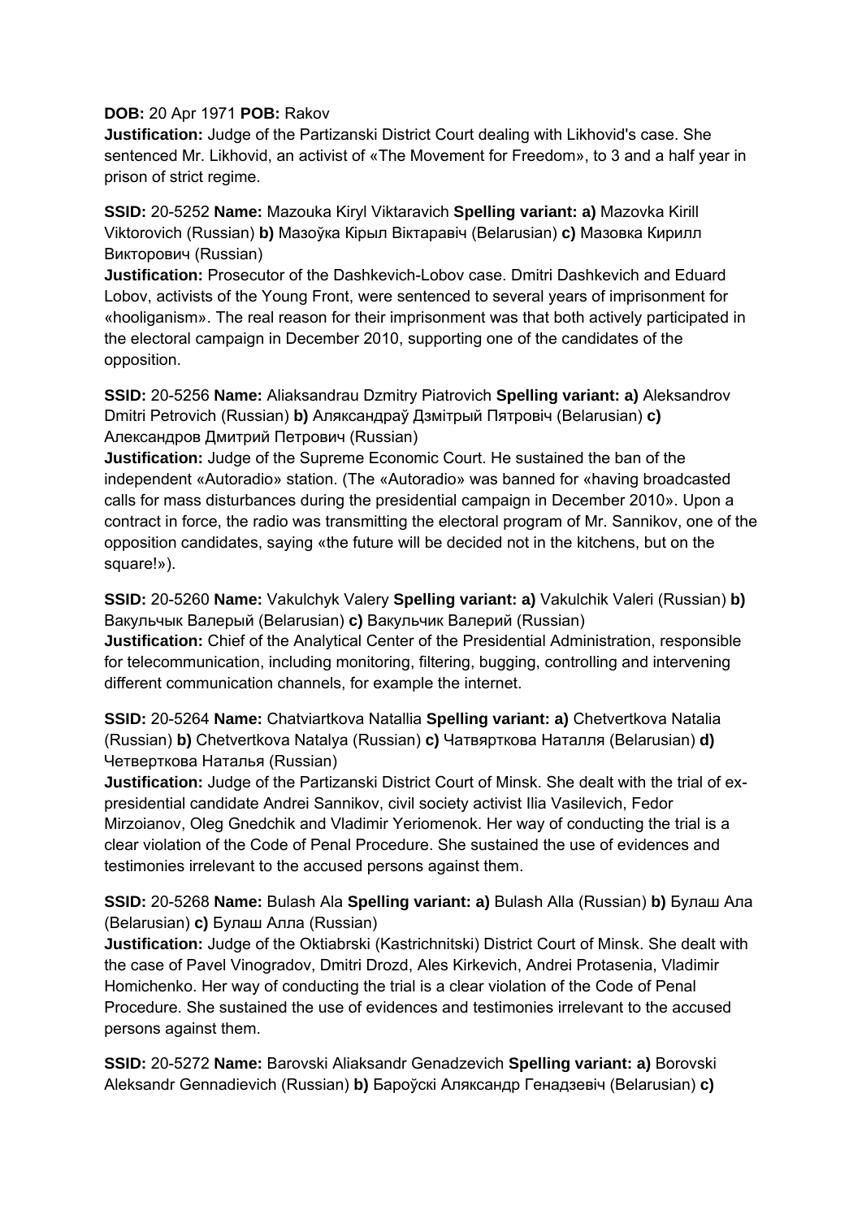**DOB:** 20 Apr 1971 **POB:** Rakov
**Justification:** Judge of the Partizanski District Court dealing with Likhovid's case. She sentenced Mr. Likhovid, an activist of «The Movement for Freedom», to 3 and a half year in prison of strict regime.

**SSID:** 20-5252 **Name:** Mazouka Kiryl Viktaravich **Spelling variant: a)** Mazovka Kirill Viktorovich (Russian) **b)** Мазоўка Кірыл Віктаравіч (Belarusian) **c)** Мазовка Кирилл Викторович (Russian)
**Justification:** Prosecutor of the Dashkevich-Lobov case. Dmitri Dashkevich and Eduard Lobov, activists of the Young Front, were sentenced to several years of imprisonment for «hooliganism». The real reason for their imprisonment was that both actively participated in the electoral campaign in December 2010, supporting one of the candidates of the opposition.

**SSID:** 20-5256 **Name:** Aliaksandrau Dzmitry Piatrovich **Spelling variant: a)** Aleksandrov Dmitri Petrovich (Russian) **b)** Аляксандраў Дзмітрый Пятровіч (Belarusian) **c)** Александров Дмитрий Петрович (Russian)
**Justification:** Judge of the Supreme Economic Court. He sustained the ban of the independent «Autoradio» station. (The «Autoradio» was banned for «having broadcasted calls for mass disturbances during the presidential campaign in December 2010». Upon a contract in force, the radio was transmitting the electoral program of Mr. Sannikov, one of the opposition candidates, saying «the future will be decided not in the kitchens, but on the square!»).

**SSID:** 20-5260 **Name:** Vakulchyk Valery **Spelling variant: a)** Vakulchik Valeri (Russian) **b)** Вакульчык Валерый (Belarusian) **c)** Вакульчик Валерий (Russian)
**Justification:** Chief of the Analytical Center of the Presidential Administration, responsible for telecommunication, including monitoring, filtering, bugging, controlling and intervening different communication channels, for example the internet.

**SSID:** 20-5264 **Name:** Chatviartkova Natallia **Spelling variant: a)** Chetvertkova Natalia (Russian) **b)** Chetvertkova Natalya (Russian) **c)** Чатвярткова Наталля (Belarusian) **d)** Четверткова Наталья (Russian)
**Justification:** Judge of the Partizanski District Court of Minsk. She dealt with the trial of ex-presidential candidate Andrei Sannikov, civil society activist Ilia Vasilevich, Fedor Mirzoianov, Oleg Gnedchik and Vladimir Yeriomenok. Her way of conducting the trial is a clear violation of the Code of Penal Procedure. She sustained the use of evidences and testimonies irrelevant to the accused persons against them.

**SSID:** 20-5268 **Name:** Bulash Ala **Spelling variant: a)** Bulash Alla (Russian) **b)** Булаш Ала (Belarusian) **c)** Булаш Алла (Russian)
**Justification:** Judge of the Oktiabrski (Kastrichnitski) District Court of Minsk. She dealt with the case of Pavel Vinogradov, Dmitri Drozd, Ales Kirkevich, Andrei Protasenia, Vladimir Homichenko. Her way of conducting the trial is a clear violation of the Code of Penal Procedure. She sustained the use of evidences and testimonies irrelevant to the accused persons against them.

**SSID:** 20-5272 **Name:** Barovski Aliaksandr Genadzevich **Spelling variant: a)** Borovski Aleksandr Gennadievich (Russian) **b)** Бароўскі Аляксандр Генадзевіч (Belarusian) **c)**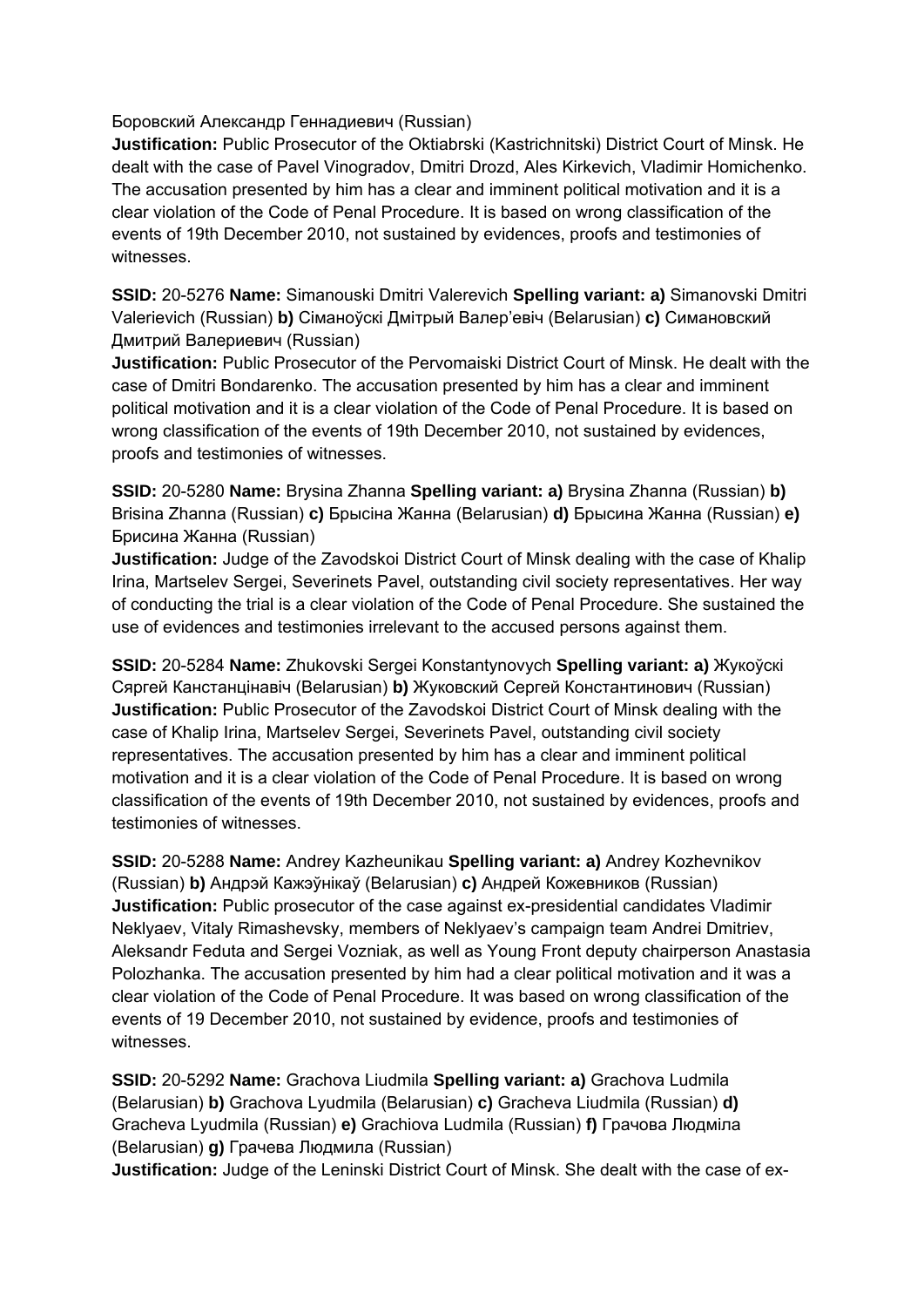Боровский Александр Геннадиевич (Russian)
**Justification:** Public Prosecutor of the Oktiabrski (Kastrichnitski) District Court of Minsk. He dealt with the case of Pavel Vinogradov, Dmitri Drozd, Ales Kirkevich, Vladimir Homichenko. The accusation presented by him has a clear and imminent political motivation and it is a clear violation of the Code of Penal Procedure. It is based on wrong classification of the events of 19th December 2010, not sustained by evidences, proofs and testimonies of witnesses.

**SSID:** 20-5276 **Name:** Simanouski Dmitri Valerevich **Spelling variant: a)** Simanovski Dmitri Valerievich (Russian) **b)** Сіманоўскі Дмітрый Валер'евіч (Belarusian) **c)** Симановский Дмитрий Валериевич (Russian)
**Justification:** Public Prosecutor of the Pervomaiski District Court of Minsk. He dealt with the case of Dmitri Bondarenko. The accusation presented by him has a clear and imminent political motivation and it is a clear violation of the Code of Penal Procedure. It is based on wrong classification of the events of 19th December 2010, not sustained by evidences, proofs and testimonies of witnesses.

**SSID:** 20-5280 **Name:** Brysina Zhanna **Spelling variant: a)** Brysina Zhanna (Russian) **b)** Brisina Zhanna (Russian) **c)** Брысіна Жанна (Belarusian) **d)** Брысина Жанна (Russian) **e)** Брисина Жанна (Russian)
**Justification:** Judge of the Zavodskoi District Court of Minsk dealing with the case of Khalip Irina, Martselev Sergei, Severinets Pavel, outstanding civil society representatives. Her way of conducting the trial is a clear violation of the Code of Penal Procedure. She sustained the use of evidences and testimonies irrelevant to the accused persons against them.

**SSID:** 20-5284 **Name:** Zhukovski Sergei Konstantynovych **Spelling variant: a)** Жукоўскі Сяргей Канстанцінавіч (Belarusian) **b)** Жуковский Сергей Константинович (Russian)
**Justification:** Public Prosecutor of the Zavodskoi District Court of Minsk dealing with the case of Khalip Irina, Martselev Sergei, Severinets Pavel, outstanding civil society representatives. The accusation presented by him has a clear and imminent political motivation and it is a clear violation of the Code of Penal Procedure. It is based on wrong classification of the events of 19th December 2010, not sustained by evidences, proofs and testimonies of witnesses.

**SSID:** 20-5288 **Name:** Andrey Kazheunikau **Spelling variant: a)** Andrey Kozhevnikov (Russian) **b)** Андрэй Кажэўнікаў (Belarusian) **c)** Андрей Кожевников (Russian)
**Justification:** Public prosecutor of the case against ex-presidential candidates Vladimir Neklyaev, Vitaly Rimashevsky, members of Neklyaev's campaign team Andrei Dmitriev, Aleksandr Feduta and Sergei Vozniak, as well as Young Front deputy chairperson Anastasia Polozhanka. The accusation presented by him had a clear political motivation and it was a clear violation of the Code of Penal Procedure. It was based on wrong classification of the events of 19 December 2010, not sustained by evidence, proofs and testimonies of witnesses.

**SSID:** 20-5292 **Name:** Grachova Liudmila **Spelling variant: a)** Grachova Ludmila (Belarusian) **b)** Grachova Lyudmila (Belarusian) **c)** Gracheva Liudmila (Russian) **d)** Gracheva Lyudmila (Russian) **e)** Grachiova Ludmila (Russian) **f)** Грачова Людміла (Belarusian) **g)** Грачева Людмила (Russian)
**Justification:** Judge of the Leninski District Court of Minsk. She dealt with the case of ex-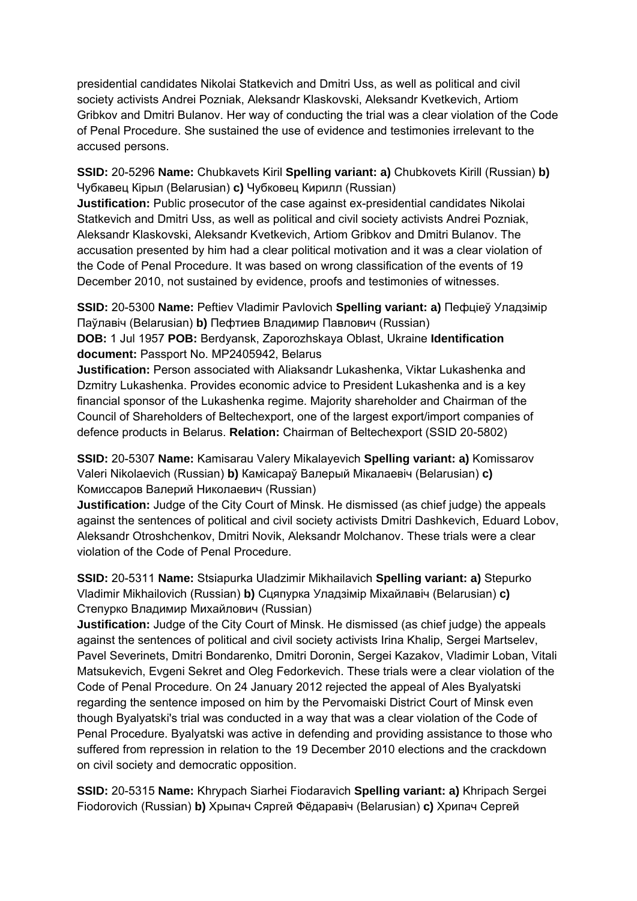presidential candidates Nikolai Statkevich and Dmitri Uss, as well as political and civil society activists Andrei Pozniak, Aleksandr Klaskovski, Aleksandr Kvetkevich, Artiom Gribkov and Dmitri Bulanov. Her way of conducting the trial was a clear violation of the Code of Penal Procedure. She sustained the use of evidence and testimonies irrelevant to the accused persons.

**SSID:** 20-5296 **Name:** Chubkavets Kiril **Spelling variant: a)** Chubkovets Kirill (Russian) **b)** Чубкавец Кірыл (Belarusian) **c)** Чубковец Кирилл (Russian)
**Justification:** Public prosecutor of the case against ex-presidential candidates Nikolai Statkevich and Dmitri Uss, as well as political and civil society activists Andrei Pozniak, Aleksandr Klaskovski, Aleksandr Kvetkevich, Artiom Gribkov and Dmitri Bulanov. The accusation presented by him had a clear political motivation and it was a clear violation of the Code of Penal Procedure. It was based on wrong classification of the events of 19 December 2010, not sustained by evidence, proofs and testimonies of witnesses.

**SSID:** 20-5300 **Name:** Peftiev Vladimir Pavlovich **Spelling variant: a)** Пефцiеў Уладзiмiр Паўлавiч (Belarusian) **b)** Пефтиев Владимир Павлович (Russian)
**DOB:** 1 Jul 1957 **POB:** Berdyansk, Zaporozhskaya Oblast, Ukraine **Identification document:** Passport No. MP2405942, Belarus
**Justification:** Person associated with Aliaksandr Lukashenka, Viktar Lukashenka and Dzmitry Lukashenka. Provides economic advice to President Lukashenka and is a key financial sponsor of the Lukashenka regime. Majority shareholder and Chairman of the Council of Shareholders of Beltechexport, one of the largest export/import companies of defence products in Belarus. **Relation:** Chairman of Beltechexport (SSID 20-5802)

**SSID:** 20-5307 **Name:** Kamisarau Valery Mikalayevich **Spelling variant: a)** Komissarov Valeri Nikolaevich (Russian) **b)** Камісараў Валерый Мікалаевіч (Belarusian) **c)** Комиссаров Валерий Николаевич (Russian)
**Justification:** Judge of the City Court of Minsk. He dismissed (as chief judge) the appeals against the sentences of political and civil society activists Dmitri Dashkevich, Eduard Lobov, Aleksandr Otroshchenkov, Dmitri Novik, Aleksandr Molchanov. These trials were a clear violation of the Code of Penal Procedure.

**SSID:** 20-5311 **Name:** Stsiapurka Uladzimir Mikhailavich **Spelling variant: a)** Stepurko Vladimir Mikhailovich (Russian) **b)** Сцяпурка Уладзімір Міхайлавіч (Belarusian) **c)** Степурко Владимир Михайлович (Russian)
**Justification:** Judge of the City Court of Minsk. He dismissed (as chief judge) the appeals against the sentences of political and civil society activists Irina Khalip, Sergei Martselev, Pavel Severinets, Dmitri Bondarenko, Dmitri Doronin, Sergei Kazakov, Vladimir Loban, Vitali Matsukevich, Evgeni Sekret and Oleg Fedorkevich. These trials were a clear violation of the Code of Penal Procedure. On 24 January 2012 rejected the appeal of Ales Byalyatski regarding the sentence imposed on him by the Pervomaiski District Court of Minsk even though Byalyatski's trial was conducted in a way that was a clear violation of the Code of Penal Procedure. Byalyatski was active in defending and providing assistance to those who suffered from repression in relation to the 19 December 2010 elections and the crackdown on civil society and democratic opposition.

**SSID:** 20-5315 **Name:** Khrypach Siarhei Fiodaravich **Spelling variant: a)** Khripach Sergei Fiodorovich (Russian) **b)** Хрыпач Сяргей Фёдаравіч (Belarusian) **c)** Хрипач Сергей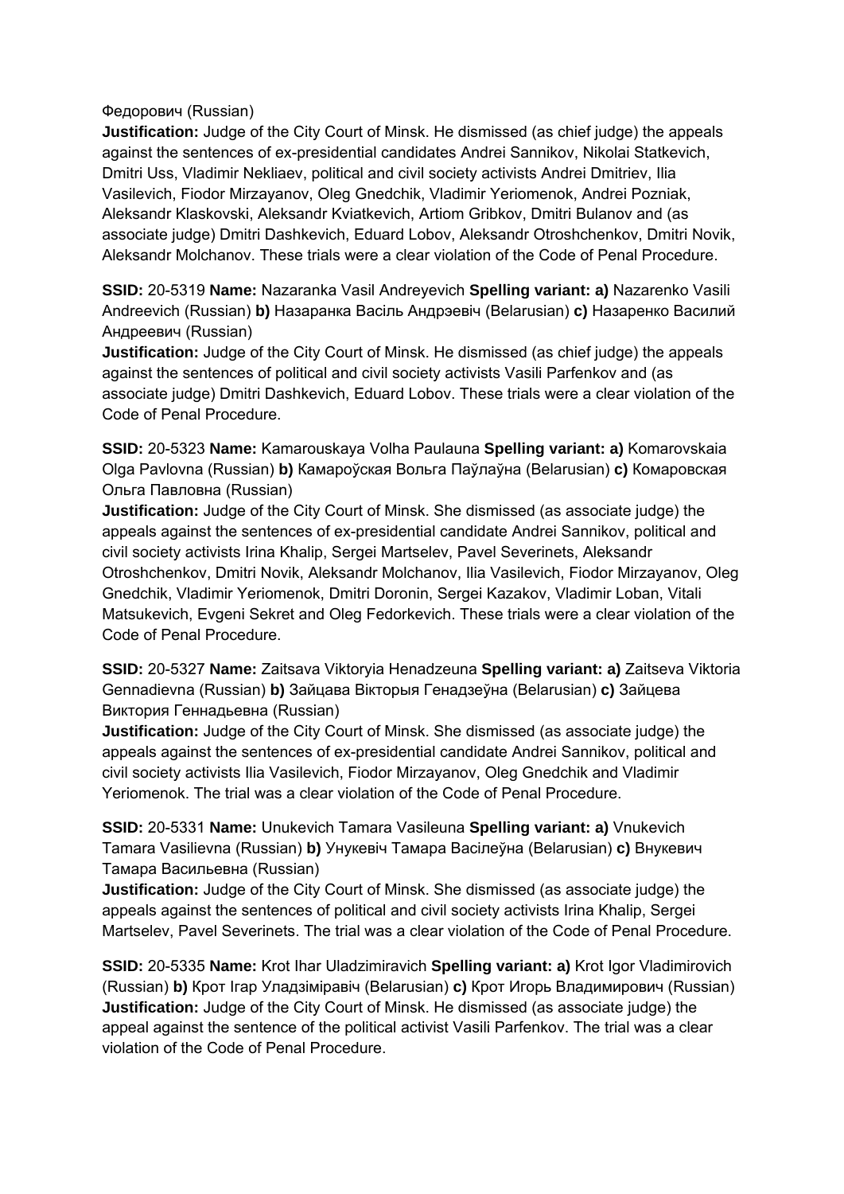Федорович (Russian)
**Justification:** Judge of the City Court of Minsk. He dismissed (as chief judge) the appeals against the sentences of ex-presidential candidates Andrei Sannikov, Nikolai Statkevich, Dmitri Uss, Vladimir Nekliaev, political and civil society activists Andrei Dmitriev, Ilia Vasilevich, Fiodor Mirzayanov, Oleg Gnedchik, Vladimir Yeriomenok, Andrei Pozniak, Aleksandr Klaskovski, Aleksandr Kviatkevich, Artiom Gribkov, Dmitri Bulanov and (as associate judge) Dmitri Dashkevich, Eduard Lobov, Aleksandr Otroshchenkov, Dmitri Novik, Aleksandr Molchanov. These trials were a clear violation of the Code of Penal Procedure.

**SSID:** 20-5319 **Name:** Nazaranka Vasil Andreyevich **Spelling variant: a)** Nazarenko Vasili Andreevich (Russian) **b)** Назаранка Васіль Андрэевіч (Belarusian) **c)** Назаренко Василий Андреевич (Russian)
**Justification:** Judge of the City Court of Minsk. He dismissed (as chief judge) the appeals against the sentences of political and civil society activists Vasili Parfenkov and (as associate judge) Dmitri Dashkevich, Eduard Lobov. These trials were a clear violation of the Code of Penal Procedure.

**SSID:** 20-5323 **Name:** Kamarouskaya Volha Paulauna **Spelling variant: a)** Komarovskaia Olga Pavlovna (Russian) **b)** Камароўская Вольга Паўлаўна (Belarusian) **c)** Комаровская Ольга Павловна (Russian)
**Justification:** Judge of the City Court of Minsk. She dismissed (as associate judge) the appeals against the sentences of ex-presidential candidate Andrei Sannikov, political and civil society activists Irina Khalip, Sergei Martselev, Pavel Severinets, Aleksandr Otroshchenkov, Dmitri Novik, Aleksandr Molchanov, Ilia Vasilevich, Fiodor Mirzayanov, Oleg Gnedchik, Vladimir Yeriomenok, Dmitri Doronin, Sergei Kazakov, Vladimir Loban, Vitali Matsukevich, Evgeni Sekret and Oleg Fedorkevich. These trials were a clear violation of the Code of Penal Procedure.

**SSID:** 20-5327 **Name:** Zaitsava Viktoryia Henadzeuna **Spelling variant: a)** Zaitseva Viktoria Gennadievna (Russian) **b)** Зайцава Вікторыя Генадзеўна (Belarusian) **c)** Зайцева Виктория Геннадьевна (Russian)
**Justification:** Judge of the City Court of Minsk. She dismissed (as associate judge) the appeals against the sentences of ex-presidential candidate Andrei Sannikov, political and civil society activists Ilia Vasilevich, Fiodor Mirzayanov, Oleg Gnedchik and Vladimir Yeriomenok. The trial was a clear violation of the Code of Penal Procedure.

**SSID:** 20-5331 **Name:** Unukevich Tamara Vasileuna **Spelling variant: a)** Vnukevich Tamara Vasilievna (Russian) **b)** Унукевіч Тамара Васілеўна (Belarusian) **c)** Внукевич Тамара Васильевна (Russian)
**Justification:** Judge of the City Court of Minsk. She dismissed (as associate judge) the appeals against the sentences of political and civil society activists Irina Khalip, Sergei Martselev, Pavel Severinets. The trial was a clear violation of the Code of Penal Procedure.

**SSID:** 20-5335 **Name:** Krot Ihar Uladzimiravich **Spelling variant: a)** Krot Igor Vladimirovich (Russian) **b)** Крот Ігар Уладзіміравіч (Belarusian) **c)** Крот Игорь Владимирович (Russian)
**Justification:** Judge of the City Court of Minsk. He dismissed (as associate judge) the appeal against the sentence of the political activist Vasili Parfenkov. The trial was a clear violation of the Code of Penal Procedure.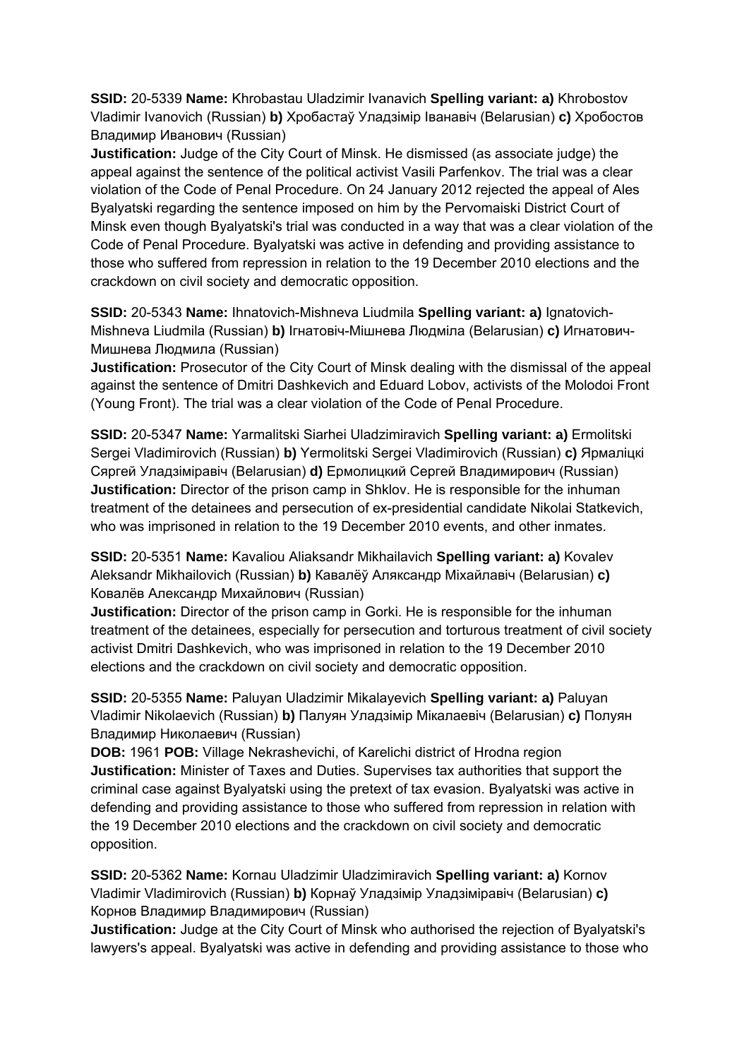**SSID:** 20-5339 **Name:** Khrobastau Uladzimir Ivanavich **Spelling variant: a)** Khrobostov Vladimir Ivanovich (Russian) **b)** Хробастаў Уладзімір Іванавіч (Belarusian) **c)** Хробостов Владимир Иванович (Russian)
**Justification:** Judge of the City Court of Minsk. He dismissed (as associate judge) the appeal against the sentence of the political activist Vasili Parfenkov. The trial was a clear violation of the Code of Penal Procedure. On 24 January 2012 rejected the appeal of Ales Byalyatski regarding the sentence imposed on him by the Pervomaiski District Court of Minsk even though Byalyatski's trial was conducted in a way that was a clear violation of the Code of Penal Procedure. Byalyatski was active in defending and providing assistance to those who suffered from repression in relation to the 19 December 2010 elections and the crackdown on civil society and democratic opposition.

**SSID:** 20-5343 **Name:** Ihnatovich-Mishneva Liudmila **Spelling variant: a)** Ignatovich-Mishneva Liudmila (Russian) **b)** Ігнатовіч-Мішнева Людміла (Belarusian) **c)** Игнатович-Мишнева Людмила (Russian)
**Justification:** Prosecutor of the City Court of Minsk dealing with the dismissal of the appeal against the sentence of Dmitri Dashkevich and Eduard Lobov, activists of the Molodoi Front (Young Front). The trial was a clear violation of the Code of Penal Procedure.

**SSID:** 20-5347 **Name:** Yarmalitski Siarhei Uladzimiravich **Spelling variant: a)** Ermolitski Sergei Vladimirovich (Russian) **b)** Yermolitski Sergei Vladimirovich (Russian) **c)** Ярмаліцкі Сяргей Уладзіміравіч (Belarusian) **d)** Ермолицкий Сергей Владимирович (Russian)
**Justification:** Director of the prison camp in Shklov. He is responsible for the inhuman treatment of the detainees and persecution of ex-presidential candidate Nikolai Statkevich, who was imprisoned in relation to the 19 December 2010 events, and other inmates.

**SSID:** 20-5351 **Name:** Kavaliou Aliaksandr Mikhailavich **Spelling variant: a)** Kovalev Aleksandr Mikhailovich (Russian) **b)** Кавалёў Аляксандр Міхайлавіч (Belarusian) **c)** Ковалёв Александр Михайлович (Russian)
**Justification:** Director of the prison camp in Gorki. He is responsible for the inhuman treatment of the detainees, especially for persecution and torturous treatment of civil society activist Dmitri Dashkevich, who was imprisoned in relation to the 19 December 2010 elections and the crackdown on civil society and democratic opposition.

**SSID:** 20-5355 **Name:** Paluyan Uladzimir Mikalayevich **Spelling variant: a)** Paluyan Vladimir Nikolaevich (Russian) **b)** Палуян Уладзімір Мікалаевіч (Belarusian) **c)** Полуян Владимир Николаевич (Russian)
**DOB:** 1961 **POB:** Village Nekrashevichi, of Karelichi district of Hrodna region
**Justification:** Minister of Taxes and Duties. Supervises tax authorities that support the criminal case against Byalyatski using the pretext of tax evasion. Byalyatski was active in defending and providing assistance to those who suffered from repression in relation with the 19 December 2010 elections and the crackdown on civil society and democratic opposition.

**SSID:** 20-5362 **Name:** Kornau Uladzimir Uladzimiravich **Spelling variant: a)** Kornov Vladimir Vladimirovich (Russian) **b)** Корнаў Уладзімір Уладзіміравіч (Belarusian) **c)** Корнов Владимир Владимирович (Russian)
**Justification:** Judge at the City Court of Minsk who authorised the rejection of Byalyatski's lawyers's appeal. Byalyatski was active in defending and providing assistance to those who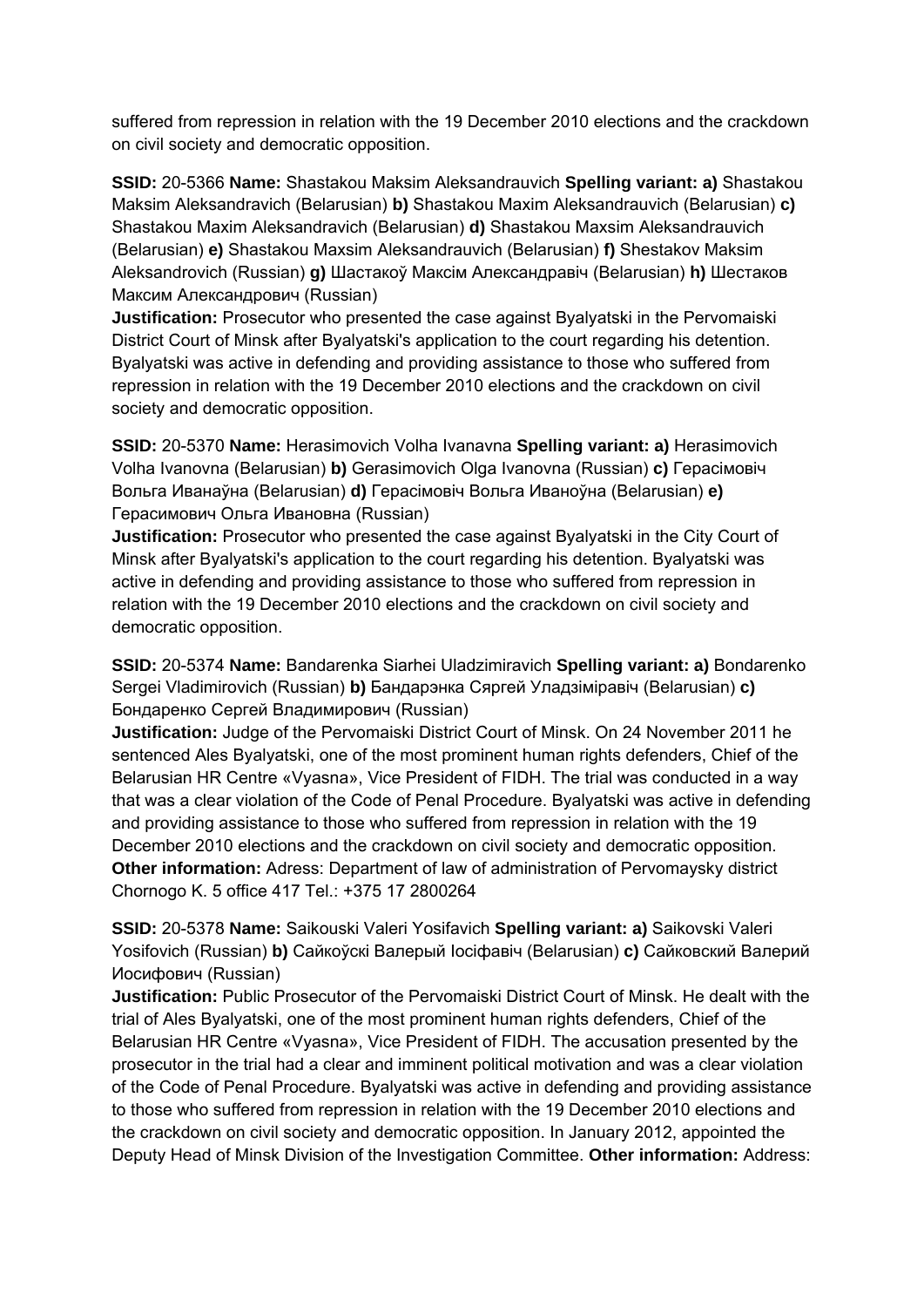suffered from repression in relation with the 19 December 2010 elections and the crackdown on civil society and democratic opposition.

**SSID:** 20-5366 **Name:** Shastakou Maksim Aleksandrauvich **Spelling variant: a)** Shastakou Maksim Aleksandravich (Belarusian) **b)** Shastakou Maxim Aleksandrauvich (Belarusian) **c)** Shastakou Maxim Aleksandravich (Belarusian) **d)** Shastakou Maxsim Aleksandrauvich (Belarusian) **e)** Shastakou Maxsim Aleksandrauvich (Belarusian) **f)** Shestakov Maksim Aleksandrovich (Russian) **g)** Шастакоў Максім Александравіч (Belarusian) **h)** Шестаков Максим Александрович (Russian)
**Justification:** Prosecutor who presented the case against Byalyatski in the Pervomaiski District Court of Minsk after Byalyatski's application to the court regarding his detention. Byalyatski was active in defending and providing assistance to those who suffered from repression in relation with the 19 December 2010 elections and the crackdown on civil society and democratic opposition.

**SSID:** 20-5370 **Name:** Herasimovich Volha Ivanavna **Spelling variant: a)** Herasimovich Volha Ivanovna (Belarusian) **b)** Gerasimovich Olga Ivanovna (Russian) **c)** Герасімовіч Вольга Иванаўна (Belarusian) **d)** Герасімовіч Вольга Иваноўна (Belarusian) **e)** Герасимович Ольга Ивановна (Russian)
**Justification:** Prosecutor who presented the case against Byalyatski in the City Court of Minsk after Byalyatski's application to the court regarding his detention. Byalyatski was active in defending and providing assistance to those who suffered from repression in relation with the 19 December 2010 elections and the crackdown on civil society and democratic opposition.

**SSID:** 20-5374 **Name:** Bandarenka Siarhei Uladzimiravich **Spelling variant: a)** Bondarenko Sergei Vladimirovich (Russian) **b)** Бандарэнка Сяргей Уладзіміравіч (Belarusian) **c)** Бондаренко Сергей Владимирович (Russian)
**Justification:** Judge of the Pervomaiski District Court of Minsk. On 24 November 2011 he sentenced Ales Byalyatski, one of the most prominent human rights defenders, Chief of the Belarusian HR Centre «Vyasna», Vice President of FIDH. The trial was conducted in a way that was a clear violation of the Code of Penal Procedure. Byalyatski was active in defending and providing assistance to those who suffered from repression in relation with the 19 December 2010 elections and the crackdown on civil society and democratic opposition. **Other information:** Adress: Department of law of administration of Pervomaysky district Chornogo K. 5 office 417 Tel.: +375 17 2800264

**SSID:** 20-5378 **Name:** Saikouski Valeri Yosifavich **Spelling variant: a)** Saikovski Valeri Yosifovich (Russian) **b)** Сайкоўскі Валерый Іосіфавіч (Belarusian) **c)** Сайковский Валерий Иосифович (Russian)
**Justification:** Public Prosecutor of the Pervomaiski District Court of Minsk. He dealt with the trial of Ales Byalyatski, one of the most prominent human rights defenders, Chief of the Belarusian HR Centre «Vyasna», Vice President of FIDH. The accusation presented by the prosecutor in the trial had a clear and imminent political motivation and was a clear violation of the Code of Penal Procedure. Byalyatski was active in defending and providing assistance to those who suffered from repression in relation with the 19 December 2010 elections and the crackdown on civil society and democratic opposition. In January 2012, appointed the Deputy Head of Minsk Division of the Investigation Committee. **Other information:** Address: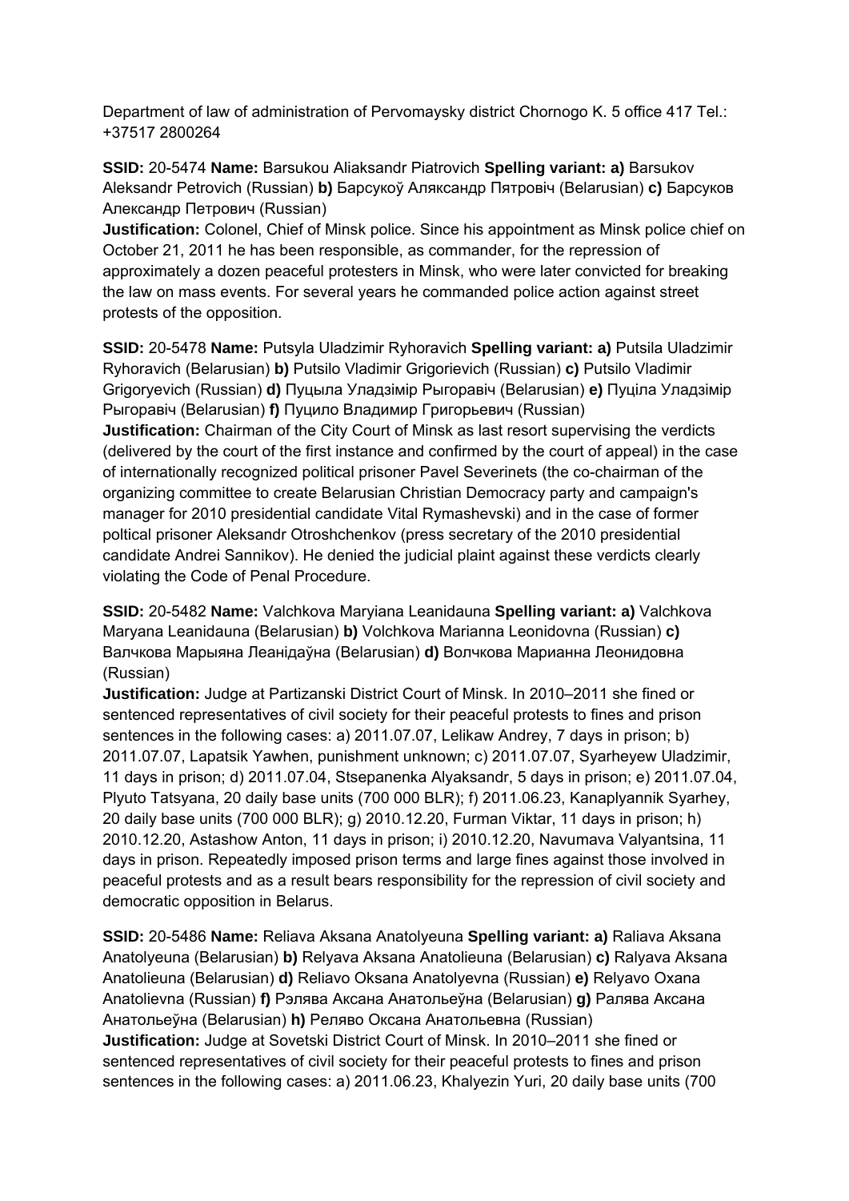Department of law of administration of Pervomaysky district Chornogo K. 5 office 417 Tel.: +37517 2800264

**SSID:** 20-5474 **Name:** Barsukou Aliaksandr Piatrovich **Spelling variant: a)** Barsukov Aleksandr Petrovich (Russian) **b)** Барсукоў Аляксандр Пятровіч (Belarusian) **c)** Барсуков Александр Петрович (Russian)
**Justification:** Colonel, Chief of Minsk police. Since his appointment as Minsk police chief on October 21, 2011 he has been responsible, as commander, for the repression of approximately a dozen peaceful protesters in Minsk, who were later convicted for breaking the law on mass events. For several years he commanded police action against street protests of the opposition.

**SSID:** 20-5478 **Name:** Putsyla Uladzimir Ryhoravich **Spelling variant: a)** Putsila Uladzimir Ryhoravich (Belarusian) **b)** Putsilo Vladimir Grigorievich (Russian) **c)** Putsilo Vladimir Grigoryevich (Russian) **d)** Пуцыла Уладзімір Рыгоравіч (Belarusian) **e)** Пуціла Уладзімір Рыгоравіч (Belarusian) **f)** Пуцило Владимир Григорьевич (Russian)
**Justification:** Chairman of the City Court of Minsk as last resort supervising the verdicts (delivered by the court of the first instance and confirmed by the court of appeal) in the case of internationally recognized political prisoner Pavel Severinets (the co-chairman of the organizing committee to create Belarusian Christian Democracy party and campaign's manager for 2010 presidential candidate Vital Rymashevski) and in the case of former poltical prisoner Aleksandr Otroshchenkov (press secretary of the 2010 presidential candidate Andrei Sannikov). He denied the judicial plaint against these verdicts clearly violating the Code of Penal Procedure.

**SSID:** 20-5482 **Name:** Valchkova Maryiana Leanidauna **Spelling variant: a)** Valchkova Maryana Leanidauna (Belarusian) **b)** Volchkova Marianna Leonidovna (Russian) **c)** Валчкова Марыяна Леанідаўна (Belarusian) **d)** Волчкова Марианна Леонидовна (Russian)
**Justification:** Judge at Partizanski District Court of Minsk. In 2010–2011 she fined or sentenced representatives of civil society for their peaceful protests to fines and prison sentences in the following cases: a) 2011.07.07, Lelikaw Andrey, 7 days in prison; b) 2011.07.07, Lapatsik Yawhen, punishment unknown; c) 2011.07.07, Syarheyew Uladzimir, 11 days in prison; d) 2011.07.04, Stsepanenka Alyaksandr, 5 days in prison; e) 2011.07.04, Plyuto Tatsyana, 20 daily base units (700 000 BLR); f) 2011.06.23, Kanaplyannik Syarhey, 20 daily base units (700 000 BLR); g) 2010.12.20, Furman Viktar, 11 days in prison; h) 2010.12.20, Astashow Anton, 11 days in prison; i) 2010.12.20, Navumava Valyantsina, 11 days in prison. Repeatedly imposed prison terms and large fines against those involved in peaceful protests and as a result bears responsibility for the repression of civil society and democratic opposition in Belarus.

**SSID:** 20-5486 **Name:** Reliava Aksana Anatolyeuna **Spelling variant: a)** Raliava Aksana Anatolyeuna (Belarusian) **b)** Relyava Aksana Anatolieuna (Belarusian) **c)** Ralyava Aksana Anatolieuna (Belarusian) **d)** Reliavo Oksana Anatolyevna (Russian) **e)** Relyavo Oxana Anatolievna (Russian) **f)** Рэлява Аксана Анатольеўна (Belarusian) **g)** Ралява Аксана Анатольеўна (Belarusian) **h)** Реляво Оксана Анатольевна (Russian)
**Justification:** Judge at Sovetski District Court of Minsk. In 2010–2011 she fined or sentenced representatives of civil society for their peaceful protests to fines and prison sentences in the following cases: a) 2011.06.23, Khalyezin Yuri, 20 daily base units (700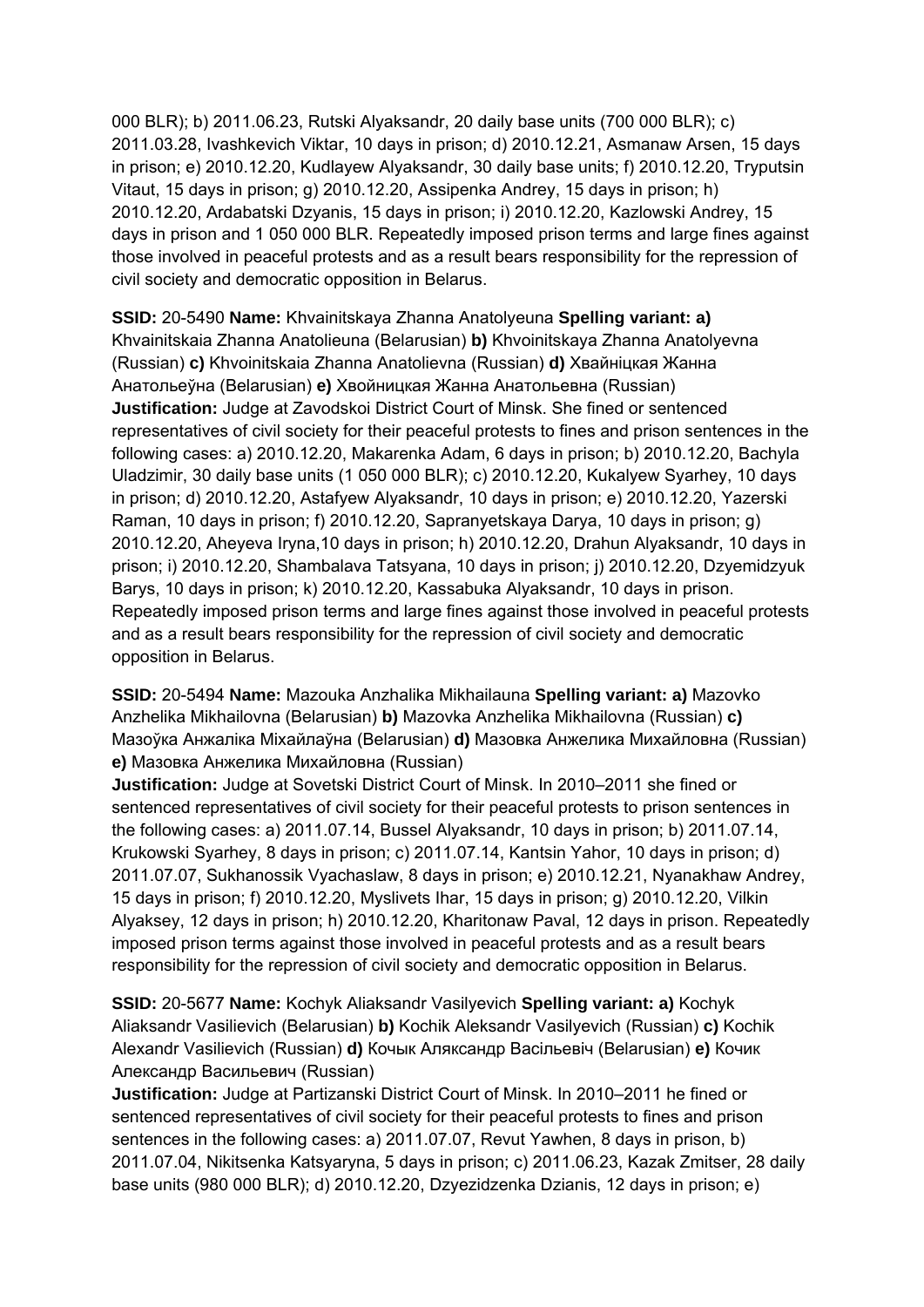000 BLR); b) 2011.06.23, Rutski Alyaksandr, 20 daily base units (700 000 BLR); c) 2011.03.28, Ivashkevich Viktar, 10 days in prison; d) 2010.12.21, Asmanaw Arsen, 15 days in prison; e) 2010.12.20, Kudlayew Alyaksandr, 30 daily base units; f) 2010.12.20, Tryputsin Vitaut, 15 days in prison; g) 2010.12.20, Assipenka Andrey, 15 days in prison; h) 2010.12.20, Ardabatski Dzyanis, 15 days in prison; i) 2010.12.20, Kazlowski Andrey, 15 days in prison and 1 050 000 BLR. Repeatedly imposed prison terms and large fines against those involved in peaceful protests and as a result bears responsibility for the repression of civil society and democratic opposition in Belarus.

**SSID:** 20-5490 **Name:** Khvainitskaya Zhanna Anatolyeuna **Spelling variant: a)** Khvainitskaia Zhanna Anatolieuna (Belarusian) **b)** Khvoinitskaya Zhanna Anatolyevna (Russian) **c)** Khvoinitskaia Zhanna Anatolievna (Russian) **d)** Хвайніцкая Жанна Анатольеўна (Belarusian) **e)** Хвойницкая Жанна Анатольевна (Russian)
**Justification:** Judge at Zavodskoi District Court of Minsk. She fined or sentenced representatives of civil society for their peaceful protests to fines and prison sentences in the following cases: a) 2010.12.20, Makarenka Adam, 6 days in prison; b) 2010.12.20, Bachyla Uladzimir, 30 daily base units (1 050 000 BLR); c) 2010.12.20, Kukalyew Syarhey, 10 days in prison; d) 2010.12.20, Astafyew Alyaksandr, 10 days in prison; e) 2010.12.20, Yazerski Raman, 10 days in prison; f) 2010.12.20, Sapranyetskaya Darya, 10 days in prison; g) 2010.12.20, Aheyeva Iryna,10 days in prison; h) 2010.12.20, Drahun Alyaksandr, 10 days in prison; i) 2010.12.20, Shambalava Tatsyana, 10 days in prison; j) 2010.12.20, Dzyemidzyuk Barys, 10 days in prison; k) 2010.12.20, Kassabuka Alyaksandr, 10 days in prison. Repeatedly imposed prison terms and large fines against those involved in peaceful protests and as a result bears responsibility for the repression of civil society and democratic opposition in Belarus.

**SSID:** 20-5494 **Name:** Mazouka Anzhalika Mikhailauna **Spelling variant: a)** Mazovko Anzhelika Mikhailovna (Belarusian) **b)** Mazovka Anzhelika Mikhailovna (Russian) **c)** Мазоўка Анжаліка Міхайлаўна (Belarusian) **d)** Мазовка Анжелика Михайловна (Russian) **e)** Мазовка Анжелика Михайловна (Russian)
**Justification:** Judge at Sovetski District Court of Minsk. In 2010–2011 she fined or sentenced representatives of civil society for their peaceful protests to prison sentences in the following cases: a) 2011.07.14, Bussel Alyaksandr, 10 days in prison; b) 2011.07.14, Krukowski Syarhey, 8 days in prison; c) 2011.07.14, Kantsin Yahor, 10 days in prison; d) 2011.07.07, Sukhanossik Vyachaslaw, 8 days in prison; e) 2010.12.21, Nyanakhaw Andrey, 15 days in prison; f) 2010.12.20, Myslivets Ihar, 15 days in prison; g) 2010.12.20, Vilkin Alyaksey, 12 days in prison; h) 2010.12.20, Kharitonaw Paval, 12 days in prison. Repeatedly imposed prison terms against those involved in peaceful protests and as a result bears responsibility for the repression of civil society and democratic opposition in Belarus.

**SSID:** 20-5677 **Name:** Kochyk Aliaksandr Vasilyevich **Spelling variant: a)** Kochyk Aliaksandr Vasilievich (Belarusian) **b)** Kochik Aleksandr Vasilyevich (Russian) **c)** Kochik Alexandr Vasilievich (Russian) **d)** Кочык Аляксандр Васільевіч (Belarusian) **e)** Кочик Александр Васильевич (Russian)
**Justification:** Judge at Partizanski District Court of Minsk. In 2010–2011 he fined or sentenced representatives of civil society for their peaceful protests to fines and prison sentences in the following cases: a) 2011.07.07, Revut Yawhen, 8 days in prison, b) 2011.07.04, Nikitsenka Katsyaryna, 5 days in prison; c) 2011.06.23, Kazak Zmitser, 28 daily base units (980 000 BLR); d) 2010.12.20, Dzyezidzenka Dzianis, 12 days in prison; e)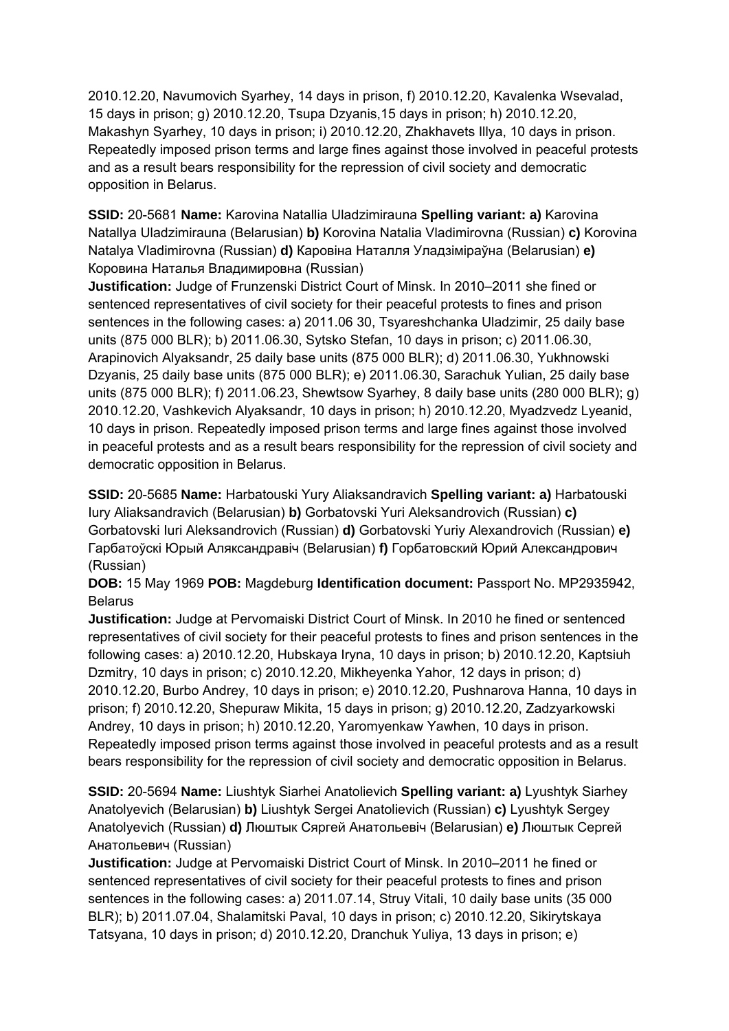2010.12.20, Navumovich Syarhey, 14 days in prison, f) 2010.12.20, Kavalenka Wsevalad, 15 days in prison; g) 2010.12.20, Tsupa Dzyanis,15 days in prison; h) 2010.12.20, Makashyn Syarhey, 10 days in prison; i) 2010.12.20, Zhakhavets Illya, 10 days in prison. Repeatedly imposed prison terms and large fines against those involved in peaceful protests and as a result bears responsibility for the repression of civil society and democratic opposition in Belarus.

**SSID:** 20-5681 **Name:** Karovina Natallia Uladzimirauna **Spelling variant: a)** Karovina Natallya Uladzimirauna (Belarusian) **b)** Korovina Natalia Vladimirovna (Russian) **c)** Korovina Natalya Vladimirovna (Russian) **d)** Каровіна Наталля Уладзіміраўна (Belarusian) **e)** Коровина Наталья Владимировна (Russian)
**Justification:** Judge of Frunzenski District Court of Minsk. In 2010–2011 she fined or sentenced representatives of civil society for their peaceful protests to fines and prison sentences in the following cases: a) 2011.06 30, Tsyareshchanka Uladzimir, 25 daily base units (875 000 BLR); b) 2011.06.30, Sytsko Stefan, 10 days in prison; c) 2011.06.30, Arapinovich Alyaksandr, 25 daily base units (875 000 BLR); d) 2011.06.30, Yukhnowski Dzyanis, 25 daily base units (875 000 BLR); e) 2011.06.30, Sarachuk Yulian, 25 daily base units (875 000 BLR); f) 2011.06.23, Shewtsow Syarhey, 8 daily base units (280 000 BLR); g) 2010.12.20, Vashkevich Alyaksandr, 10 days in prison; h) 2010.12.20, Myadzvedz Lyeanid, 10 days in prison. Repeatedly imposed prison terms and large fines against those involved in peaceful protests and as a result bears responsibility for the repression of civil society and democratic opposition in Belarus.

**SSID:** 20-5685 **Name:** Harbatouski Yury Aliaksandravich **Spelling variant: a)** Harbatouski Iury Aliaksandravich (Belarusian) **b)** Gorbatovski Yuri Aleksandrovich (Russian) **c)** Gorbatovski Iuri Aleksandrovich (Russian) **d)** Gorbatovski Yuriy Alexandrovich (Russian) **e)** Гарбатоўскі Юрый Аляксандравіч (Belarusian) **f)** Горбатовский Юрий Александрович (Russian)
**DOB:** 15 May 1969 **POB:** Magdeburg **Identification document:** Passport No. MP2935942, Belarus
**Justification:** Judge at Pervomaiski District Court of Minsk. In 2010 he fined or sentenced representatives of civil society for their peaceful protests to fines and prison sentences in the following cases: a) 2010.12.20, Hubskaya Iryna, 10 days in prison; b) 2010.12.20, Kaptsiuh Dzmitry, 10 days in prison; c) 2010.12.20, Mikheyenka Yahor, 12 days in prison; d) 2010.12.20, Burbo Andrey, 10 days in prison; e) 2010.12.20, Pushnarova Hanna, 10 days in prison; f) 2010.12.20, Shepuraw Mikita, 15 days in prison; g) 2010.12.20, Zadzyarkowski Andrey, 10 days in prison; h) 2010.12.20, Yaromyenkaw Yawhen, 10 days in prison. Repeatedly imposed prison terms against those involved in peaceful protests and as a result bears responsibility for the repression of civil society and democratic opposition in Belarus.

**SSID:** 20-5694 **Name:** Liushtyk Siarhei Anatolievich **Spelling variant: a)** Lyushtyk Siarhey Anatolyevich (Belarusian) **b)** Liushtyk Sergei Anatolievich (Russian) **c)** Lyushtyk Sergey Anatolyevich (Russian) **d)** Люштык Сяргей Анатольевіч (Belarusian) **e)** Люштык Сергей Анатольевич (Russian)
**Justification:** Judge at Pervomaiski District Court of Minsk. In 2010–2011 he fined or sentenced representatives of civil society for their peaceful protests to fines and prison sentences in the following cases: a) 2011.07.14, Struy Vitali, 10 daily base units (35 000 BLR); b) 2011.07.04, Shalamitski Paval, 10 days in prison; c) 2010.12.20, Sikirytskaya Tatsyana, 10 days in prison; d) 2010.12.20, Dranchuk Yuliya, 13 days in prison; e)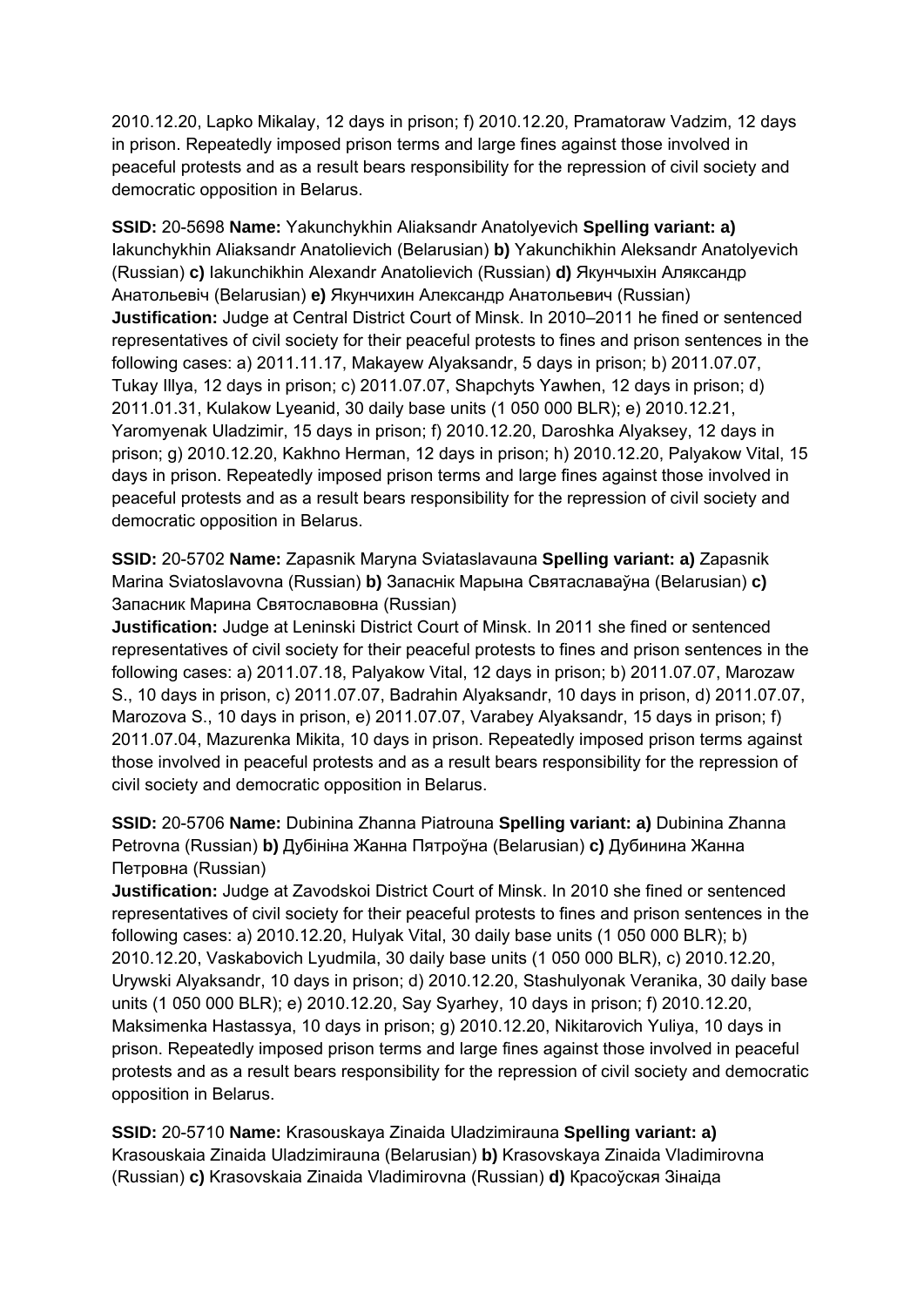2010.12.20, Lapko Mikalay, 12 days in prison; f) 2010.12.20, Pramatoraw Vadzim, 12 days in prison. Repeatedly imposed prison terms and large fines against those involved in peaceful protests and as a result bears responsibility for the repression of civil society and democratic opposition in Belarus.

**SSID:** 20-5698 **Name:** Yakunchykhin Aliaksandr Anatolyevich **Spelling variant: a)** Iakunchykhin Aliaksandr Anatolievich (Belarusian) **b)** Yakunchikhin Aleksandr Anatolyevich (Russian) **c)** Iakunchikhin Alexandr Anatolievich (Russian) **d)** Якунчыхін Аляксандр Анатольевіч (Belarusian) **e)** Якунчихин Александр Анатольевич (Russian) **Justification:** Judge at Central District Court of Minsk. In 2010–2011 he fined or sentenced representatives of civil society for their peaceful protests to fines and prison sentences in the following cases: a) 2011.11.17, Makayew Alyaksandr, 5 days in prison; b) 2011.07.07, Tukay Illya, 12 days in prison; c) 2011.07.07, Shapchyts Yawhen, 12 days in prison; d) 2011.01.31, Kulakow Lyeanid, 30 daily base units (1 050 000 BLR); e) 2010.12.21, Yaromyenak Uladzimir, 15 days in prison; f) 2010.12.20, Daroshka Alyaksey, 12 days in prison; g) 2010.12.20, Kakhno Herman, 12 days in prison; h) 2010.12.20, Palyakow Vital, 15 days in prison. Repeatedly imposed prison terms and large fines against those involved in peaceful protests and as a result bears responsibility for the repression of civil society and democratic opposition in Belarus.

**SSID:** 20-5702 **Name:** Zapasnik Maryna Sviataslavauna **Spelling variant: a)** Zapasnik Marina Sviatoslavovna (Russian) **b)** Запаснік Марына Святаславаўна (Belarusian) **c)** Запасник Марина Святославовна (Russian)
**Justification:** Judge at Leninski District Court of Minsk. In 2011 she fined or sentenced representatives of civil society for their peaceful protests to fines and prison sentences in the following cases: a) 2011.07.18, Palyakow Vital, 12 days in prison; b) 2011.07.07, Marozaw S., 10 days in prison, c) 2011.07.07, Badrahin Alyaksandr, 10 days in prison, d) 2011.07.07, Marozova S., 10 days in prison, e) 2011.07.07, Varabey Alyaksandr, 15 days in prison; f) 2011.07.04, Mazurenka Mikita, 10 days in prison. Repeatedly imposed prison terms against those involved in peaceful protests and as a result bears responsibility for the repression of civil society and democratic opposition in Belarus.

**SSID:** 20-5706 **Name:** Dubinina Zhanna Piatrouna **Spelling variant: a)** Dubinina Zhanna Petrovna (Russian) **b)** Дубініна Жанна Пятроўна (Belarusian) **c)** Дубинина Жанна Петровна (Russian)
**Justification:** Judge at Zavodskoi District Court of Minsk. In 2010 she fined or sentenced representatives of civil society for their peaceful protests to fines and prison sentences in the following cases: a) 2010.12.20, Hulyak Vital, 30 daily base units (1 050 000 BLR); b) 2010.12.20, Vaskabovich Lyudmila, 30 daily base units (1 050 000 BLR), c) 2010.12.20, Urywski Alyaksandr, 10 days in prison; d) 2010.12.20, Stashulyonak Veranika, 30 daily base units (1 050 000 BLR); e) 2010.12.20, Say Syarhey, 10 days in prison; f) 2010.12.20, Maksimenka Hastassya, 10 days in prison; g) 2010.12.20, Nikitarovich Yuliya, 10 days in prison. Repeatedly imposed prison terms and large fines against those involved in peaceful protests and as a result bears responsibility for the repression of civil society and democratic opposition in Belarus.

**SSID:** 20-5710 **Name:** Krasouskaya Zinaida Uladzimirauna **Spelling variant: a)** Krasouskaia Zinaida Uladzimirauna (Belarusian) **b)** Krasovskaya Zinaida Vladimirovna (Russian) **c)** Krasovskaia Zinaida Vladimirovna (Russian) **d)** Красоўская Зінаіда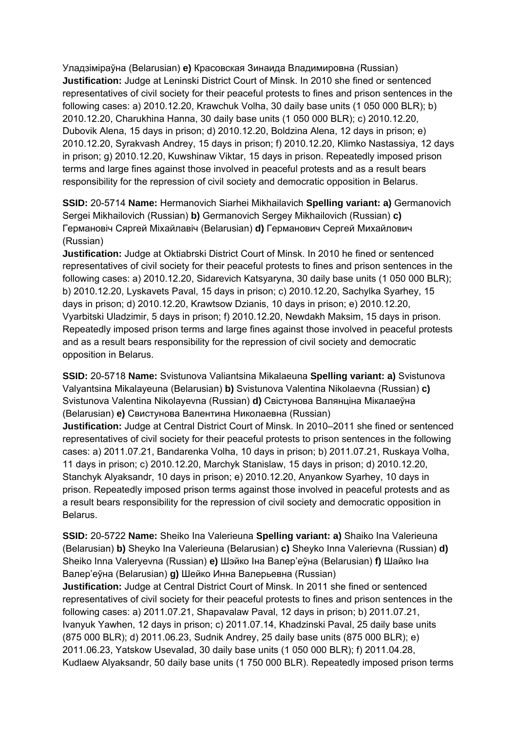Уладзіміраўна (Belarusian) **e)** Красовская Зинаида Владимировна (Russian)
**Justification:** Judge at Leninski District Court of Minsk. In 2010 she fined or sentenced representatives of civil society for their peaceful protests to fines and prison sentences in the following cases: a) 2010.12.20, Krawchuk Volha, 30 daily base units (1 050 000 BLR); b) 2010.12.20, Charukhina Hanna, 30 daily base units (1 050 000 BLR); c) 2010.12.20, Dubovik Alena, 15 days in prison; d) 2010.12.20, Boldzina Alena, 12 days in prison; e) 2010.12.20, Syrakvash Andrey, 15 days in prison; f) 2010.12.20, Klimko Nastassiya, 12 days in prison; g) 2010.12.20, Kuwshinaw Viktar, 15 days in prison. Repeatedly imposed prison terms and large fines against those involved in peaceful protests and as a result bears responsibility for the repression of civil society and democratic opposition in Belarus.

**SSID:** 20-5714 **Name:** Hermanovich Siarhei Mikhailavich **Spelling variant: a)** Germanovich Sergei Mikhailovich (Russian) **b)** Germanovich Sergey Mikhailovich (Russian) **c)** Германовіч Сяргей Міхайлавіч (Belarusian) **d)** Германович Сергей Михайлович (Russian)
**Justification:** Judge at Oktiabrski District Court of Minsk. In 2010 he fined or sentenced representatives of civil society for their peaceful protests to fines and prison sentences in the following cases: a) 2010.12.20, Sidarevich Katsyaryna, 30 daily base units (1 050 000 BLR); b) 2010.12.20, Lyskavets Paval, 15 days in prison; c) 2010.12.20, Sachylka Syarhey, 15 days in prison; d) 2010.12.20, Krawtsow Dzianis, 10 days in prison; e) 2010.12.20, Vyarbitski Uladzimir, 5 days in prison; f) 2010.12.20, Newdakh Maksim, 15 days in prison. Repeatedly imposed prison terms and large fines against those involved in peaceful protests and as a result bears responsibility for the repression of civil society and democratic opposition in Belarus.

**SSID:** 20-5718 **Name:** Svistunova Valiantsina Mikalaeuna **Spelling variant: a)** Svistunova Valyantsina Mikalayeuna (Belarusian) **b)** Svistunova Valentina Nikolaevna (Russian) **c)** Svistunova Valentina Nikolayevna (Russian) **d)** Свістунова Валянціна Мікалаеўна (Belarusian) **e)** Свистунова Валентина Николаевна (Russian)
**Justification:** Judge at Central District Court of Minsk. In 2010–2011 she fined or sentenced representatives of civil society for their peaceful protests to prison sentences in the following cases: a) 2011.07.21, Bandarenka Volha, 10 days in prison; b) 2011.07.21, Ruskaya Volha, 11 days in prison; c) 2010.12.20, Marchyk Stanislaw, 15 days in prison; d) 2010.12.20, Stanchyk Alyaksandr, 10 days in prison; e) 2010.12.20, Anyankow Syarhey, 10 days in prison. Repeatedly imposed prison terms against those involved in peaceful protests and as a result bears responsibility for the repression of civil society and democratic opposition in Belarus.

**SSID:** 20-5722 **Name:** Sheiko Ina Valerieuna **Spelling variant: a)** Shaiko Ina Valerieuna (Belarusian) **b)** Sheyko Ina Valerieuna (Belarusian) **c)** Sheyko Inna Valerievna (Russian) **d)** Sheiko Inna Valeryevna (Russian) **e)** Шэйко Іна Валер'еўна (Belarusian) **f)** Шайко Іна Валер'еўна (Belarusian) **g)** Шейко Инна Валерьевна (Russian)
**Justification:** Judge at Central District Court of Minsk. In 2011 she fined or sentenced representatives of civil society for their peaceful protests to fines and prison sentences in the following cases: a) 2011.07.21, Shapavalaw Paval, 12 days in prison; b) 2011.07.21, Ivanyuk Yawhen, 12 days in prison; c) 2011.07.14, Khadzinski Paval, 25 daily base units (875 000 BLR); d) 2011.06.23, Sudnik Andrey, 25 daily base units (875 000 BLR); e) 2011.06.23, Yatskow Usevalad, 30 daily base units (1 050 000 BLR); f) 2011.04.28, Kudlaew Alyaksandr, 50 daily base units (1 750 000 BLR). Repeatedly imposed prison terms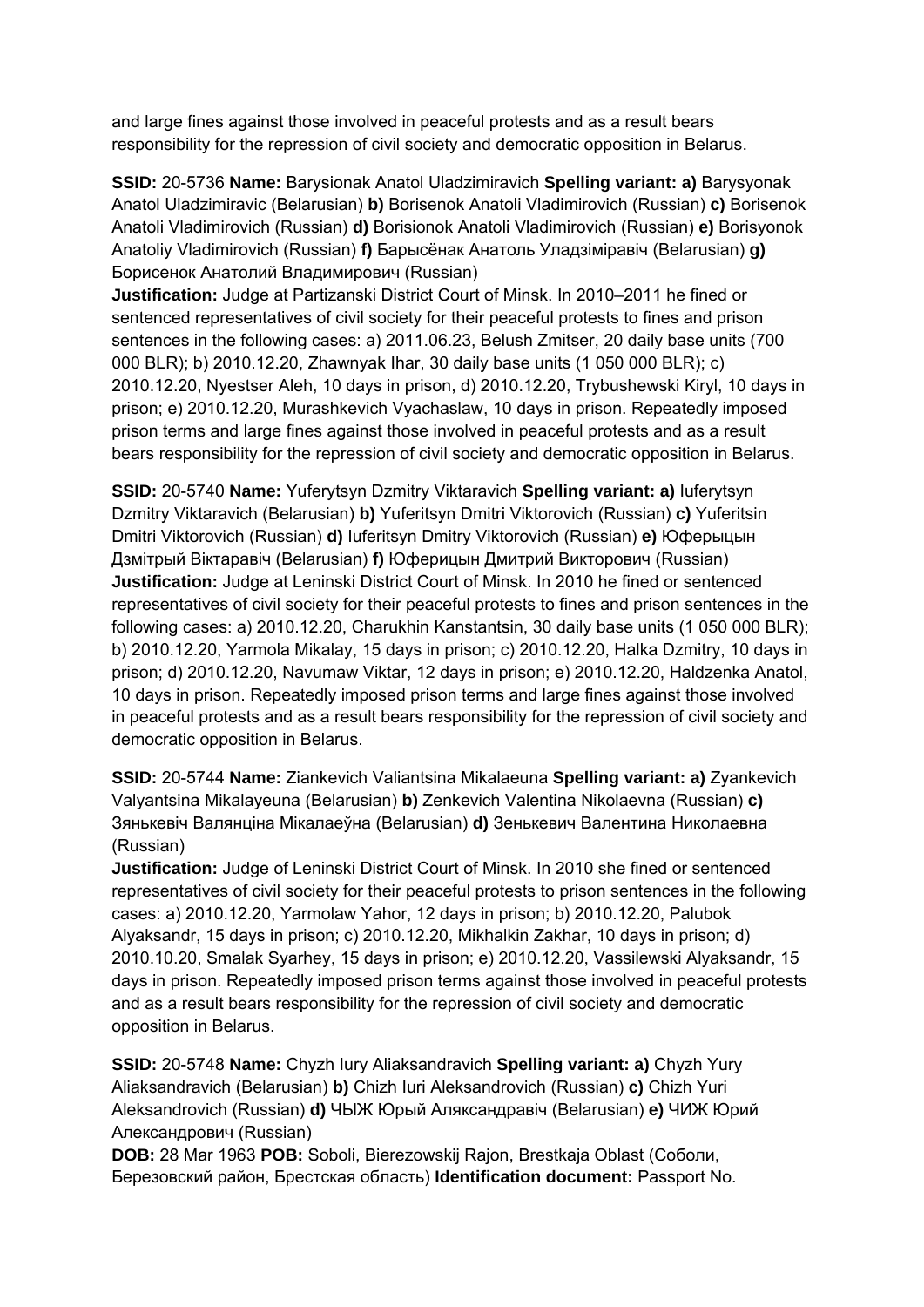and large fines against those involved in peaceful protests and as a result bears responsibility for the repression of civil society and democratic opposition in Belarus.

**SSID:** 20-5736 **Name:** Barysionak Anatol Uladzimiravich **Spelling variant: a)** Barysyonak Anatol Uladzimiravic (Belarusian) **b)** Borisenok Anatoli Vladimirovich (Russian) **c)** Borisenok Anatoli Vladimirovich (Russian) **d)** Borisionok Anatoli Vladimirovich (Russian) **e)** Borisyonok Anatoliy Vladimirovich (Russian) **f)** Барысёнак Анатоль Уладзіміравіч (Belarusian) **g)** Борисенок Анатолий Владимирович (Russian)
**Justification:** Judge at Partizanski District Court of Minsk. In 2010–2011 he fined or sentenced representatives of civil society for their peaceful protests to fines and prison sentences in the following cases: a) 2011.06.23, Belush Zmitser, 20 daily base units (700 000 BLR); b) 2010.12.20, Zhawnyak Ihar, 30 daily base units (1 050 000 BLR); c) 2010.12.20, Nyestser Aleh, 10 days in prison, d) 2010.12.20, Trybushewski Kiryl, 10 days in prison; e) 2010.12.20, Murashkevich Vyachaslaw, 10 days in prison. Repeatedly imposed prison terms and large fines against those involved in peaceful protests and as a result bears responsibility for the repression of civil society and democratic opposition in Belarus.

**SSID:** 20-5740 **Name:** Yuferytsyn Dzmitry Viktaravich **Spelling variant: a)** Iuferytsyn Dzmitry Viktaravich (Belarusian) **b)** Yuferitsyn Dmitri Viktorovich (Russian) **c)** Yuferitsin Dmitri Viktorovich (Russian) **d)** Iuferitsyn Dmitry Viktorovich (Russian) **e)** Юферыцын Дзмітрый Віктаравіч (Belarusian) **f)** Юферицын Дмитрий Викторович (Russian)
**Justification:** Judge at Leninski District Court of Minsk. In 2010 he fined or sentenced representatives of civil society for their peaceful protests to fines and prison sentences in the following cases: a) 2010.12.20, Charukhin Kanstantsin, 30 daily base units (1 050 000 BLR); b) 2010.12.20, Yarmola Mikalay, 15 days in prison; c) 2010.12.20, Halka Dzmitry, 10 days in prison; d) 2010.12.20, Navumaw Viktar, 12 days in prison; e) 2010.12.20, Haldzenka Anatol, 10 days in prison. Repeatedly imposed prison terms and large fines against those involved in peaceful protests and as a result bears responsibility for the repression of civil society and democratic opposition in Belarus.

**SSID:** 20-5744 **Name:** Ziankevich Valiantsina Mikalaeuna **Spelling variant: a)** Zyankevich Valyantsina Mikalayeuna (Belarusian) **b)** Zenkevich Valentina Nikolaevna (Russian) **c)** Зянькевіч Валянціна Мікалаеўна (Belarusian) **d)** Зенькевич Валентина Николаевна (Russian)
**Justification:** Judge of Leninski District Court of Minsk. In 2010 she fined or sentenced representatives of civil society for their peaceful protests to prison sentences in the following cases: a) 2010.12.20, Yarmolaw Yahor, 12 days in prison; b) 2010.12.20, Palubok Alyaksandr, 15 days in prison; c) 2010.12.20, Mikhalkin Zakhar, 10 days in prison; d) 2010.10.20, Smalak Syarhey, 15 days in prison; e) 2010.12.20, Vassilewski Alyaksandr, 15 days in prison. Repeatedly imposed prison terms against those involved in peaceful protests and as a result bears responsibility for the repression of civil society and democratic opposition in Belarus.

**SSID:** 20-5748 **Name:** Chyzh Iury Aliaksandravich **Spelling variant: a)** Chyzh Yury Aliaksandravich (Belarusian) **b)** Chizh Iuri Aleksandrovich (Russian) **c)** Chizh Yuri Aleksandrovich (Russian) **d)** ЧЫЖ Юрый Аляксандравіч (Belarusian) **e)** ЧИЖ Юрий Александрович (Russian)
**DOB:** 28 Mar 1963 **POB:** Soboli, Bierezowskij Rajon, Brestkaja Oblast (Соболи, Березовский район, Брестская область) **Identification document:** Passport No.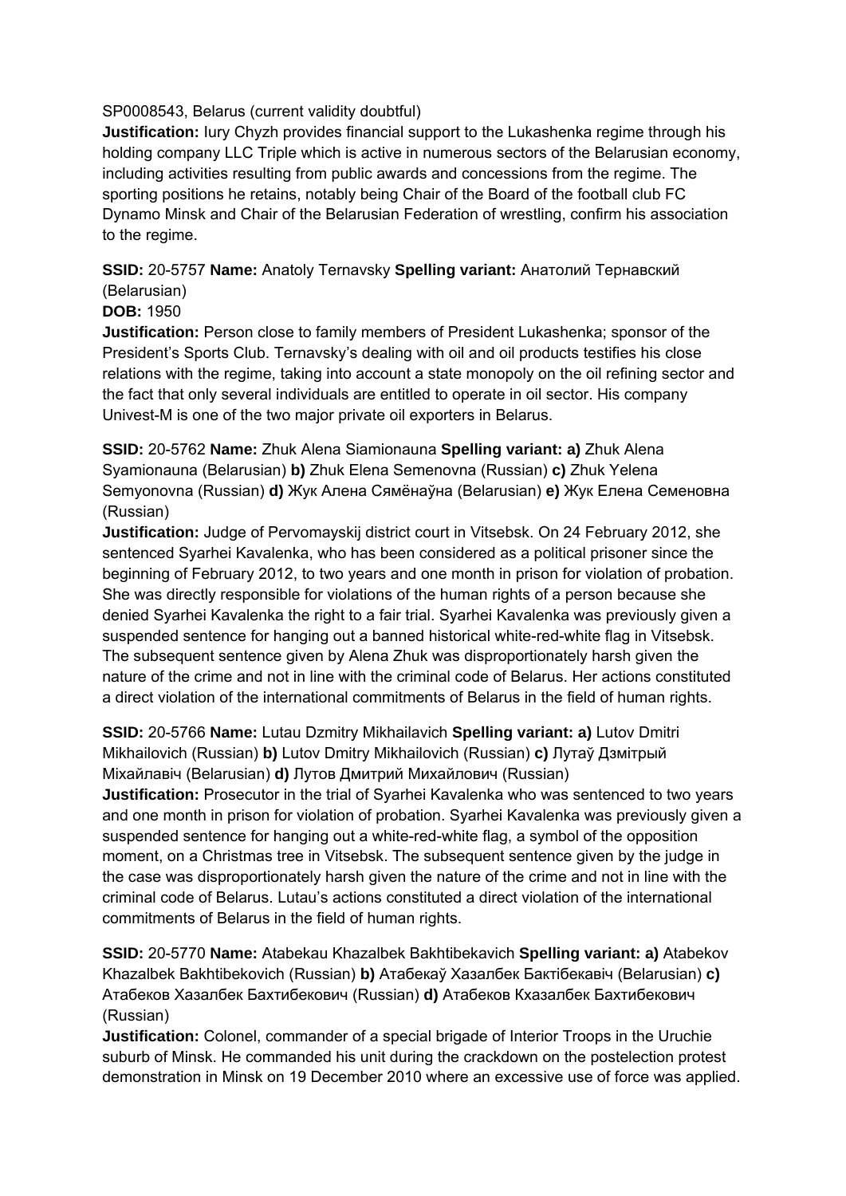SP0008543, Belarus (current validity doubtful)

**Justification:** Iury Chyzh provides financial support to the Lukashenka regime through his holding company LLC Triple which is active in numerous sectors of the Belarusian economy, including activities resulting from public awards and concessions from the regime. The sporting positions he retains, notably being Chair of the Board of the football club FC Dynamo Minsk and Chair of the Belarusian Federation of wrestling, confirm his association to the regime.

**SSID:** 20-5757 **Name:** Anatoly Ternavsky **Spelling variant:** Анатолий Тернавский (Belarusian)
**DOB:** 1950
**Justification:** Person close to family members of President Lukashenka; sponsor of the President's Sports Club. Ternavsky's dealing with oil and oil products testifies his close relations with the regime, taking into account a state monopoly on the oil refining sector and the fact that only several individuals are entitled to operate in oil sector. His company Univest-M is one of the two major private oil exporters in Belarus.

**SSID:** 20-5762 **Name:** Zhuk Alena Siamionauna **Spelling variant: a)** Zhuk Alena Syamionauna (Belarusian) **b)** Zhuk Elena Semenovna (Russian) **c)** Zhuk Yelena Semyonovna (Russian) **d)** Жук Алена Сямёнаўна (Belarusian) **e)** Жук Елена Семеновна (Russian)
**Justification:** Judge of Pervomayskij district court in Vitsebsk. On 24 February 2012, she sentenced Syarhei Kavalenka, who has been considered as a political prisoner since the beginning of February 2012, to two years and one month in prison for violation of probation. She was directly responsible for violations of the human rights of a person because she denied Syarhei Kavalenka the right to a fair trial. Syarhei Kavalenka was previously given a suspended sentence for hanging out a banned historical white-red-white flag in Vitsebsk. The subsequent sentence given by Alena Zhuk was disproportionately harsh given the nature of the crime and not in line with the criminal code of Belarus. Her actions constituted a direct violation of the international commitments of Belarus in the field of human rights.

**SSID:** 20-5766 **Name:** Lutau Dzmitry Mikhailavich **Spelling variant: a)** Lutov Dmitri Mikhailovich (Russian) **b)** Lutov Dmitry Mikhailovich (Russian) **c)** Лутаў Дзмітрый Міхайлавіч (Belarusian) **d)** Лутов Дмитрий Михайлович (Russian)
**Justification:** Prosecutor in the trial of Syarhei Kavalenka who was sentenced to two years and one month in prison for violation of probation. Syarhei Kavalenka was previously given a suspended sentence for hanging out a white-red-white flag, a symbol of the opposition moment, on a Christmas tree in Vitsebsk. The subsequent sentence given by the judge in the case was disproportionately harsh given the nature of the crime and not in line with the criminal code of Belarus. Lutau's actions constituted a direct violation of the international commitments of Belarus in the field of human rights.

**SSID:** 20-5770 **Name:** Atabekau Khazalbek Bakhtibekavich **Spelling variant: a)** Atabekov Khazalbek Bakhtibekovich (Russian) **b)** Атабекаў Хазалбек Бактібекавіч (Belarusian) **c)** Атабеков Хазалбек Бахтибекович (Russian) **d)** Атабеков Кхазалбек Бахтибекович (Russian)
**Justification:** Colonel, commander of a special brigade of Interior Troops in the Uruchie suburb of Minsk. He commanded his unit during the crackdown on the postelection protest demonstration in Minsk on 19 December 2010 where an excessive use of force was applied.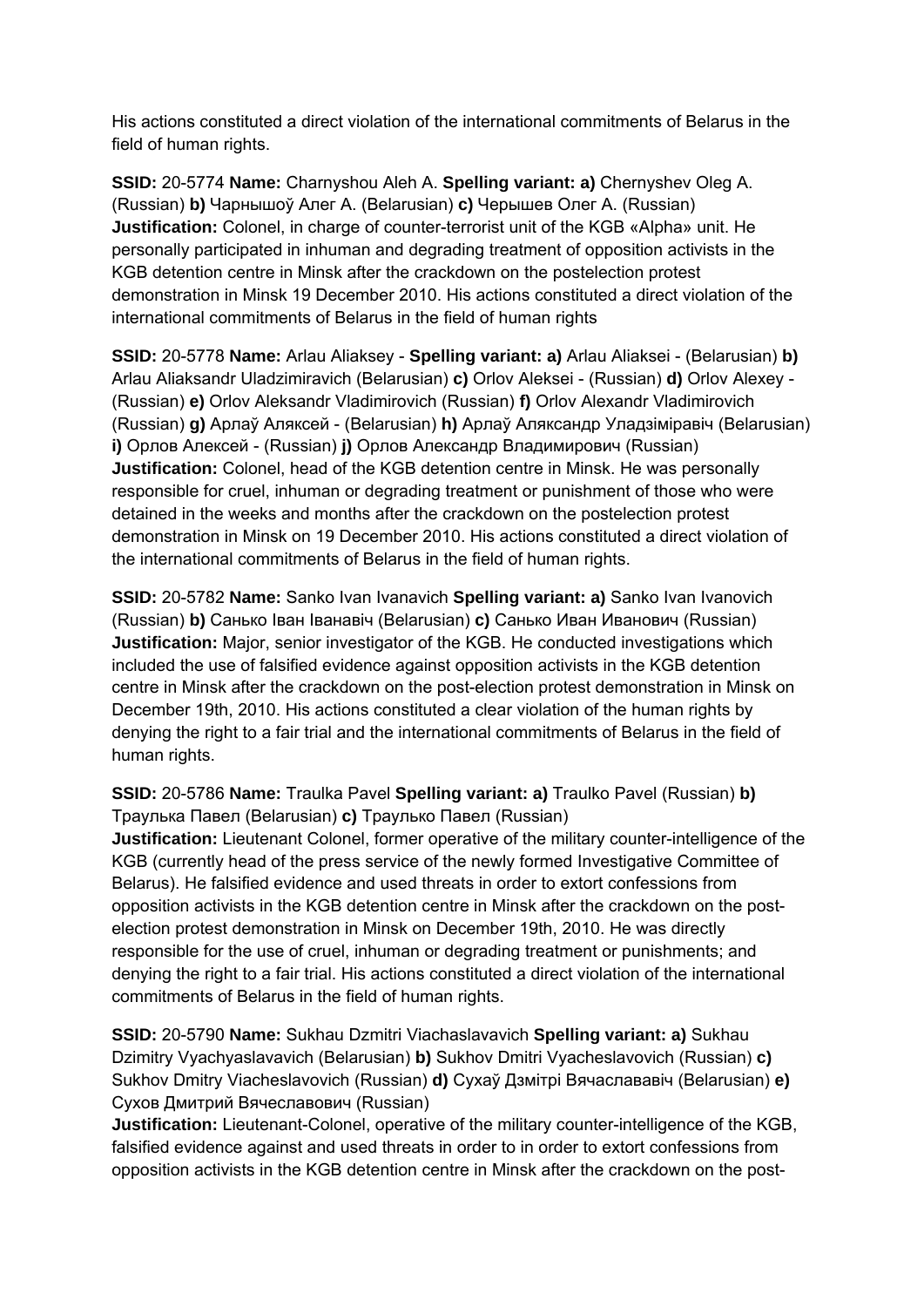His actions constituted a direct violation of the international commitments of Belarus in the field of human rights.

**SSID:** 20-5774 **Name:** Charnyshou Aleh A. **Spelling variant: a)** Chernyshev Oleg A. (Russian) **b)** Чарнышоў Алег А. (Belarusian) **c)** Черышев Олег А. (Russian) **Justification:** Colonel, in charge of counter-terrorist unit of the KGB «Alpha» unit. He personally participated in inhuman and degrading treatment of opposition activists in the KGB detention centre in Minsk after the crackdown on the postelection protest demonstration in Minsk 19 December 2010. His actions constituted a direct violation of the international commitments of Belarus in the field of human rights

**SSID:** 20-5778 **Name:** Arlau Aliaksey - **Spelling variant: a)** Arlau Aliaksei - (Belarusian) **b)** Arlau Aliaksandr Uladzimiravich (Belarusian) **c)** Orlov Aleksei - (Russian) **d)** Orlov Alexey - (Russian) **e)** Orlov Aleksandr Vladimirovich (Russian) **f)** Orlov Alexandr Vladimirovich (Russian) **g)** Арлаў Аляксей - (Belarusian) **h)** Арлаў Аляксандр Уладзіміравіч (Belarusian) **i)** Орлов Алексей - (Russian) **j)** Орлов Александр Владимирович (Russian) **Justification:** Colonel, head of the KGB detention centre in Minsk. He was personally responsible for cruel, inhuman or degrading treatment or punishment of those who were detained in the weeks and months after the crackdown on the postelection protest demonstration in Minsk on 19 December 2010. His actions constituted a direct violation of the international commitments of Belarus in the field of human rights.

**SSID:** 20-5782 **Name:** Sanko Ivan Ivanavich **Spelling variant: a)** Sanko Ivan Ivanovich (Russian) **b)** Санько Іван Іванавіч (Belarusian) **c)** Санько Иван Иванович (Russian) **Justification:** Major, senior investigator of the KGB. He conducted investigations which included the use of falsified evidence against opposition activists in the KGB detention centre in Minsk after the crackdown on the post-election protest demonstration in Minsk on December 19th, 2010. His actions constituted a clear violation of the human rights by denying the right to a fair trial and the international commitments of Belarus in the field of human rights.

**SSID:** 20-5786 **Name:** Traulka Pavel **Spelling variant: a)** Traulko Pavel (Russian) **b)** Траулька Павел (Belarusian) **c)** Траулько Павел (Russian)
**Justification:** Lieutenant Colonel, former operative of the military counter-intelligence of the KGB (currently head of the press service of the newly formed Investigative Committee of Belarus). He falsified evidence and used threats in order to extort confessions from opposition activists in the KGB detention centre in Minsk after the crackdown on the post-election protest demonstration in Minsk on December 19th, 2010. He was directly responsible for the use of cruel, inhuman or degrading treatment or punishments; and denying the right to a fair trial. His actions constituted a direct violation of the international commitments of Belarus in the field of human rights.

**SSID:** 20-5790 **Name:** Sukhau Dzmitri Viachaslavavich **Spelling variant: a)** Sukhau Dzimitry Vyachyaslavavich (Belarusian) **b)** Sukhov Dmitri Vyacheslovovich (Russian) **c)** Sukhov Dmitry Viacheslavovich (Russian) **d)** Сухаў Дзмітрі Вячаслававіч (Belarusian) **e)** Сухов Дмитрий Вячеславович (Russian)
**Justification:** Lieutenant-Colonel, operative of the military counter-intelligence of the KGB, falsified evidence against and used threats in order to in order to extort confessions from opposition activists in the KGB detention centre in Minsk after the crackdown on the post-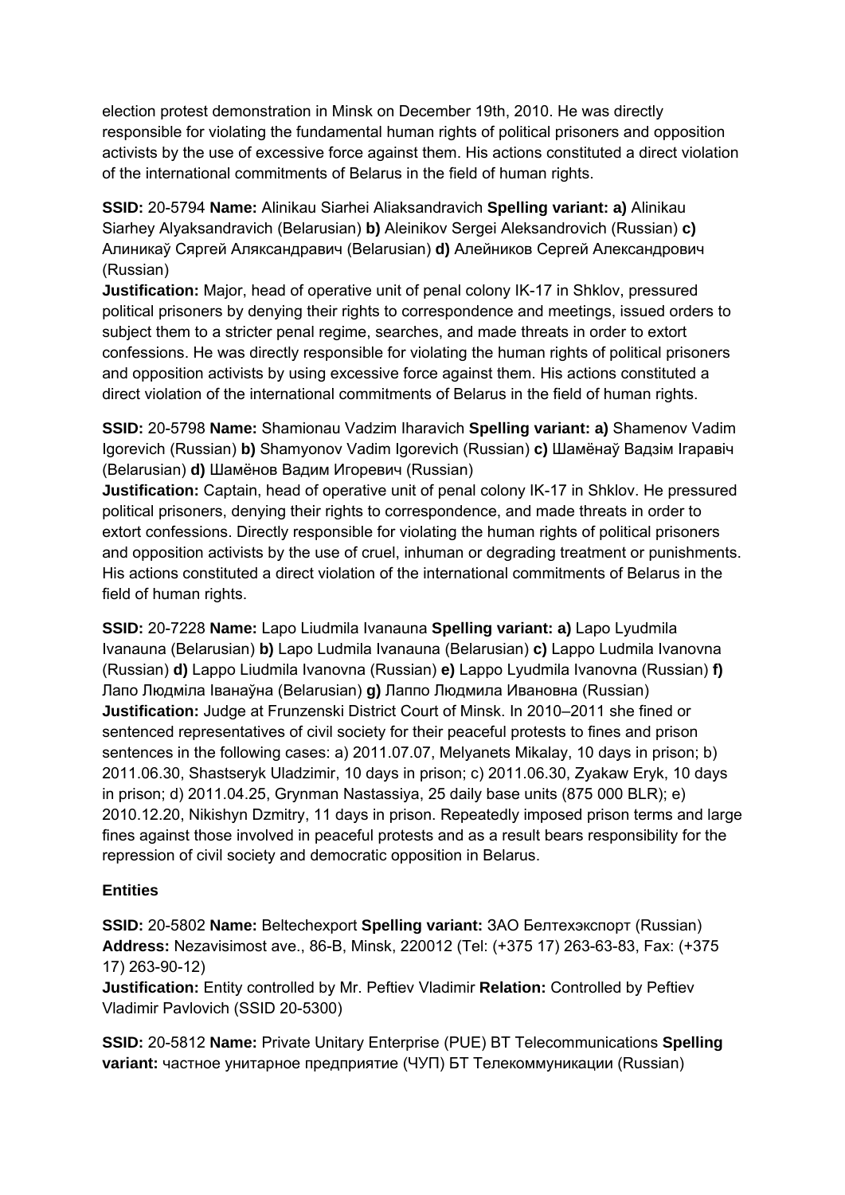election protest demonstration in Minsk on December 19th, 2010. He was directly responsible for violating the fundamental human rights of political prisoners and opposition activists by the use of excessive force against them. His actions constituted a direct violation of the international commitments of Belarus in the field of human rights.

**SSID:** 20-5794 **Name:** Alinikau Siarhei Aliaksandravich **Spelling variant: a)** Alinikau Siarhey Alyaksandravich (Belarusian) **b)** Aleinikov Sergei Aleksandrovich (Russian) **c)** Алиникаў Сяргей Аляксандравич (Belarusian) **d)** Алейников Сергей Александрович (Russian)
**Justification:** Major, head of operative unit of penal colony IK-17 in Shklov, pressured political prisoners by denying their rights to correspondence and meetings, issued orders to subject them to a stricter penal regime, searches, and made threats in order to extort confessions. He was directly responsible for violating the human rights of political prisoners and opposition activists by using excessive force against them. His actions constituted a direct violation of the international commitments of Belarus in the field of human rights.

**SSID:** 20-5798 **Name:** Shamionau Vadzim Iharavich **Spelling variant: a)** Shamenov Vadim Igorevich (Russian) **b)** Shamyonov Vadim Igorevich (Russian) **c)** Шамёнаў Вадзім Ігаравіч (Belarusian) **d)** Шамёнов Вадим Игоревич (Russian)
**Justification:** Captain, head of operative unit of penal colony IK-17 in Shklov. He pressured political prisoners, denying their rights to correspondence, and made threats in order to extort confessions. Directly responsible for violating the human rights of political prisoners and opposition activists by the use of cruel, inhuman or degrading treatment or punishments. His actions constituted a direct violation of the international commitments of Belarus in the field of human rights.

**SSID:** 20-7228 **Name:** Lapo Liudmila Ivanauna **Spelling variant: a)** Lapo Lyudmila Ivanauna (Belarusian) **b)** Lapo Ludmila Ivanauna (Belarusian) **c)** Lappo Ludmila Ivanovna (Russian) **d)** Lappo Liudmila Ivanovna (Russian) **e)** Lappo Lyudmila Ivanovna (Russian) **f)** Лапо Людміла Іванаўна (Belarusian) **g)** Лаппо Людмила Ивановна (Russian)
**Justification:** Judge at Frunzenski District Court of Minsk. In 2010–2011 she fined or sentenced representatives of civil society for their peaceful protests to fines and prison sentences in the following cases: a) 2011.07.07, Melyanets Mikalay, 10 days in prison; b) 2011.06.30, Shastseryk Uladzimir, 10 days in prison; c) 2011.06.30, Zyakaw Eryk, 10 days in prison; d) 2011.04.25, Grynman Nastassiya, 25 daily base units (875 000 BLR); e) 2010.12.20, Nikishyn Dzmitry, 11 days in prison. Repeatedly imposed prison terms and large fines against those involved in peaceful protests and as a result bears responsibility for the repression of civil society and democratic opposition in Belarus.

**Entities**

**SSID:** 20-5802 **Name:** Beltechexport **Spelling variant:** ЗАО Белтехэкспорт (Russian) **Address:** Nezavisimost ave., 86-B, Minsk, 220012 (Tel: (+375 17) 263-63-83, Fax: (+375 17) 263-90-12)
**Justification:** Entity controlled by Mr. Peftiev Vladimir **Relation:** Controlled by Peftiev Vladimir Pavlovich (SSID 20-5300)

**SSID:** 20-5812 **Name:** Private Unitary Enterprise (PUE) BT Telecommunications **Spelling variant:** частное унитарное предприятие (ЧУП) БТ Телекоммуникации (Russian)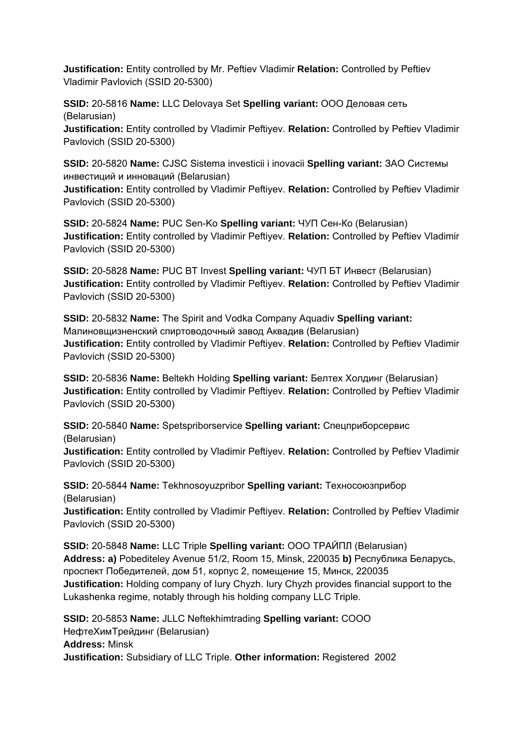**Justification:** Entity controlled by Mr. Peftiev Vladimir **Relation:** Controlled by Peftiev Vladimir Pavlovich (SSID 20-5300)

**SSID:** 20-5816 **Name:** LLC Delovaya Set **Spelling variant:** ООО Деловая сеть (Belarusian)
**Justification:** Entity controlled by Vladimir Peftiyev. **Relation:** Controlled by Peftiev Vladimir Pavlovich (SSID 20-5300)

**SSID:** 20-5820 **Name:** CJSC Sistema investicii i inovacii **Spelling variant:** ЗАО Системы инвестиций и инноваций (Belarusian)
**Justification:** Entity controlled by Vladimir Peftiyev. **Relation:** Controlled by Peftiev Vladimir Pavlovich (SSID 20-5300)

**SSID:** 20-5824 **Name:** PUC Sen-Ko **Spelling variant:** ЧУП Сен-Ко (Belarusian)
**Justification:** Entity controlled by Vladimir Peftiyev. **Relation:** Controlled by Peftiev Vladimir Pavlovich (SSID 20-5300)

**SSID:** 20-5828 **Name:** PUC BT Invest **Spelling variant:** ЧУП БТ Инвест (Belarusian)
**Justification:** Entity controlled by Vladimir Peftiyev. **Relation:** Controlled by Peftiev Vladimir Pavlovich (SSID 20-5300)

**SSID:** 20-5832 **Name:** The Spirit and Vodka Company Aquadiv **Spelling variant:** Малиновщизненский спиртоводочный завод Аквадив (Belarusian)
**Justification:** Entity controlled by Vladimir Peftiyev. **Relation:** Controlled by Peftiev Vladimir Pavlovich (SSID 20-5300)

**SSID:** 20-5836 **Name:** Beltekh Holding **Spelling variant:** Белтех Холдинг (Belarusian)
**Justification:** Entity controlled by Vladimir Peftiyev. **Relation:** Controlled by Peftiev Vladimir Pavlovich (SSID 20-5300)

**SSID:** 20-5840 **Name:** Spetspriborservice **Spelling variant:** Спецприборсервис (Belarusian)
**Justification:** Entity controlled by Vladimir Peftiyev. **Relation:** Controlled by Peftiev Vladimir Pavlovich (SSID 20-5300)

**SSID:** 20-5844 **Name:** Tekhnosoyuzpribor **Spelling variant:** Техносоюзприбор (Belarusian)
**Justification:** Entity controlled by Vladimir Peftiyev. **Relation:** Controlled by Peftiev Vladimir Pavlovich (SSID 20-5300)

**SSID:** 20-5848 **Name:** LLC Triple **Spelling variant:** ООО ТРАЙПЛ (Belarusian)
**Address: a)** Pobediteley Avenue 51/2, Room 15, Minsk, 220035 **b)** Республика Беларусь, проспект Победителей, дом 51, корпус 2, помещение 15, Минск, 220035
**Justification:** Holding company of Iury Chyzh. Iury Chyzh provides financial support to the Lukashenka regime, notably through his holding company LLC Triple.

**SSID:** 20-5853 **Name:** JLLC Neftekhimtrading **Spelling variant:** СООО НефтеХимТрейдинг (Belarusian)
**Address:** Minsk
**Justification:** Subsidiary of LLC Triple. **Other information:** Registered 2002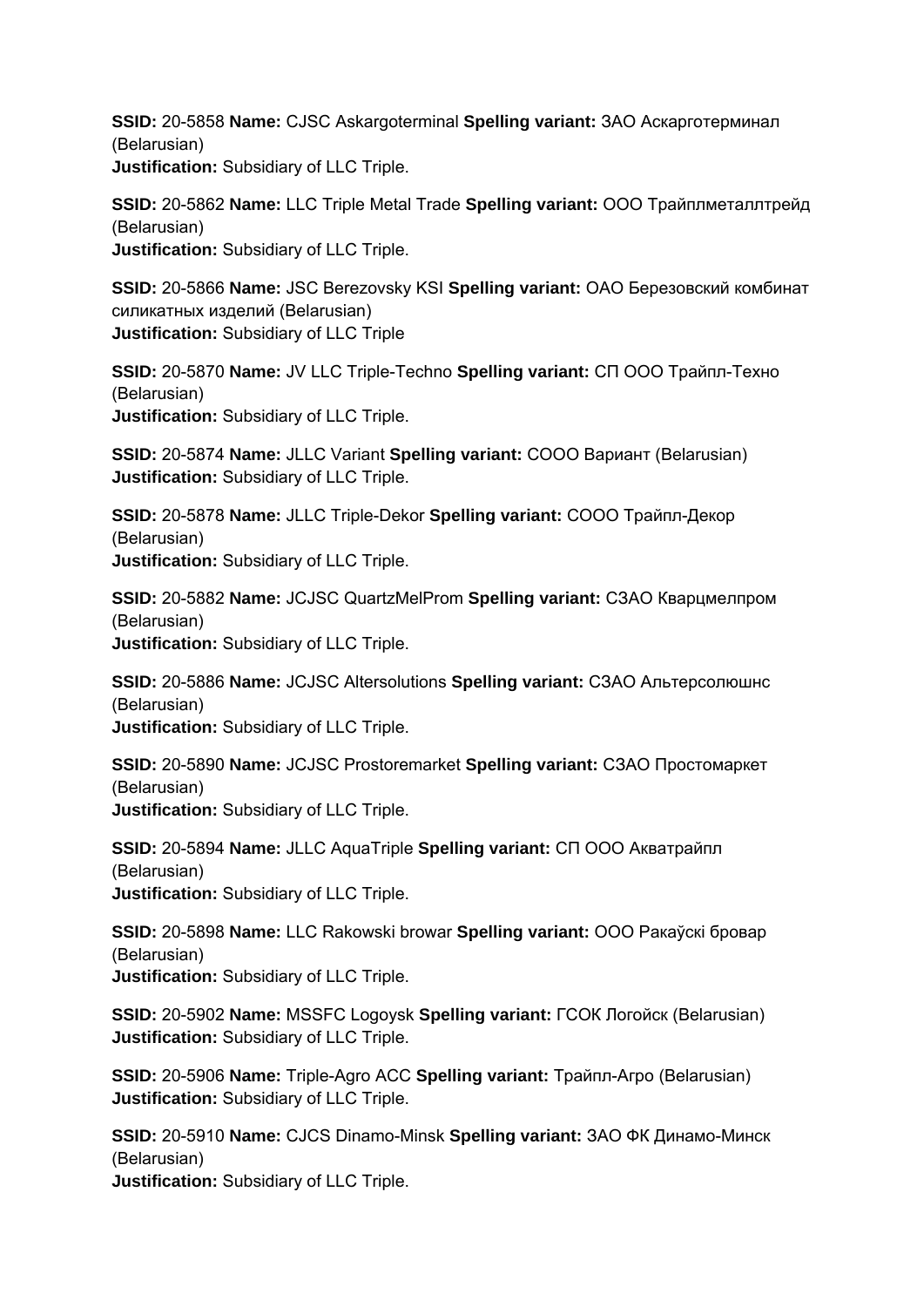**SSID:** 20-5858 **Name:** CJSC Askargoterminal **Spelling variant:** ЗАО Аскарготерминал (Belarusian)
**Justification:** Subsidiary of LLC Triple.

**SSID:** 20-5862 **Name:** LLC Triple Metal Trade **Spelling variant:** ООО Трайплметаллтрейд (Belarusian)
**Justification:** Subsidiary of LLC Triple.

**SSID:** 20-5866 **Name:** JSC Berezovsky KSI **Spelling variant:** ОАО Березовский комбинат силикатных изделий (Belarusian)
**Justification:** Subsidiary of LLC Triple

**SSID:** 20-5870 **Name:** JV LLC Triple-Techno **Spelling variant:** СП ООО Трайпл-Техно (Belarusian)
**Justification:** Subsidiary of LLC Triple.

**SSID:** 20-5874 **Name:** JLLC Variant **Spelling variant:** СООО Вариант (Belarusian)
**Justification:** Subsidiary of LLC Triple.

**SSID:** 20-5878 **Name:** JLLC Triple-Dekor **Spelling variant:** СООО Трайпл-Декор (Belarusian)
**Justification:** Subsidiary of LLC Triple.

**SSID:** 20-5882 **Name:** JCJSC QuartzMelProm **Spelling variant:** СЗАО Кварцмелпром (Belarusian)
**Justification:** Subsidiary of LLC Triple.

**SSID:** 20-5886 **Name:** JCJSC Altersolutions **Spelling variant:** СЗАО Альтерсолюшнс (Belarusian)
**Justification:** Subsidiary of LLC Triple.

**SSID:** 20-5890 **Name:** JCJSC Prostoremarket **Spelling variant:** СЗАО Простомаркет (Belarusian)
**Justification:** Subsidiary of LLC Triple.

**SSID:** 20-5894 **Name:** JLLC AquaTriple **Spelling variant:** СП ООО Акватрайпл (Belarusian)
**Justification:** Subsidiary of LLC Triple.

**SSID:** 20-5898 **Name:** LLC Rakowski browar **Spelling variant:** ООО Ракаўскі бровар (Belarusian)
**Justification:** Subsidiary of LLC Triple.

**SSID:** 20-5902 **Name:** MSSFC Logoysk **Spelling variant:** ГСОК Логойск (Belarusian)
**Justification:** Subsidiary of LLC Triple.

**SSID:** 20-5906 **Name:** Triple-Agro ACC **Spelling variant:** Трайпл-Агро (Belarusian)
**Justification:** Subsidiary of LLC Triple.

**SSID:** 20-5910 **Name:** CJCS Dinamo-Minsk **Spelling variant:** ЗАО ФК Динамо-Минск (Belarusian)
**Justification:** Subsidiary of LLC Triple.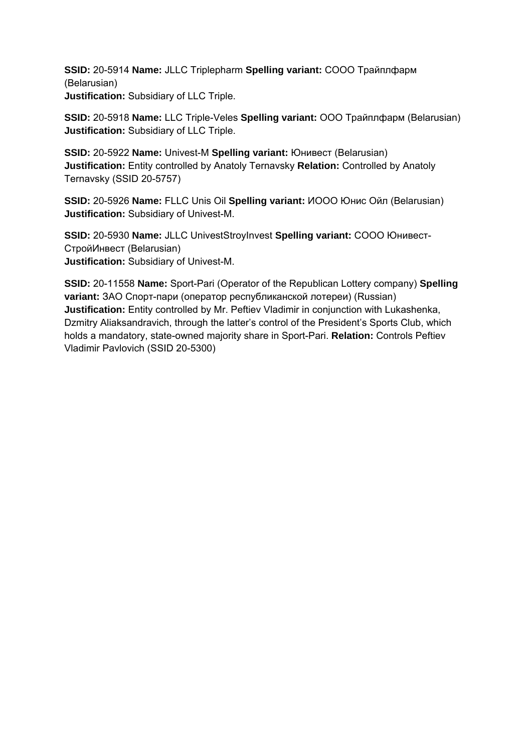**SSID:** 20-5914 **Name:** JLLC Triplepharm **Spelling variant:** СООО Трайплфарм (Belarusian)
**Justification:** Subsidiary of LLC Triple.

**SSID:** 20-5918 **Name:** LLC Triple-Veles **Spelling variant:** ООО Трайплфарм (Belarusian)
**Justification:** Subsidiary of LLC Triple.

**SSID:** 20-5922 **Name:** Univest-M **Spelling variant:** Юнивест (Belarusian)
**Justification:** Entity controlled by Anatoly Ternavsky **Relation:** Controlled by Anatoly Ternavsky (SSID 20-5757)

**SSID:** 20-5926 **Name:** FLLC Unis Oil **Spelling variant:** ИООО Юнис Ойл (Belarusian)
**Justification:** Subsidiary of Univest-M.

**SSID:** 20-5930 **Name:** JLLC UnivestStroyInvest **Spelling variant:** СООО Юнивест-СтройИнвест (Belarusian)
**Justification:** Subsidiary of Univest-M.

**SSID:** 20-11558 **Name:** Sport-Pari (Operator of the Republican Lottery company) **Spelling variant:** ЗАО Спорт-пари (оператор республиканской лотереи) (Russian)
**Justification:** Entity controlled by Mr. Peftiev Vladimir in conjunction with Lukashenka, Dzmitry Aliaksandravich, through the latter's control of the President's Sports Club, which holds a mandatory, state-owned majority share in Sport-Pari. **Relation:** Controls Peftiev Vladimir Pavlovich (SSID 20-5300)